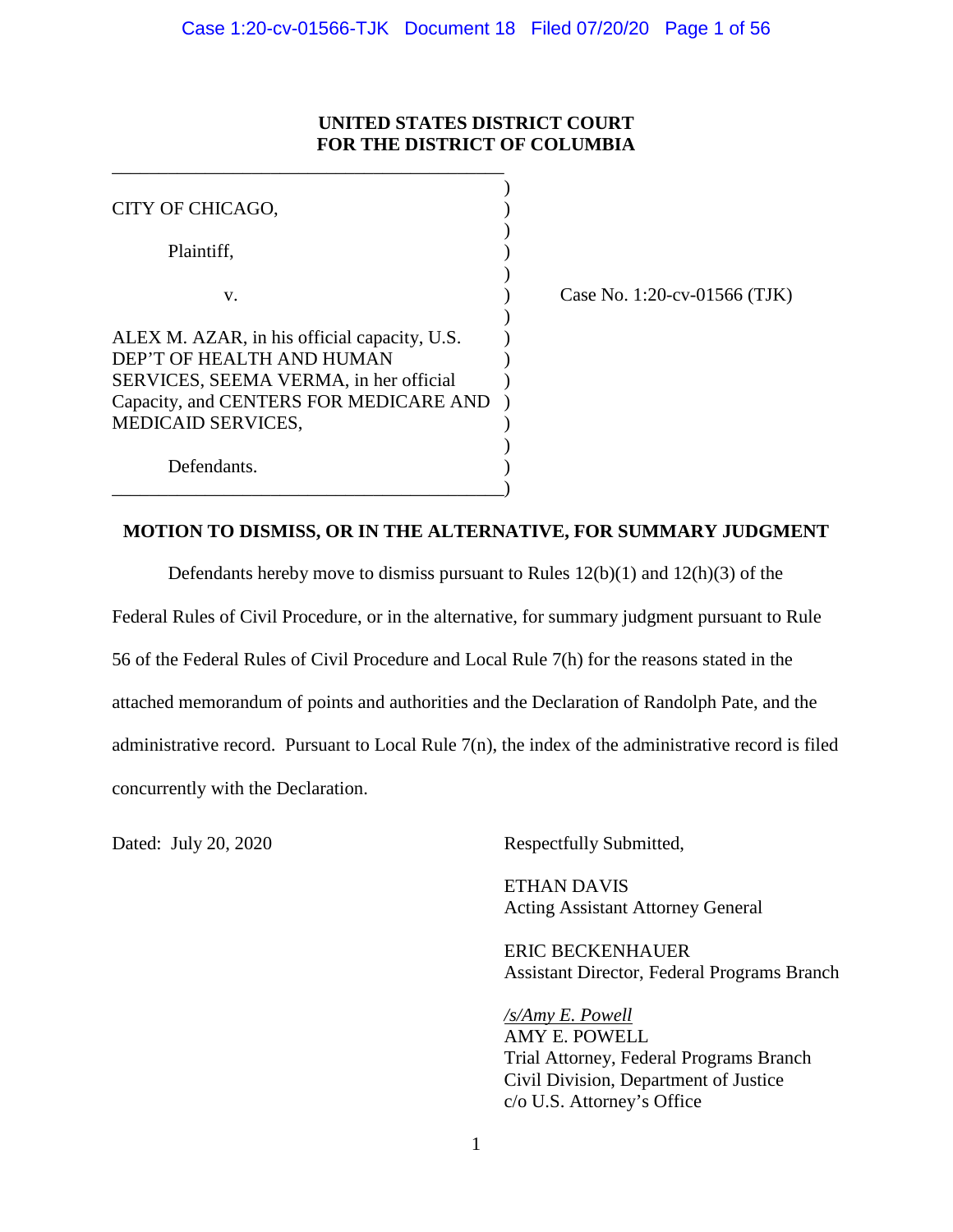**UNITED STATES DISTRICT COURT**
**FOR THE DISTRICT OF COLUMBIA**

| | | |
|---|---|---|
| CITY OF CHICAGO, | ) | |
| Plaintiff, | ) | |
| v. | ) | Case No. 1:20-cv-01566 (TJK) |
| ALEX M. AZAR, in his official capacity, U.S. DEP'T OF HEALTH AND HUMAN SERVICES, SEEMA VERMA, in her official Capacity, and CENTERS FOR MEDICARE AND MEDICAID SERVICES, | ) | |
| Defendants. | ) | |

## MOTION TO DISMISS, OR IN THE ALTERNATIVE, FOR SUMMARY JUDGMENT

Defendants hereby move to dismiss pursuant to Rules 12(b)(1) and 12(h)(3) of the Federal Rules of Civil Procedure, or in the alternative, for summary judgment pursuant to Rule 56 of the Federal Rules of Civil Procedure and Local Rule 7(h) for the reasons stated in the attached memorandum of points and authorities and the Declaration of Randolph Pate, and the administrative record. Pursuant to Local Rule 7(n), the index of the administrative record is filed concurrently with the Declaration.

Dated: July 20, 2020

Respectfully Submitted,

ETHAN DAVIS
Acting Assistant Attorney General

ERIC BECKENHAUER
Assistant Director, Federal Programs Branch

*/s/Amy E. Powell*
AMY E. POWELL
Trial Attorney, Federal Programs Branch
Civil Division, Department of Justice
c/o U.S. Attorney's Office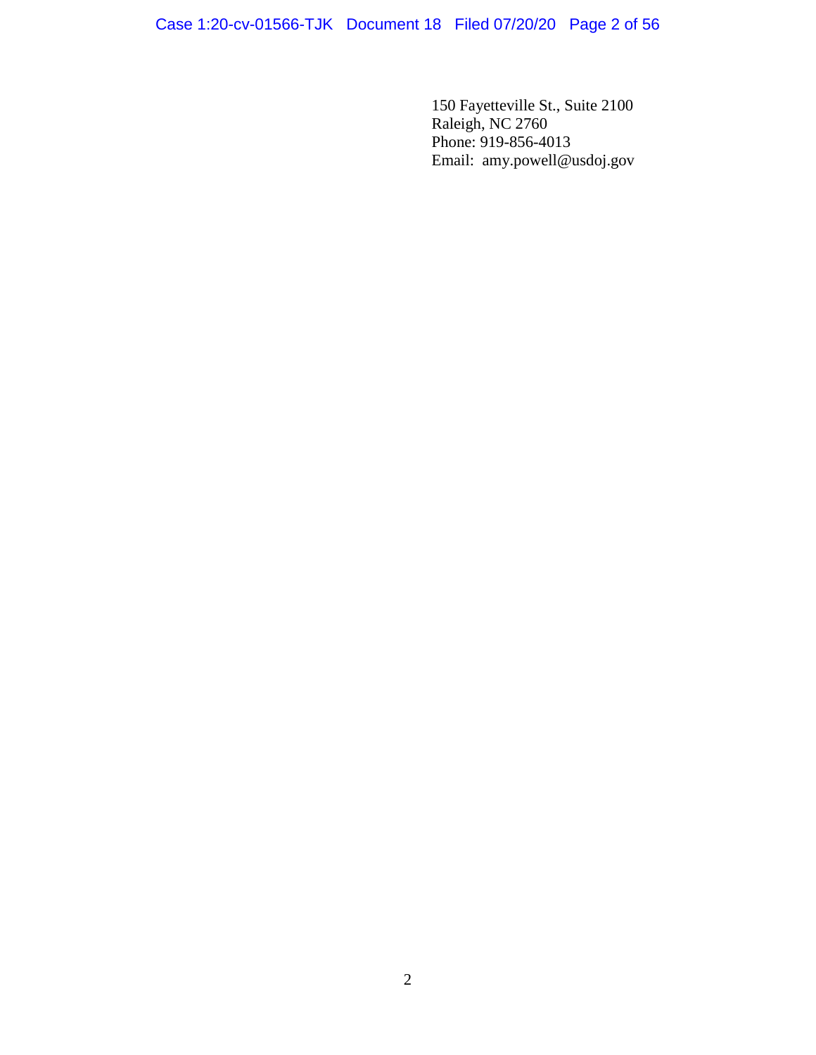150 Fayetteville St., Suite 2100
Raleigh, NC 2760
Phone: 919-856-4013
Email: amy.powell@usdoj.gov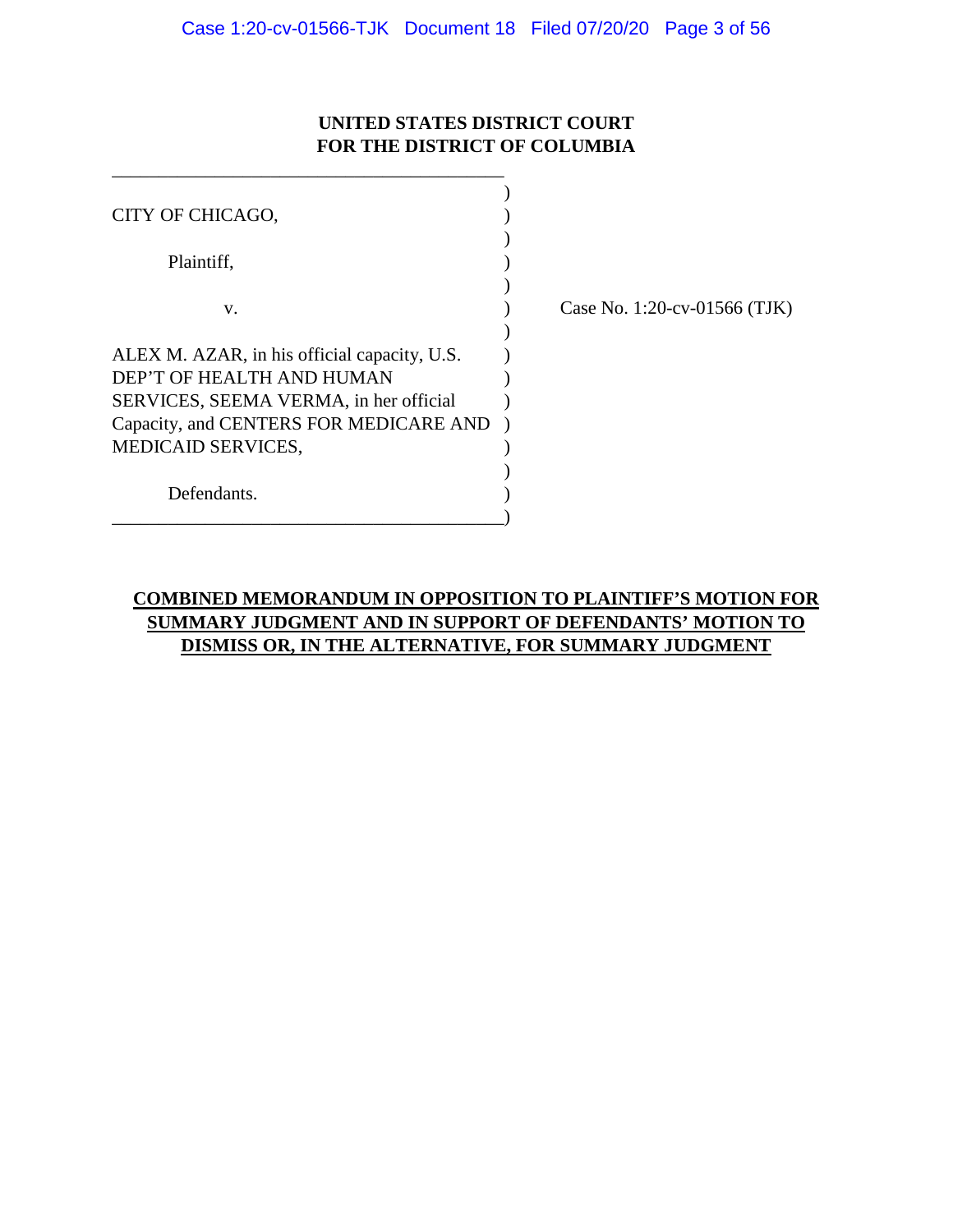**UNITED STATES DISTRICT COURT**
**FOR THE DISTRICT OF COLUMBIA**

CITY OF CHICAGO,

Plaintiff,

v.

ALEX M. AZAR, in his official capacity, U.S. DEP'T OF HEALTH AND HUMAN SERVICES, SEEMA VERMA, in her official Capacity, and CENTERS FOR MEDICARE AND MEDICAID SERVICES,

Defendants.

Case No. 1:20-cv-01566 (TJK)

**COMBINED MEMORANDUM IN OPPOSITION TO PLAINTIFF'S MOTION FOR SUMMARY JUDGMENT AND IN SUPPORT OF DEFENDANTS' MOTION TO DISMISS OR, IN THE ALTERNATIVE, FOR SUMMARY JUDGMENT**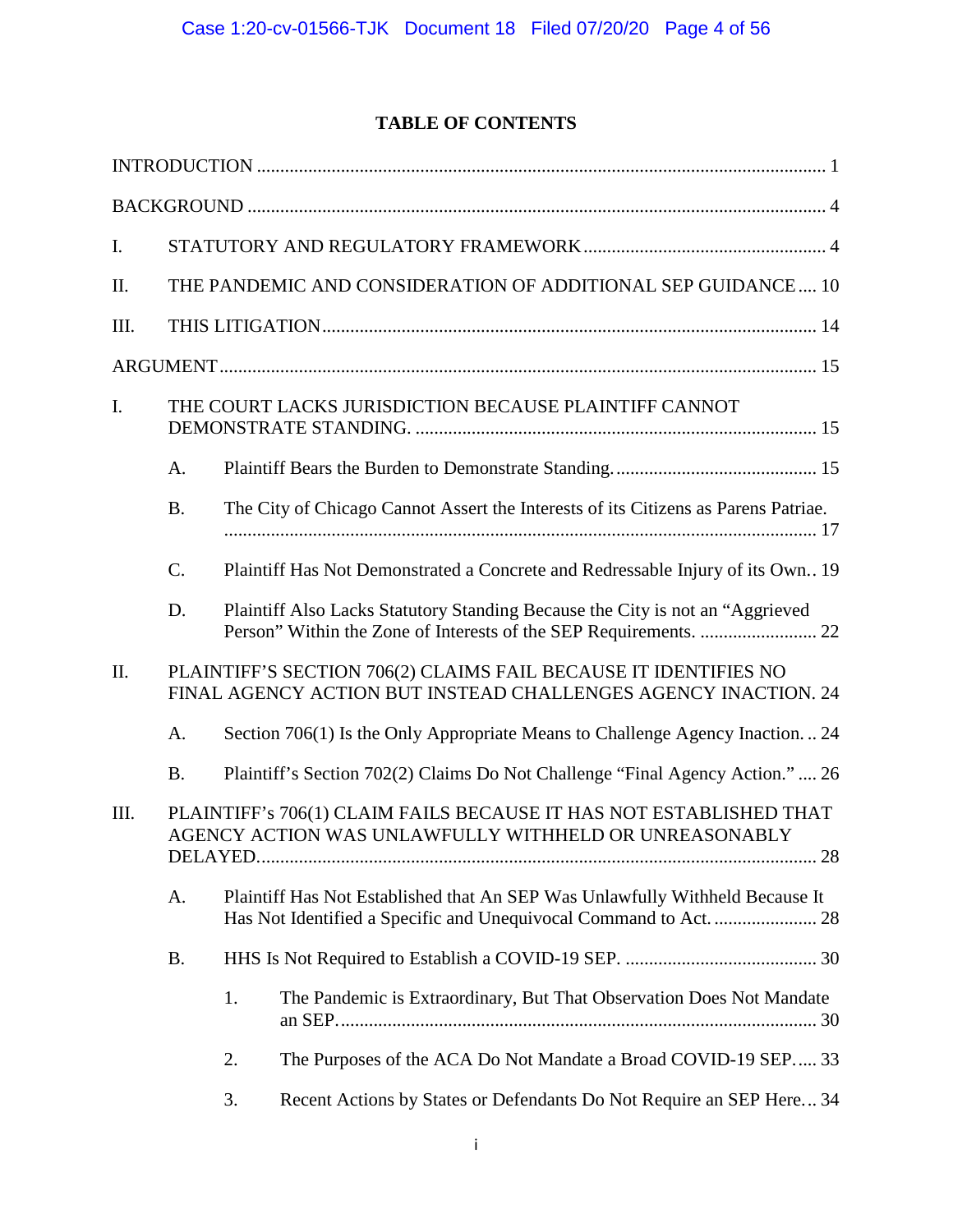## TABLE OF CONTENTS

INTRODUCTION ........................................................................................................................ 1

BACKGROUND ......................................................................................................................... 4

I. STATUTORY AND REGULATORY FRAMEWORK .................................................... 4

II. THE PANDEMIC AND CONSIDERATION OF ADDITIONAL SEP GUIDANCE .... 10

III. THIS LITIGATION ........................................................................................................ 14

ARGUMENT ............................................................................................................................. 15

I. THE COURT LACKS JURISDICTION BECAUSE PLAINTIFF CANNOT DEMONSTRATE STANDING. ..................................................................................... 15

   A. Plaintiff Bears the Burden to Demonstrate Standing. ........................................... 15

   B. The City of Chicago Cannot Assert the Interests of its Citizens as Parens Patriae. ............................................................................................................................. 17

   C. Plaintiff Has Not Demonstrated a Concrete and Redressable Injury of its Own.. 19

   D. Plaintiff Also Lacks Statutory Standing Because the City is not an "Aggrieved Person" Within the Zone of Interests of the SEP Requirements. ......................... 22

II. PLAINTIFF'S SECTION 706(2) CLAIMS FAIL BECAUSE IT IDENTIFIES NO FINAL AGENCY ACTION BUT INSTEAD CHALLENGES AGENCY INACTION. 24

   A. Section 706(1) Is the Only Appropriate Means to Challenge Agency Inaction. .. 24

   B. Plaintiff's Section 702(2) Claims Do Not Challenge "Final Agency Action." .... 26

III. PLAINTIFF's 706(1) CLAIM FAILS BECAUSE IT HAS NOT ESTABLISHED THAT AGENCY ACTION WAS UNLAWFULLY WITHHELD OR UNREASONABLY DELAYED. ..................................................................................................................... 28

   A. Plaintiff Has Not Established that An SEP Was Unlawfully Withheld Because It Has Not Identified a Specific and Unequivocal Command to Act. ...................... 28

   B. HHS Is Not Required to Establish a COVID-19 SEP. ......................................... 30

      1. The Pandemic is Extraordinary, But That Observation Does Not Mandate an SEP. ...................................................................................................... 30

      2. The Purposes of the ACA Do Not Mandate a Broad COVID-19 SEP..... 33

      3. Recent Actions by States or Defendants Do Not Require an SEP Here... 34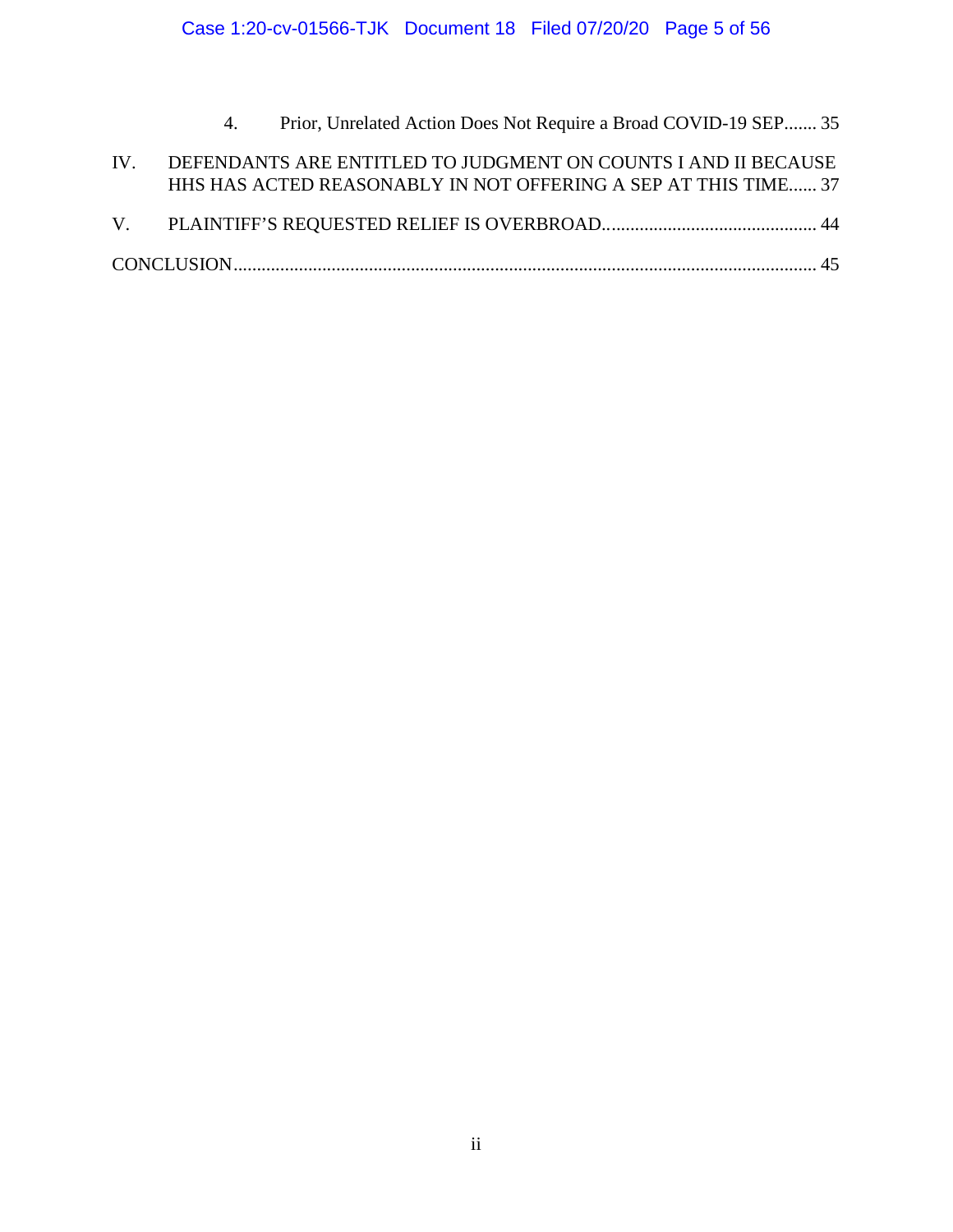4. Prior, Unrelated Action Does Not Require a Broad COVID-19 SEP....... 35

IV. DEFENDANTS ARE ENTITLED TO JUDGMENT ON COUNTS I AND II BECAUSE HHS HAS ACTED REASONABLY IN NOT OFFERING A SEP AT THIS TIME...... 37

V. PLAINTIFF'S REQUESTED RELIEF IS OVERBROAD............................................. 44

CONCLUSION........................................................................................................................... 45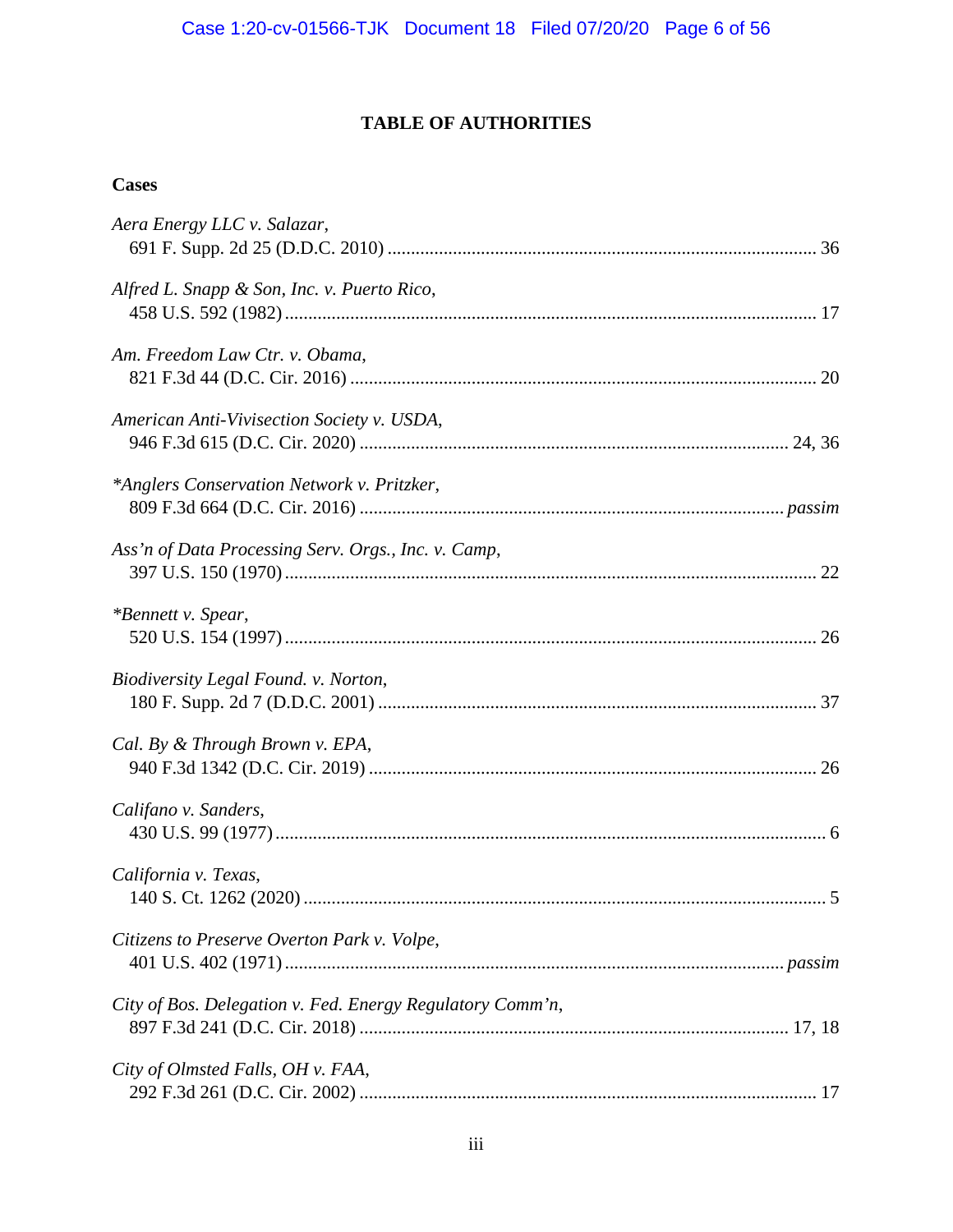# TABLE OF AUTHORITIES

## Cases

*Aera Energy LLC v. Salazar*,
691 F. Supp. 2d 25 (D.D.C. 2010) ........................................................................................ 36

*Alfred L. Snapp & Son, Inc. v. Puerto Rico*,
458 U.S. 592 (1982) ................................................................................................................ 17

*Am. Freedom Law Ctr. v. Obama*,
821 F.3d 44 (D.C. Cir. 2016) .................................................................................................. 20

*American Anti-Vivisection Society v. USDA*,
946 F.3d 615 (D.C. Cir. 2020) .......................................................................................... 24, 36

*\*Anglers Conservation Network v. Pritzker*,
809 F.3d 664 (D.C. Cir. 2016) ........................................................................................ *passim*

*Ass'n of Data Processing Serv. Orgs., Inc. v. Camp*,
397 U.S. 150 (1970) ................................................................................................................ 22

*\*Bennett v. Spear*,
520 U.S. 154 (1997) ................................................................................................................ 26

*Biodiversity Legal Found. v. Norton*,
180 F. Supp. 2d 7 (D.D.C. 2001) ............................................................................................ 37

*Cal. By & Through Brown v. EPA*,
940 F.3d 1342 (D.C. Cir. 2019) .............................................................................................. 26

*Califano v. Sanders*,
430 U.S. 99 (1977) .................................................................................................................... 6

*California v. Texas*,
140 S. Ct. 1262 (2020) .............................................................................................................. 5

*Citizens to Preserve Overton Park v. Volpe*,
401 U.S. 402 (1971) ........................................................................................................ *passim*

*City of Bos. Delegation v. Fed. Energy Regulatory Comm'n*,
897 F.3d 241 (D.C. Cir. 2018) .......................................................................................... 17, 18

*City of Olmsted Falls, OH v. FAA*,
292 F.3d 261 (D.C. Cir. 2002) ................................................................................................ 17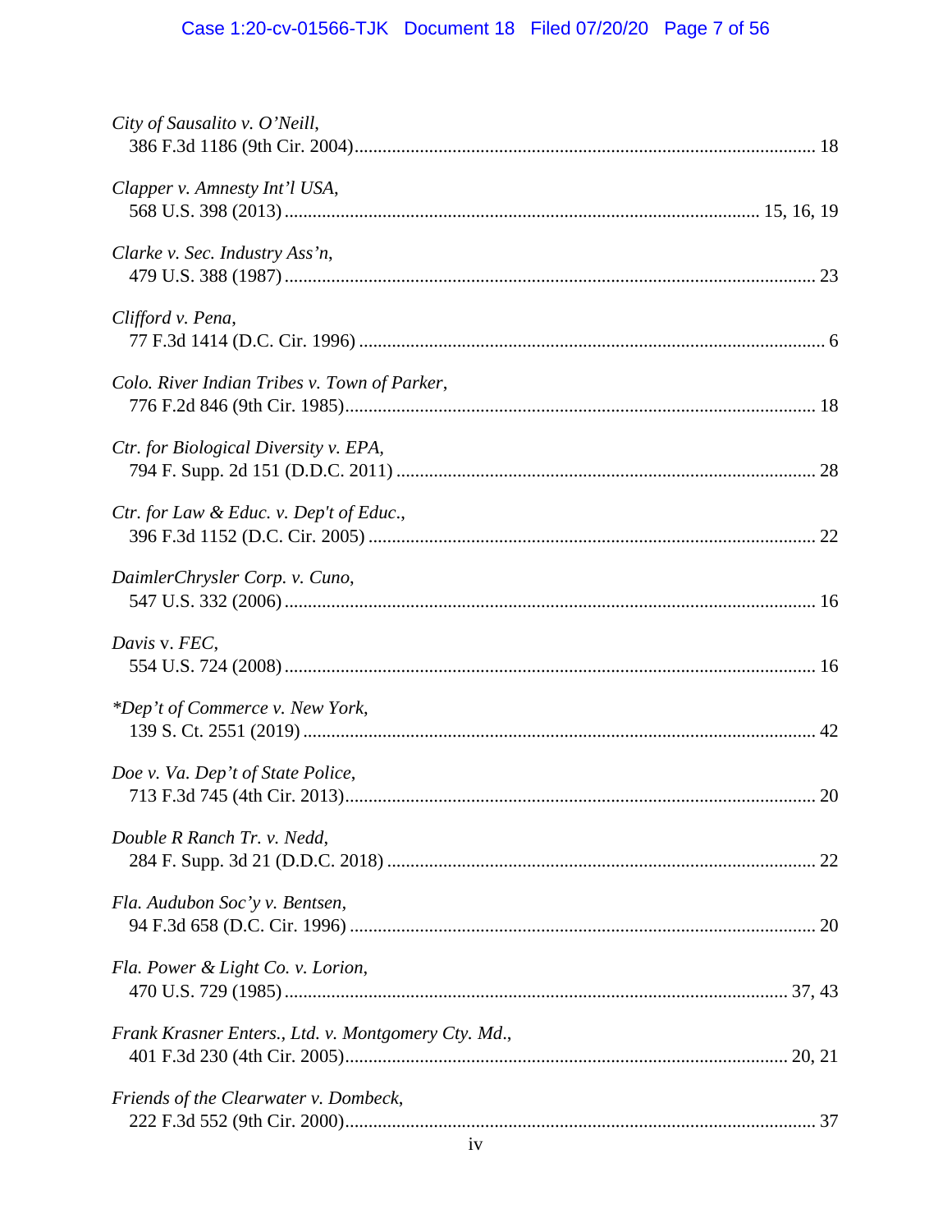*City of Sausalito v. O'Neill*,
386 F.3d 1186 (9th Cir. 2004) .................................................................................................. 18

*Clapper v. Amnesty Int'l USA*,
568 U.S. 398 (2013) ..................................................................................................... 15, 16, 19

*Clarke v. Sec. Industry Ass'n*,
479 U.S. 388 (1987) .................................................................................................................. 23

*Clifford v. Pena*,
77 F.3d 1414 (D.C. Cir. 1996) .................................................................................................... 6

*Colo. River Indian Tribes v. Town of Parker*,
776 F.2d 846 (9th Cir. 1985) ..................................................................................................... 18

*Ctr. for Biological Diversity v. EPA*,
794 F. Supp. 2d 151 (D.D.C. 2011) ......................................................................................... 28

*Ctr. for Law & Educ. v. Dep't of Educ.*,
396 F.3d 1152 (D.C. Cir. 2005) ................................................................................................ 22

*DaimlerChrysler Corp. v. Cuno*,
547 U.S. 332 (2006) .................................................................................................................. 16

*Davis* v. *FEC*,
554 U.S. 724 (2008) .................................................................................................................. 16

*\*Dep't of Commerce v. New York*,
139 S. Ct. 2551 (2019) .............................................................................................................. 42

*Doe v. Va. Dep't of State Police*,
713 F.3d 745 (4th Cir. 2013) ..................................................................................................... 20

*Double R Ranch Tr. v. Nedd*,
284 F. Supp. 3d 21 (D.D.C. 2018) ........................................................................................... 22

*Fla. Audubon Soc'y v. Bentsen*,
94 F.3d 658 (D.C. Cir. 1996) .................................................................................................... 20

*Fla. Power & Light Co. v. Lorion*,
470 U.S. 729 (1985) ........................................................................................................... 37, 43

*Frank Krasner Enters., Ltd. v. Montgomery Cty. Md.*,
401 F.3d 230 (4th Cir. 2005) ............................................................................................... 20, 21

*Friends of the Clearwater v. Dombeck*,
222 F.3d 552 (9th Cir. 2000) ..................................................................................................... 37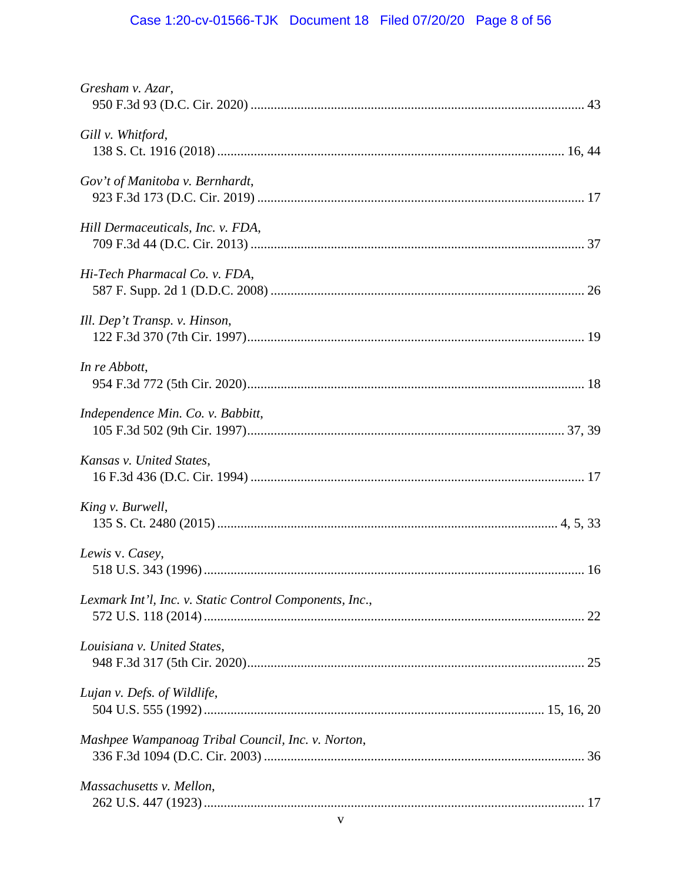*Gresham v. Azar*,
950 F.3d 93 (D.C. Cir. 2020) .................................................................................................. 43

*Gill v. Whitford*,
138 S. Ct. 1916 (2018) ....................................................................................................... 16, 44

*Gov't of Manitoba v. Bernhardt*,
923 F.3d 173 (D.C. Cir. 2019) ................................................................................................ 17

*Hill Dermaceuticals, Inc. v. FDA*,
709 F.3d 44 (D.C. Cir. 2013) .................................................................................................. 37

*Hi-Tech Pharmacal Co. v. FDA*,
587 F. Supp. 2d 1 (D.D.C. 2008) ............................................................................................ 26

*Ill. Dep't Transp. v. Hinson*,
122 F.3d 370 (7th Cir. 1997)................................................................................................... 19

*In re Abbott*,
954 F.3d 772 (5th Cir. 2020)................................................................................................... 18

*Independence Min. Co. v. Babbitt*,
105 F.3d 502 (9th Cir. 1997)............................................................................................. 37, 39

*Kansas v. United States*,
16 F.3d 436 (D.C. Cir. 1994) .................................................................................................. 17

*King v. Burwell*,
135 S. Ct. 2480 (2015) ..................................................................................................... 4, 5, 33

*Lewis* v. *Casey*,
518 U.S. 343 (1996) ................................................................................................................ 16

*Lexmark Int'l, Inc. v. Static Control Components, Inc.*,
572 U.S. 118 (2014) ................................................................................................................ 22

*Louisiana v. United States*,
948 F.3d 317 (5th Cir. 2020)................................................................................................... 25

*Lujan v. Defs. of Wildlife*,
504 U.S. 555 (1992) ...................................................................................................... 15, 16, 20

*Mashpee Wampanoag Tribal Council, Inc. v. Norton*,
336 F.3d 1094 (D.C. Cir. 2003) .............................................................................................. 36

*Massachusetts v. Mellon*,
262 U.S. 447 (1923) ................................................................................................................ 17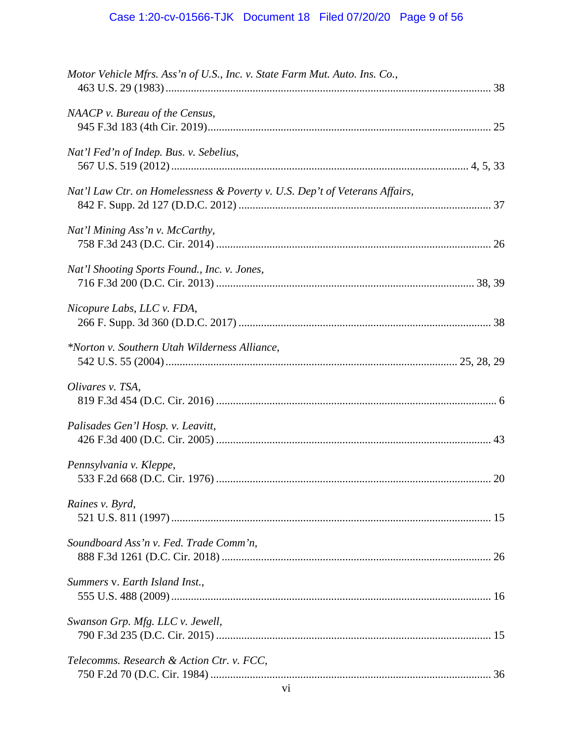*Motor Vehicle Mfrs. Ass'n of U.S., Inc. v. State Farm Mut. Auto. Ins. Co.*,
463 U.S. 29 (1983) .................................................................................................................. 38

*NAACP v. Bureau of the Census*,
945 F.3d 183 (4th Cir. 2019)..................................................................................................... 25

*Nat'l Fed'n of Indep. Bus. v. Sebelius*,
567 U.S. 519 (2012) ........................................................................................................ 4, 5, 33

*Nat'l Law Ctr. on Homelessness & Poverty v. U.S. Dep't of Veterans Affairs*,
842 F. Supp. 2d 127 (D.D.C. 2012) ......................................................................................... 37

*Nat'l Mining Ass'n v. McCarthy*,
758 F.3d 243 (D.C. Cir. 2014) ................................................................................................. 26

*Nat'l Shooting Sports Found., Inc. v. Jones*,
716 F.3d 200 (D.C. Cir. 2013) ........................................................................................... 38, 39

*Nicopure Labs, LLC v. FDA*,
266 F. Supp. 3d 360 (D.D.C. 2017) ......................................................................................... 38

**Norton v. Southern Utah Wilderness Alliance*,
542 U.S. 55 (2004) ....................................................................................................... 25, 28, 29

*Olivares v. TSA*,
819 F.3d 454 (D.C. Cir. 2016) ................................................................................................... 6

*Palisades Gen'l Hosp. v. Leavitt*,
426 F.3d 400 (D.C. Cir. 2005) ................................................................................................. 43

*Pennsylvania v. Kleppe*,
533 F.2d 668 (D.C. Cir. 1976) ................................................................................................. 20

*Raines v. Byrd*,
521 U.S. 811 (1997) ................................................................................................................. 15

*Soundboard Ass'n v. Fed. Trade Comm'n*,
888 F.3d 1261 (D.C. Cir. 2018) ............................................................................................... 26

*Summers* v. *Earth Island Inst.*,
555 U.S. 488 (2009) ................................................................................................................. 16

*Swanson Grp. Mfg. LLC v. Jewell*,
790 F.3d 235 (D.C. Cir. 2015) ................................................................................................. 15

*Telecomms. Research & Action Ctr. v. FCC*,
750 F.2d 70 (D.C. Cir. 1984) ................................................................................................... 36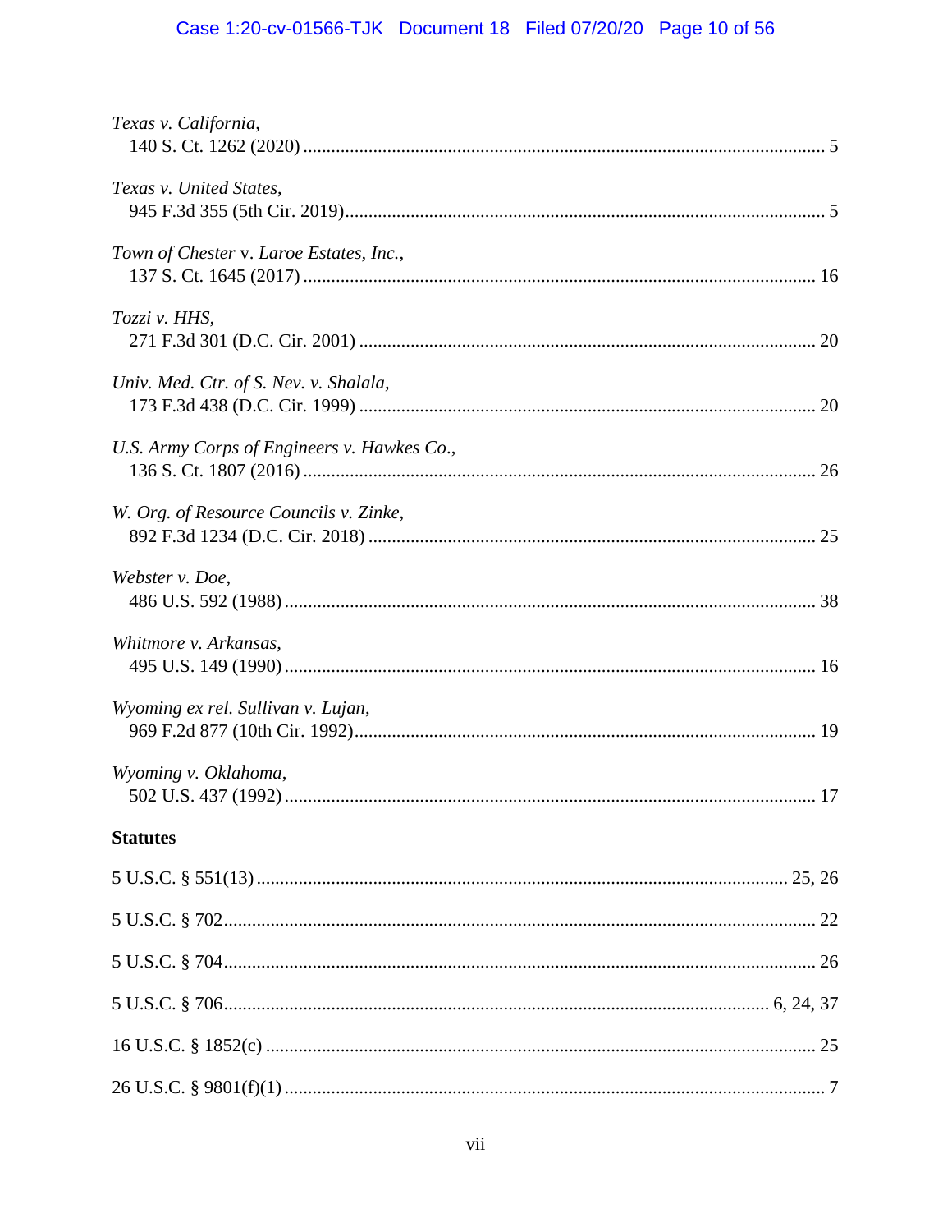*Texas v. California*,
140 S. Ct. 1262 (2020) ............................................................................................................ 5

*Texas v. United States*,
945 F.3d 355 (5th Cir. 2019)..................................................................................................... 5

*Town of Chester* v. *Laroe Estates, Inc.*,
137 S. Ct. 1645 (2017) ............................................................................................................ 16

*Tozzi v. HHS*,
271 F.3d 301 (D.C. Cir. 2001) ................................................................................................ 20

*Univ. Med. Ctr. of S. Nev. v. Shalala*,
173 F.3d 438 (D.C. Cir. 1999) ................................................................................................ 20

*U.S. Army Corps of Engineers v. Hawkes Co*.,
136 S. Ct. 1807 (2016) ............................................................................................................ 26

*W. Org. of Resource Councils v. Zinke*,
892 F.3d 1234 (D.C. Cir. 2018) .............................................................................................. 25

*Webster v. Doe*,
486 U.S. 592 (1988) ................................................................................................................ 38

*Whitmore v. Arkansas*,
495 U.S. 149 (1990) ................................................................................................................ 16

*Wyoming ex rel. Sullivan v. Lujan*,
969 F.2d 877 (10th Cir. 1992).................................................................................................. 19

*Wyoming v. Oklahoma*,
502 U.S. 437 (1992) ................................................................................................................ 17

**Statutes**

5 U.S.C. § 551(13) ................................................................................................................ 25, 26

5 U.S.C. § 702.......................................................................................................................... 22

5 U.S.C. § 704.......................................................................................................................... 26

5 U.S.C. § 706.................................................................................................................. 6, 24, 37

16 U.S.C. § 1852(c) .................................................................................................................. 25

26 U.S.C. § 9801(f)(1) ................................................................................................................ 7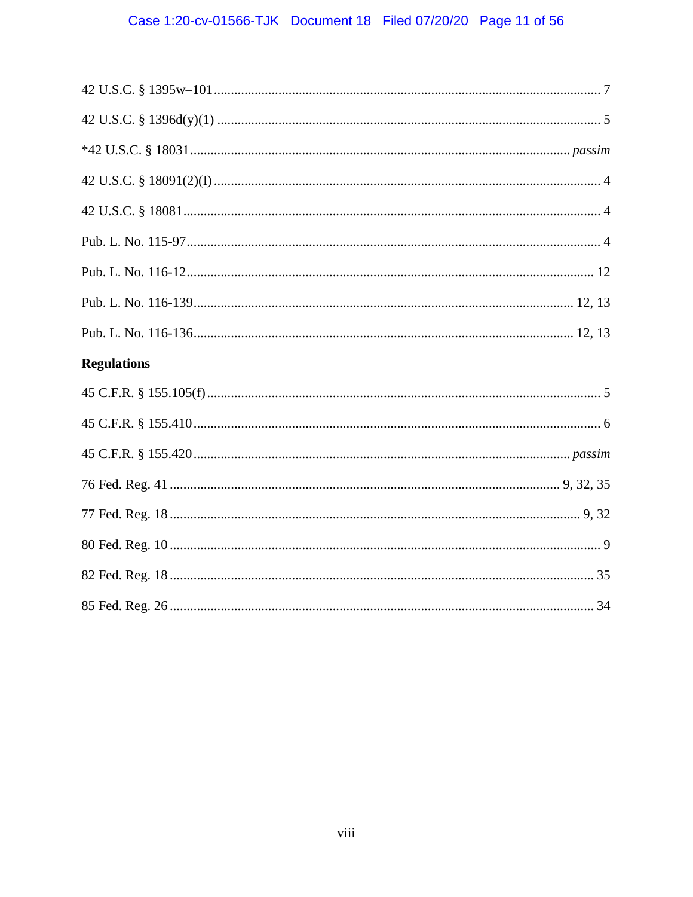42 U.S.C. § 1395w–101 ........................................................................................................ 7

42 U.S.C. § 1396d(y)(1) ........................................................................................................ 5

*42 U.S.C. § 18031 ........................................................................................................ *passim*

42 U.S.C. § 18091(2)(I) ........................................................................................................ 4

42 U.S.C. § 18081 ........................................................................................................ 4

Pub. L. No. 115-97 ........................................................................................................ 4

Pub. L. No. 116-12 ........................................................................................................ 12

Pub. L. No. 116-139 ........................................................................................................ 12, 13

Pub. L. No. 116-136 ........................................................................................................ 12, 13

**Regulations**

45 C.F.R. § 155.105(f) ........................................................................................................ 5

45 C.F.R. § 155.410 ........................................................................................................ 6

45 C.F.R. § 155.420 ........................................................................................................ *passim*

76 Fed. Reg. 41 ........................................................................................................ 9, 32, 35

77 Fed. Reg. 18 ........................................................................................................ 9, 32

80 Fed. Reg. 10 ........................................................................................................ 9

82 Fed. Reg. 18 ........................................................................................................ 35

85 Fed. Reg. 26 ........................................................................................................ 34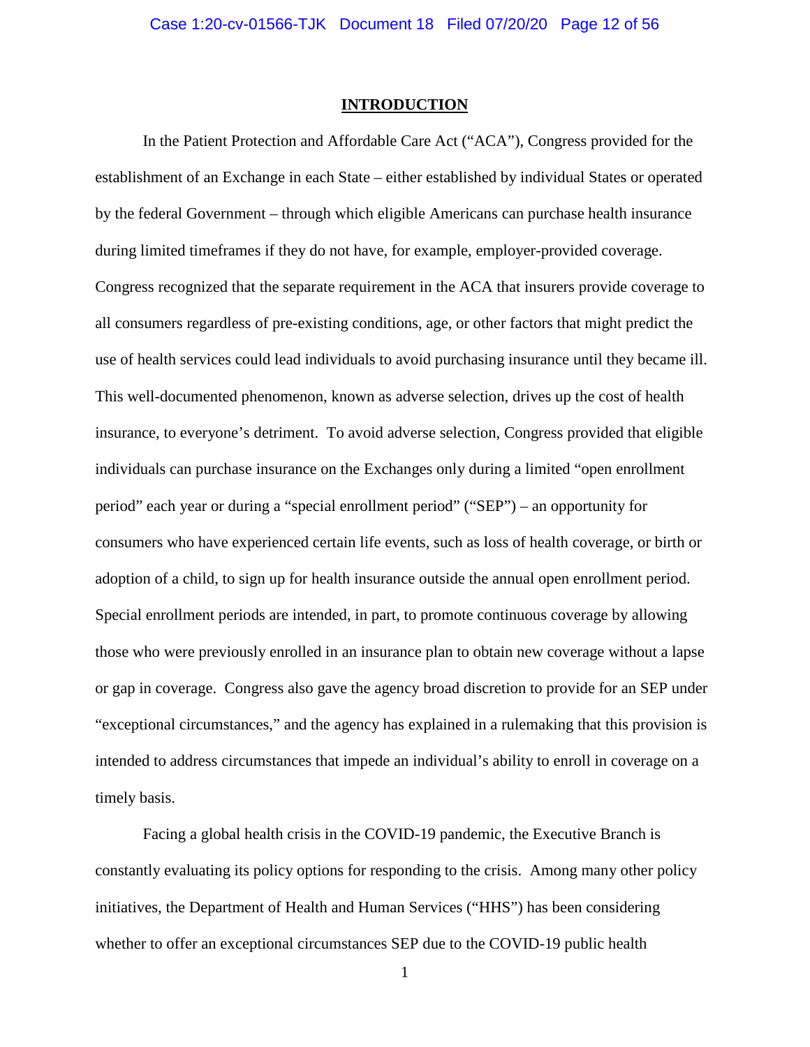## INTRODUCTION

In the Patient Protection and Affordable Care Act ("ACA"), Congress provided for the establishment of an Exchange in each State – either established by individual States or operated by the federal Government – through which eligible Americans can purchase health insurance during limited timeframes if they do not have, for example, employer-provided coverage. Congress recognized that the separate requirement in the ACA that insurers provide coverage to all consumers regardless of pre-existing conditions, age, or other factors that might predict the use of health services could lead individuals to avoid purchasing insurance until they became ill. This well-documented phenomenon, known as adverse selection, drives up the cost of health insurance, to everyone's detriment. To avoid adverse selection, Congress provided that eligible individuals can purchase insurance on the Exchanges only during a limited "open enrollment period" each year or during a "special enrollment period" ("SEP") – an opportunity for consumers who have experienced certain life events, such as loss of health coverage, or birth or adoption of a child, to sign up for health insurance outside the annual open enrollment period. Special enrollment periods are intended, in part, to promote continuous coverage by allowing those who were previously enrolled in an insurance plan to obtain new coverage without a lapse or gap in coverage. Congress also gave the agency broad discretion to provide for an SEP under "exceptional circumstances," and the agency has explained in a rulemaking that this provision is intended to address circumstances that impede an individual's ability to enroll in coverage on a timely basis.

Facing a global health crisis in the COVID-19 pandemic, the Executive Branch is constantly evaluating its policy options for responding to the crisis. Among many other policy initiatives, the Department of Health and Human Services ("HHS") has been considering whether to offer an exceptional circumstances SEP due to the COVID-19 public health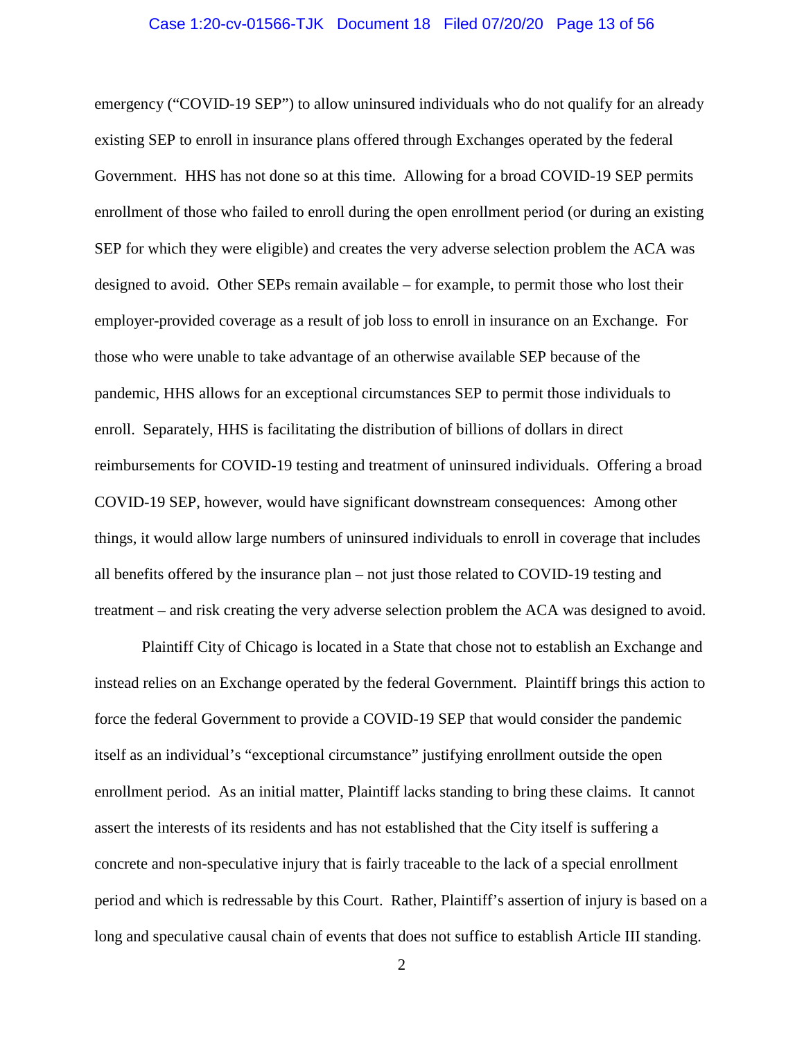emergency ("COVID-19 SEP") to allow uninsured individuals who do not qualify for an already existing SEP to enroll in insurance plans offered through Exchanges operated by the federal Government. HHS has not done so at this time. Allowing for a broad COVID-19 SEP permits enrollment of those who failed to enroll during the open enrollment period (or during an existing SEP for which they were eligible) and creates the very adverse selection problem the ACA was designed to avoid. Other SEPs remain available – for example, to permit those who lost their employer-provided coverage as a result of job loss to enroll in insurance on an Exchange. For those who were unable to take advantage of an otherwise available SEP because of the pandemic, HHS allows for an exceptional circumstances SEP to permit those individuals to enroll. Separately, HHS is facilitating the distribution of billions of dollars in direct reimbursements for COVID-19 testing and treatment of uninsured individuals. Offering a broad COVID-19 SEP, however, would have significant downstream consequences: Among other things, it would allow large numbers of uninsured individuals to enroll in coverage that includes all benefits offered by the insurance plan – not just those related to COVID-19 testing and treatment – and risk creating the very adverse selection problem the ACA was designed to avoid.

Plaintiff City of Chicago is located in a State that chose not to establish an Exchange and instead relies on an Exchange operated by the federal Government. Plaintiff brings this action to force the federal Government to provide a COVID-19 SEP that would consider the pandemic itself as an individual's "exceptional circumstance" justifying enrollment outside the open enrollment period. As an initial matter, Plaintiff lacks standing to bring these claims. It cannot assert the interests of its residents and has not established that the City itself is suffering a concrete and non-speculative injury that is fairly traceable to the lack of a special enrollment period and which is redressable by this Court. Rather, Plaintiff's assertion of injury is based on a long and speculative causal chain of events that does not suffice to establish Article III standing.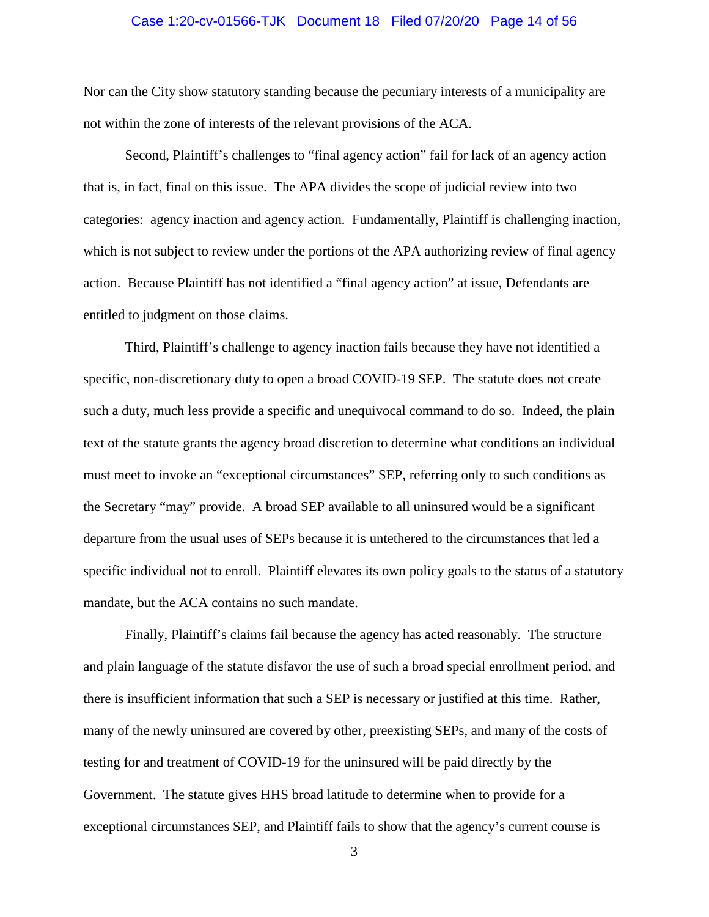Nor can the City show statutory standing because the pecuniary interests of a municipality are not within the zone of interests of the relevant provisions of the ACA.

Second, Plaintiff's challenges to "final agency action" fail for lack of an agency action that is, in fact, final on this issue. The APA divides the scope of judicial review into two categories: agency inaction and agency action. Fundamentally, Plaintiff is challenging inaction, which is not subject to review under the portions of the APA authorizing review of final agency action. Because Plaintiff has not identified a "final agency action" at issue, Defendants are entitled to judgment on those claims.

Third, Plaintiff's challenge to agency inaction fails because they have not identified a specific, non-discretionary duty to open a broad COVID-19 SEP. The statute does not create such a duty, much less provide a specific and unequivocal command to do so. Indeed, the plain text of the statute grants the agency broad discretion to determine what conditions an individual must meet to invoke an "exceptional circumstances" SEP, referring only to such conditions as the Secretary "may" provide. A broad SEP available to all uninsured would be a significant departure from the usual uses of SEPs because it is untethered to the circumstances that led a specific individual not to enroll. Plaintiff elevates its own policy goals to the status of a statutory mandate, but the ACA contains no such mandate.

Finally, Plaintiff's claims fail because the agency has acted reasonably. The structure and plain language of the statute disfavor the use of such a broad special enrollment period, and there is insufficient information that such a SEP is necessary or justified at this time. Rather, many of the newly uninsured are covered by other, preexisting SEPs, and many of the costs of testing for and treatment of COVID-19 for the uninsured will be paid directly by the Government. The statute gives HHS broad latitude to determine when to provide for a exceptional circumstances SEP, and Plaintiff fails to show that the agency's current course is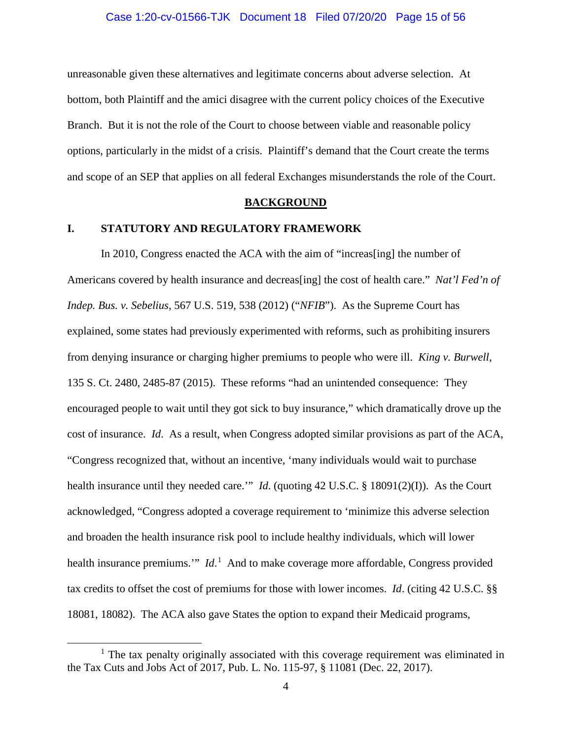unreasonable given these alternatives and legitimate concerns about adverse selection. At bottom, both Plaintiff and the amici disagree with the current policy choices of the Executive Branch. But it is not the role of the Court to choose between viable and reasonable policy options, particularly in the midst of a crisis. Plaintiff's demand that the Court create the terms and scope of an SEP that applies on all federal Exchanges misunderstands the role of the Court.

## BACKGROUND

### I. STATUTORY AND REGULATORY FRAMEWORK

In 2010, Congress enacted the ACA with the aim of "increas[ing] the number of Americans covered by health insurance and decreas[ing] the cost of health care." *Nat'l Fed'n of Indep. Bus. v. Sebelius*, 567 U.S. 519, 538 (2012) ("*NFIB*"). As the Supreme Court has explained, some states had previously experimented with reforms, such as prohibiting insurers from denying insurance or charging higher premiums to people who were ill. *King v. Burwell*, 135 S. Ct. 2480, 2485-87 (2015). These reforms "had an unintended consequence: They encouraged people to wait until they got sick to buy insurance," which dramatically drove up the cost of insurance. *Id.* As a result, when Congress adopted similar provisions as part of the ACA, "Congress recognized that, without an incentive, 'many individuals would wait to purchase health insurance until they needed care.'" *Id.* (quoting 42 U.S.C. § 18091(2)(I)). As the Court acknowledged, "Congress adopted a coverage requirement to 'minimize this adverse selection and broaden the health insurance risk pool to include healthy individuals, which will lower health insurance premiums.'" *Id.*[1] And to make coverage more affordable, Congress provided tax credits to offset the cost of premiums for those with lower incomes. *Id*. (citing 42 U.S.C. §§ 18081, 18082). The ACA also gave States the option to expand their Medicaid programs,

[1] The tax penalty originally associated with this coverage requirement was eliminated in the Tax Cuts and Jobs Act of 2017, Pub. L. No. 115-97, § 11081 (Dec. 22, 2017).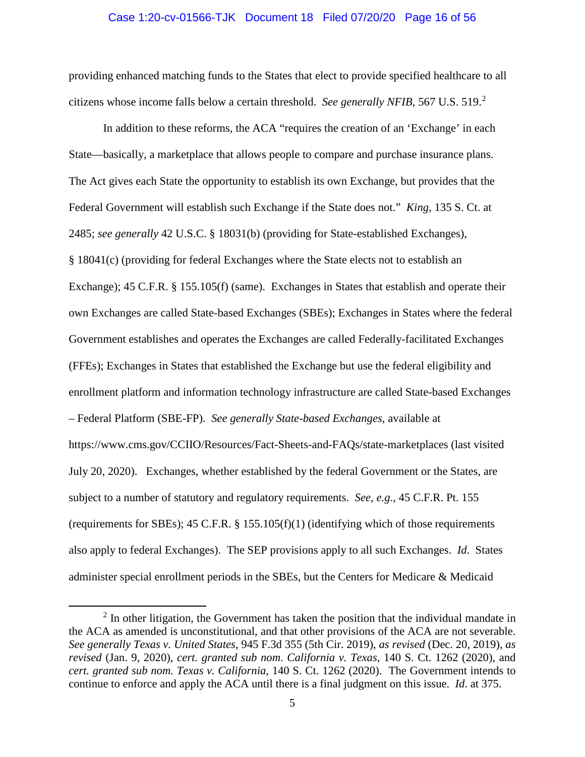providing enhanced matching funds to the States that elect to provide specified healthcare to all citizens whose income falls below a certain threshold. *See generally NFIB*, 567 U.S. 519.[2]

In addition to these reforms, the ACA "requires the creation of an 'Exchange' in each State—basically, a marketplace that allows people to compare and purchase insurance plans. The Act gives each State the opportunity to establish its own Exchange, but provides that the Federal Government will establish such Exchange if the State does not." *King*, 135 S. Ct. at 2485; *see generally* 42 U.S.C. § 18031(b) (providing for State-established Exchanges), § 18041(c) (providing for federal Exchanges where the State elects not to establish an Exchange); 45 C.F.R. § 155.105(f) (same). Exchanges in States that establish and operate their own Exchanges are called State-based Exchanges (SBEs); Exchanges in States where the federal Government establishes and operates the Exchanges are called Federally-facilitated Exchanges (FFEs); Exchanges in States that established the Exchange but use the federal eligibility and enrollment platform and information technology infrastructure are called State-based Exchanges – Federal Platform (SBE-FP). *See generally State-based Exchanges*, available at https://www.cms.gov/CCIIO/Resources/Fact-Sheets-and-FAQs/state-marketplaces (last visited July 20, 2020). Exchanges, whether established by the federal Government or the States, are subject to a number of statutory and regulatory requirements. *See, e.g.*, 45 C.F.R. Pt. 155 (requirements for SBEs); 45 C.F.R. § 155.105(f)(1) (identifying which of those requirements also apply to federal Exchanges). The SEP provisions apply to all such Exchanges. *Id*. States administer special enrollment periods in the SBEs, but the Centers for Medicare & Medicaid

---

[2] In other litigation, the Government has taken the position that the individual mandate in the ACA as amended is unconstitutional, and that other provisions of the ACA are not severable. *See generally Texas v. United States*, 945 F.3d 355 (5th Cir. 2019), *as revised* (Dec. 20, 2019), *as revised* (Jan. 9, 2020), *cert. granted sub nom. California v. Texas*, 140 S. Ct. 1262 (2020), and *cert. granted sub nom. Texas v. California*, 140 S. Ct. 1262 (2020). The Government intends to continue to enforce and apply the ACA until there is a final judgment on this issue. *Id*. at 375.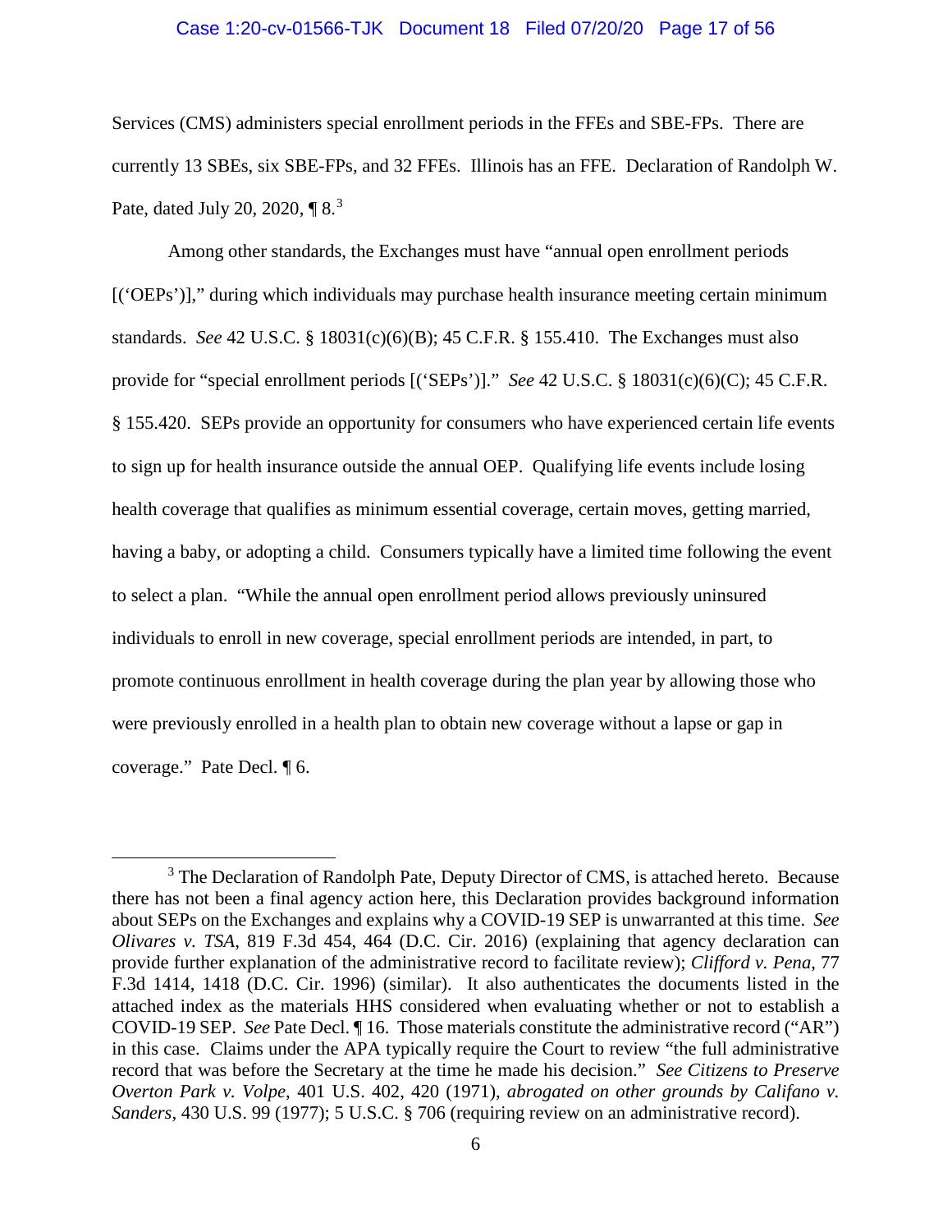Services (CMS) administers special enrollment periods in the FFEs and SBE-FPs. There are currently 13 SBEs, six SBE-FPs, and 32 FFEs. Illinois has an FFE. Declaration of Randolph W. Pate, dated July 20, 2020, ¶ 8.[3]

Among other standards, the Exchanges must have "annual open enrollment periods [('OEPs')]," during which individuals may purchase health insurance meeting certain minimum standards. *See* 42 U.S.C. § 18031(c)(6)(B); 45 C.F.R. § 155.410. The Exchanges must also provide for "special enrollment periods [('SEPs')]." *See* 42 U.S.C. § 18031(c)(6)(C); 45 C.F.R. § 155.420. SEPs provide an opportunity for consumers who have experienced certain life events to sign up for health insurance outside the annual OEP. Qualifying life events include losing health coverage that qualifies as minimum essential coverage, certain moves, getting married, having a baby, or adopting a child. Consumers typically have a limited time following the event to select a plan. "While the annual open enrollment period allows previously uninsured individuals to enroll in new coverage, special enrollment periods are intended, in part, to promote continuous enrollment in health coverage during the plan year by allowing those who were previously enrolled in a health plan to obtain new coverage without a lapse or gap in coverage." Pate Decl. ¶ 6.

---

[3] The Declaration of Randolph Pate, Deputy Director of CMS, is attached hereto. Because there has not been a final agency action here, this Declaration provides background information about SEPs on the Exchanges and explains why a COVID-19 SEP is unwarranted at this time. *See Olivares v. TSA*, 819 F.3d 454, 464 (D.C. Cir. 2016) (explaining that agency declaration can provide further explanation of the administrative record to facilitate review); *Clifford v. Pena*, 77 F.3d 1414, 1418 (D.C. Cir. 1996) (similar). It also authenticates the documents listed in the attached index as the materials HHS considered when evaluating whether or not to establish a COVID-19 SEP. *See* Pate Decl. ¶ 16. Those materials constitute the administrative record ("AR") in this case. Claims under the APA typically require the Court to review "the full administrative record that was before the Secretary at the time he made his decision." *See Citizens to Preserve Overton Park v. Volpe*, 401 U.S. 402, 420 (1971), *abrogated on other grounds by Califano v. Sanders*, 430 U.S. 99 (1977); 5 U.S.C. § 706 (requiring review on an administrative record).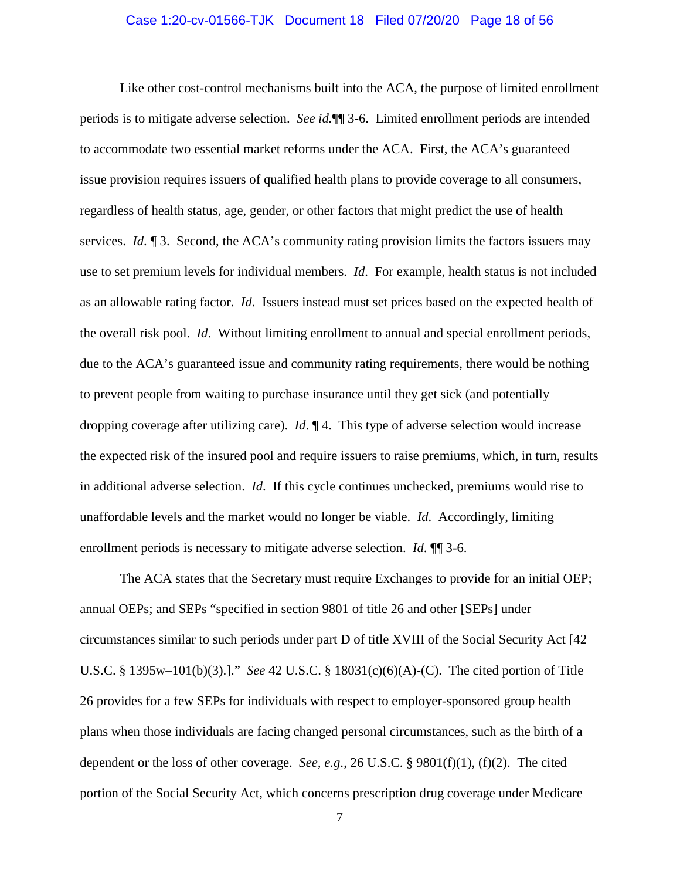Like other cost-control mechanisms built into the ACA, the purpose of limited enrollment periods is to mitigate adverse selection. *See id.*¶¶ 3-6. Limited enrollment periods are intended to accommodate two essential market reforms under the ACA. First, the ACA's guaranteed issue provision requires issuers of qualified health plans to provide coverage to all consumers, regardless of health status, age, gender, or other factors that might predict the use of health services. *Id*. ¶ 3. Second, the ACA's community rating provision limits the factors issuers may use to set premium levels for individual members. *Id*. For example, health status is not included as an allowable rating factor. *Id*. Issuers instead must set prices based on the expected health of the overall risk pool. *Id*. Without limiting enrollment to annual and special enrollment periods, due to the ACA's guaranteed issue and community rating requirements, there would be nothing to prevent people from waiting to purchase insurance until they get sick (and potentially dropping coverage after utilizing care). *Id*. ¶ 4. This type of adverse selection would increase the expected risk of the insured pool and require issuers to raise premiums, which, in turn, results in additional adverse selection. *Id*. If this cycle continues unchecked, premiums would rise to unaffordable levels and the market would no longer be viable. *Id*. Accordingly, limiting enrollment periods is necessary to mitigate adverse selection. *Id*. ¶¶ 3-6.

The ACA states that the Secretary must require Exchanges to provide for an initial OEP; annual OEPs; and SEPs "specified in section 9801 of title 26 and other [SEPs] under circumstances similar to such periods under part D of title XVIII of the Social Security Act [42 U.S.C. § 1395w–101(b)(3).]." *See* 42 U.S.C. § 18031(c)(6)(A)-(C). The cited portion of Title 26 provides for a few SEPs for individuals with respect to employer-sponsored group health plans when those individuals are facing changed personal circumstances, such as the birth of a dependent or the loss of other coverage. *See, e.g.*, 26 U.S.C. § 9801(f)(1), (f)(2). The cited portion of the Social Security Act, which concerns prescription drug coverage under Medicare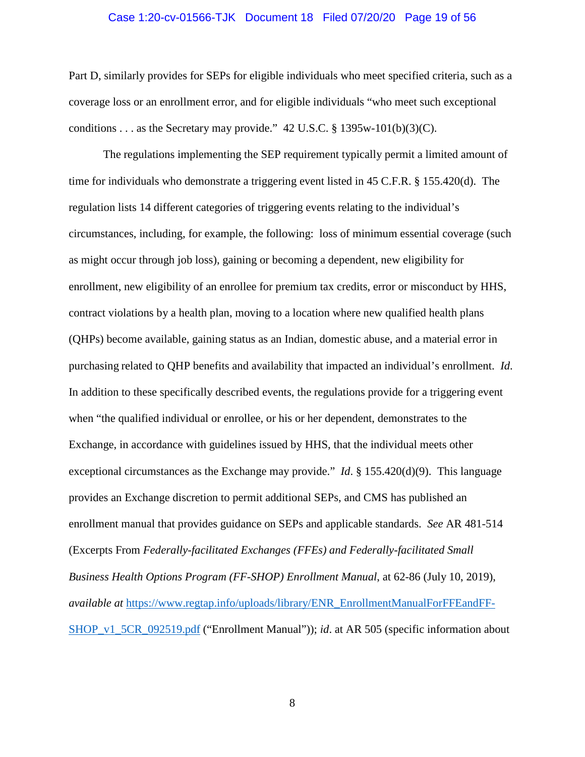Part D, similarly provides for SEPs for eligible individuals who meet specified criteria, such as a coverage loss or an enrollment error, and for eligible individuals "who meet such exceptional conditions . . . as the Secretary may provide." 42 U.S.C. § 1395w-101(b)(3)(C).

The regulations implementing the SEP requirement typically permit a limited amount of time for individuals who demonstrate a triggering event listed in 45 C.F.R. § 155.420(d). The regulation lists 14 different categories of triggering events relating to the individual's circumstances, including, for example, the following: loss of minimum essential coverage (such as might occur through job loss), gaining or becoming a dependent, new eligibility for enrollment, new eligibility of an enrollee for premium tax credits, error or misconduct by HHS, contract violations by a health plan, moving to a location where new qualified health plans (QHPs) become available, gaining status as an Indian, domestic abuse, and a material error in purchasing related to QHP benefits and availability that impacted an individual's enrollment. *Id*. In addition to these specifically described events, the regulations provide for a triggering event when "the qualified individual or enrollee, or his or her dependent, demonstrates to the Exchange, in accordance with guidelines issued by HHS, that the individual meets other exceptional circumstances as the Exchange may provide." *Id*. § 155.420(d)(9). This language provides an Exchange discretion to permit additional SEPs, and CMS has published an enrollment manual that provides guidance on SEPs and applicable standards. *See* AR 481-514 (Excerpts From *Federally-facilitated Exchanges (FFEs) and Federally-facilitated Small Business Health Options Program (FF-SHOP) Enrollment Manual*, at 62-86 (July 10, 2019), *available at* https://www.regtap.info/uploads/library/ENR_EnrollmentManualForFFEandFF-SHOP_v1_5CR_092519.pdf ("Enrollment Manual")); *id*. at AR 505 (specific information about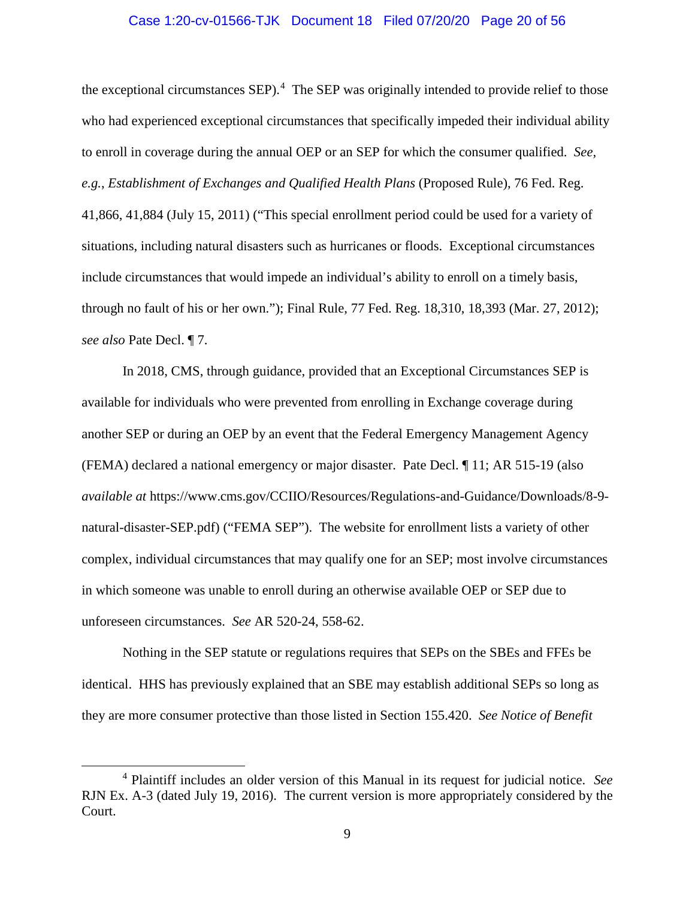the exceptional circumstances SEP).[4] The SEP was originally intended to provide relief to those who had experienced exceptional circumstances that specifically impeded their individual ability to enroll in coverage during the annual OEP or an SEP for which the consumer qualified. *See, e.g.*, *Establishment of Exchanges and Qualified Health Plans* (Proposed Rule), 76 Fed. Reg. 41,866, 41,884 (July 15, 2011) ("This special enrollment period could be used for a variety of situations, including natural disasters such as hurricanes or floods. Exceptional circumstances include circumstances that would impede an individual's ability to enroll on a timely basis, through no fault of his or her own."); Final Rule, 77 Fed. Reg. 18,310, 18,393 (Mar. 27, 2012); *see also* Pate Decl. ¶ 7.

In 2018, CMS, through guidance, provided that an Exceptional Circumstances SEP is available for individuals who were prevented from enrolling in Exchange coverage during another SEP or during an OEP by an event that the Federal Emergency Management Agency (FEMA) declared a national emergency or major disaster. Pate Decl. ¶ 11; AR 515-19 (also *available at* https://www.cms.gov/CCIIO/Resources/Regulations-and-Guidance/Downloads/8-9-natural-disaster-SEP.pdf) ("FEMA SEP"). The website for enrollment lists a variety of other complex, individual circumstances that may qualify one for an SEP; most involve circumstances in which someone was unable to enroll during an otherwise available OEP or SEP due to unforeseen circumstances. *See* AR 520-24, 558-62.

Nothing in the SEP statute or regulations requires that SEPs on the SBEs and FFEs be identical. HHS has previously explained that an SBE may establish additional SEPs so long as they are more consumer protective than those listed in Section 155.420. *See Notice of Benefit*

---

[4] Plaintiff includes an older version of this Manual in its request for judicial notice. *See* RJN Ex. A-3 (dated July 19, 2016). The current version is more appropriately considered by the Court.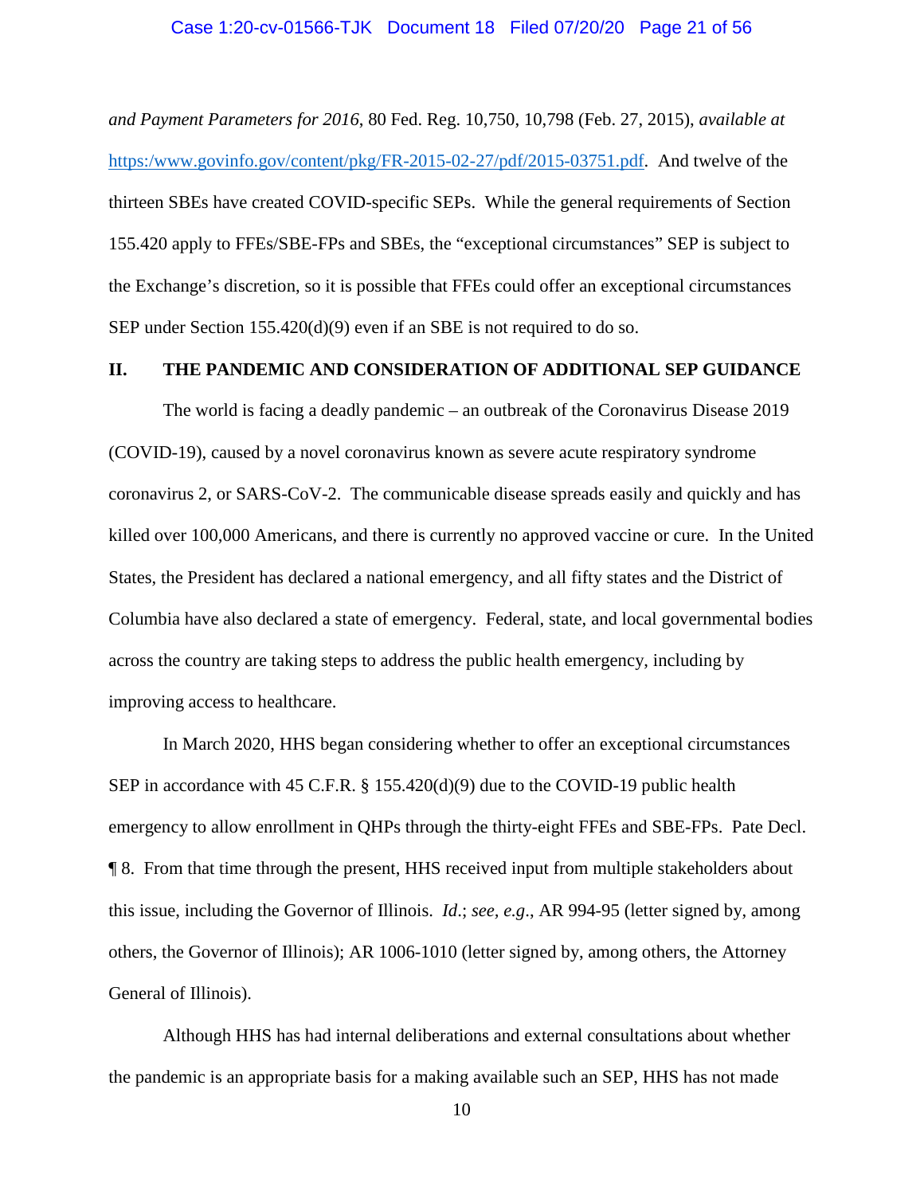*and Payment Parameters for 2016*, 80 Fed. Reg. 10,750, 10,798 (Feb. 27, 2015), *available at* https:/www.govinfo.gov/content/pkg/FR-2015-02-27/pdf/2015-03751.pdf. And twelve of the thirteen SBEs have created COVID-specific SEPs. While the general requirements of Section 155.420 apply to FFEs/SBE-FPs and SBEs, the "exceptional circumstances" SEP is subject to the Exchange's discretion, so it is possible that FFEs could offer an exceptional circumstances SEP under Section 155.420(d)(9) even if an SBE is not required to do so.

## II. THE PANDEMIC AND CONSIDERATION OF ADDITIONAL SEP GUIDANCE

The world is facing a deadly pandemic – an outbreak of the Coronavirus Disease 2019 (COVID-19), caused by a novel coronavirus known as severe acute respiratory syndrome coronavirus 2, or SARS-CoV-2. The communicable disease spreads easily and quickly and has killed over 100,000 Americans, and there is currently no approved vaccine or cure. In the United States, the President has declared a national emergency, and all fifty states and the District of Columbia have also declared a state of emergency. Federal, state, and local governmental bodies across the country are taking steps to address the public health emergency, including by improving access to healthcare.

In March 2020, HHS began considering whether to offer an exceptional circumstances SEP in accordance with 45 C.F.R. § 155.420(d)(9) due to the COVID-19 public health emergency to allow enrollment in QHPs through the thirty-eight FFEs and SBE-FPs. Pate Decl. ¶ 8. From that time through the present, HHS received input from multiple stakeholders about this issue, including the Governor of Illinois. *Id*.; *see, e.g*., AR 994-95 (letter signed by, among others, the Governor of Illinois); AR 1006-1010 (letter signed by, among others, the Attorney General of Illinois).

Although HHS has had internal deliberations and external consultations about whether the pandemic is an appropriate basis for a making available such an SEP, HHS has not made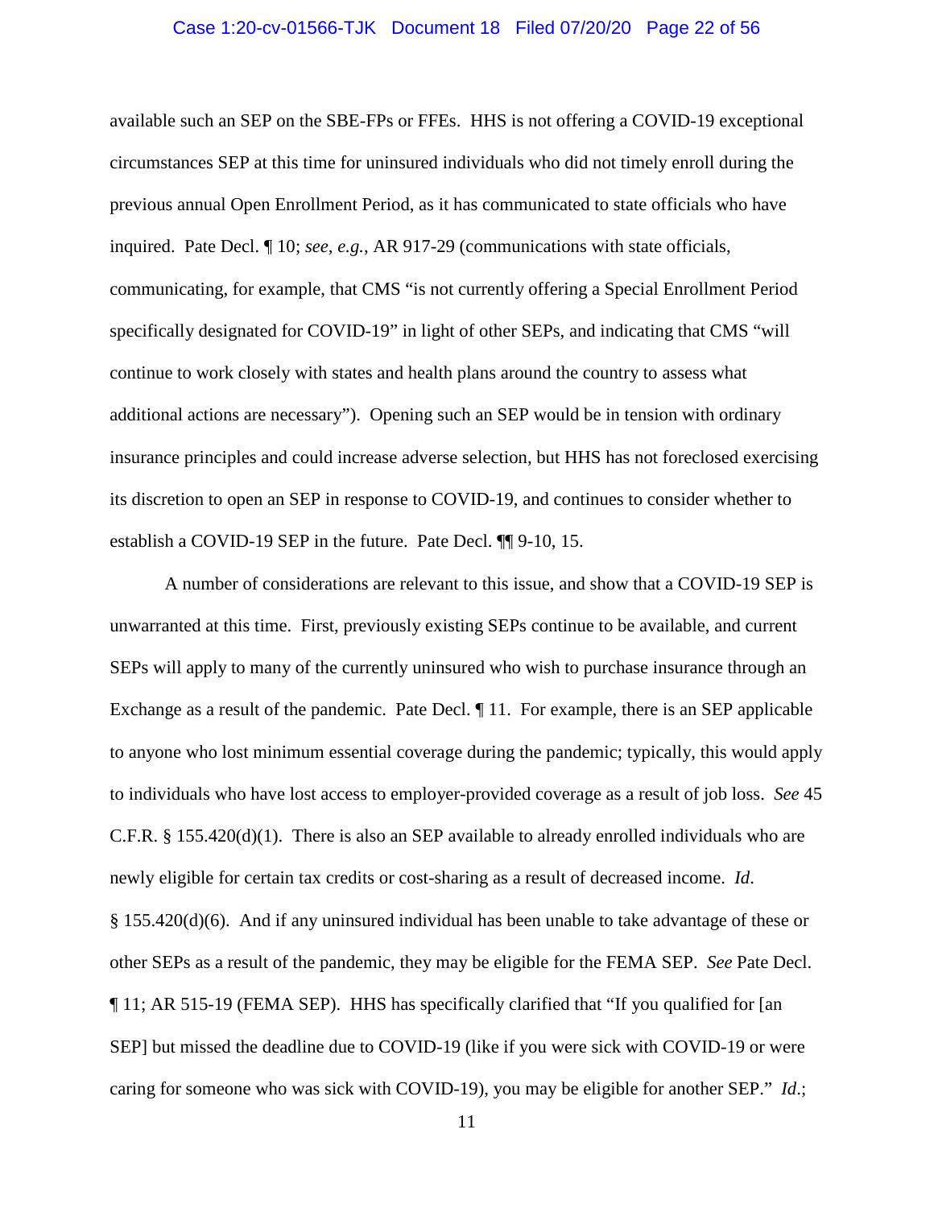available such an SEP on the SBE-FPs or FFEs. HHS is not offering a COVID-19 exceptional circumstances SEP at this time for uninsured individuals who did not timely enroll during the previous annual Open Enrollment Period, as it has communicated to state officials who have inquired. Pate Decl. ¶ 10; *see, e.g.*, AR 917-29 (communications with state officials, communicating, for example, that CMS "is not currently offering a Special Enrollment Period specifically designated for COVID-19" in light of other SEPs, and indicating that CMS "will continue to work closely with states and health plans around the country to assess what additional actions are necessary"). Opening such an SEP would be in tension with ordinary insurance principles and could increase adverse selection, but HHS has not foreclosed exercising its discretion to open an SEP in response to COVID-19, and continues to consider whether to establish a COVID-19 SEP in the future. Pate Decl. ¶¶ 9-10, 15.

A number of considerations are relevant to this issue, and show that a COVID-19 SEP is unwarranted at this time. First, previously existing SEPs continue to be available, and current SEPs will apply to many of the currently uninsured who wish to purchase insurance through an Exchange as a result of the pandemic. Pate Decl. ¶ 11. For example, there is an SEP applicable to anyone who lost minimum essential coverage during the pandemic; typically, this would apply to individuals who have lost access to employer-provided coverage as a result of job loss. *See* 45 C.F.R. § 155.420(d)(1). There is also an SEP available to already enrolled individuals who are newly eligible for certain tax credits or cost-sharing as a result of decreased income. *Id*. § 155.420(d)(6). And if any uninsured individual has been unable to take advantage of these or other SEPs as a result of the pandemic, they may be eligible for the FEMA SEP. *See* Pate Decl. ¶ 11; AR 515-19 (FEMA SEP). HHS has specifically clarified that "If you qualified for [an SEP] but missed the deadline due to COVID-19 (like if you were sick with COVID-19 or were caring for someone who was sick with COVID-19), you may be eligible for another SEP." *Id*.;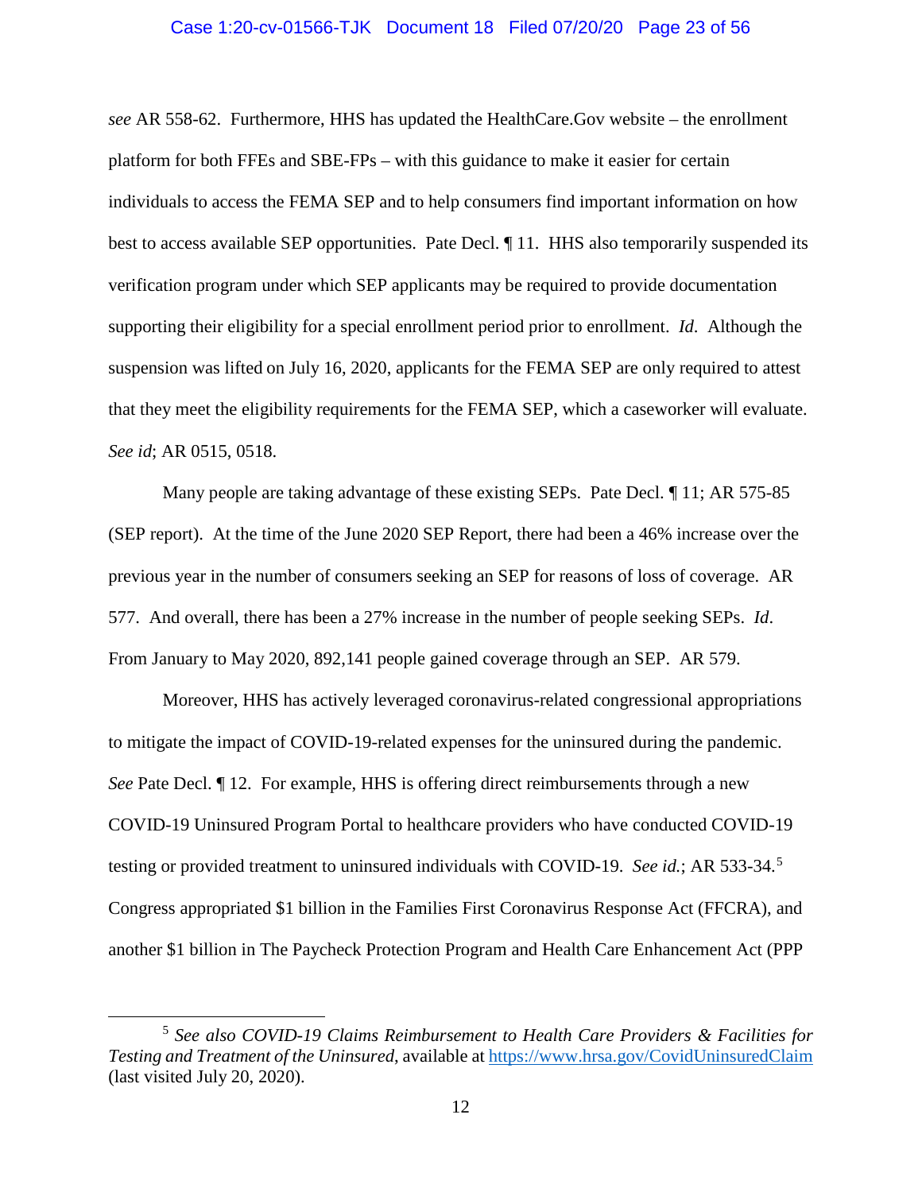*see* AR 558-62. Furthermore, HHS has updated the HealthCare.Gov website – the enrollment platform for both FFEs and SBE-FPs – with this guidance to make it easier for certain individuals to access the FEMA SEP and to help consumers find important information on how best to access available SEP opportunities. Pate Decl. ¶ 11. HHS also temporarily suspended its verification program under which SEP applicants may be required to provide documentation supporting their eligibility for a special enrollment period prior to enrollment. *Id*. Although the suspension was lifted on July 16, 2020, applicants for the FEMA SEP are only required to attest that they meet the eligibility requirements for the FEMA SEP, which a caseworker will evaluate. *See id*; AR 0515, 0518.

Many people are taking advantage of these existing SEPs. Pate Decl. ¶ 11; AR 575-85 (SEP report). At the time of the June 2020 SEP Report, there had been a 46% increase over the previous year in the number of consumers seeking an SEP for reasons of loss of coverage. AR 577. And overall, there has been a 27% increase in the number of people seeking SEPs. *Id*. From January to May 2020, 892,141 people gained coverage through an SEP. AR 579.

Moreover, HHS has actively leveraged coronavirus-related congressional appropriations to mitigate the impact of COVID-19-related expenses for the uninsured during the pandemic. *See* Pate Decl. ¶ 12. For example, HHS is offering direct reimbursements through a new COVID-19 Uninsured Program Portal to healthcare providers who have conducted COVID-19 testing or provided treatment to uninsured individuals with COVID-19. *See id.*; AR 533-34.[5] Congress appropriated $1 billion in the Families First Coronavirus Response Act (FFCRA), and another $1 billion in The Paycheck Protection Program and Health Care Enhancement Act (PPP

---

[5] *See also COVID-19 Claims Reimbursement to Health Care Providers & Facilities for Testing and Treatment of the Uninsured*, available at https://www.hrsa.gov/CovidUninsuredClaim (last visited July 20, 2020).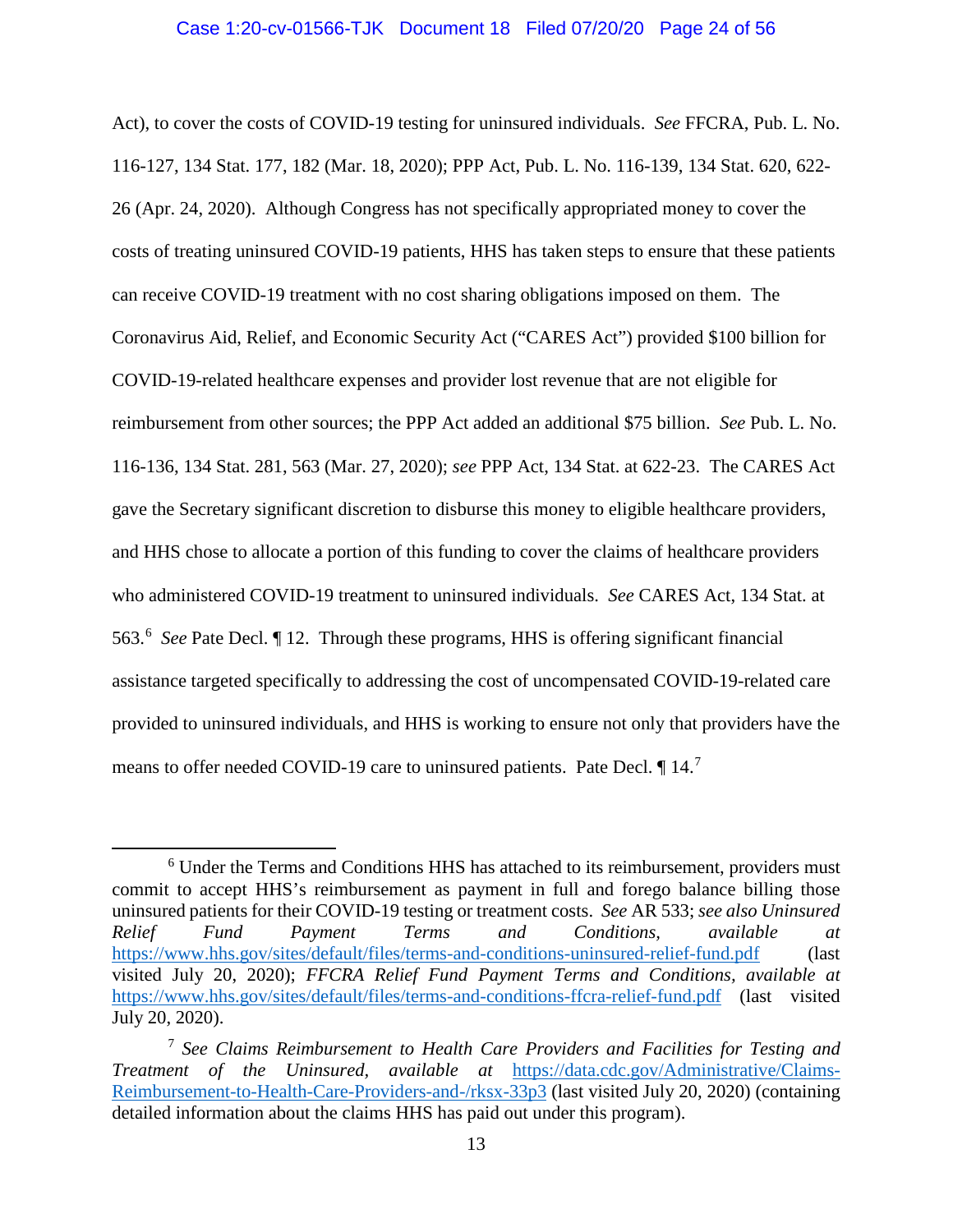Act), to cover the costs of COVID-19 testing for uninsured individuals. *See* FFCRA, Pub. L. No. 116-127, 134 Stat. 177, 182 (Mar. 18, 2020); PPP Act, Pub. L. No. 116-139, 134 Stat. 620, 622-26 (Apr. 24, 2020). Although Congress has not specifically appropriated money to cover the costs of treating uninsured COVID-19 patients, HHS has taken steps to ensure that these patients can receive COVID-19 treatment with no cost sharing obligations imposed on them. The Coronavirus Aid, Relief, and Economic Security Act ("CARES Act") provided $100 billion for COVID-19-related healthcare expenses and provider lost revenue that are not eligible for reimbursement from other sources; the PPP Act added an additional $75 billion. *See* Pub. L. No. 116-136, 134 Stat. 281, 563 (Mar. 27, 2020); *see* PPP Act, 134 Stat. at 622-23. The CARES Act gave the Secretary significant discretion to disburse this money to eligible healthcare providers, and HHS chose to allocate a portion of this funding to cover the claims of healthcare providers who administered COVID-19 treatment to uninsured individuals. *See* CARES Act, 134 Stat. at 563.[6] *See* Pate Decl. ¶ 12. Through these programs, HHS is offering significant financial assistance targeted specifically to addressing the cost of uncompensated COVID-19-related care provided to uninsured individuals, and HHS is working to ensure not only that providers have the means to offer needed COVID-19 care to uninsured patients. Pate Decl. ¶ 14.[7]

---

[6] Under the Terms and Conditions HHS has attached to its reimbursement, providers must commit to accept HHS's reimbursement as payment in full and forego balance billing those uninsured patients for their COVID-19 testing or treatment costs. *See* AR 533; *see also Uninsured Relief Fund Payment Terms and Conditions, available at* https://www.hhs.gov/sites/default/files/terms-and-conditions-uninsured-relief-fund.pdf (last visited July 20, 2020); *FFCRA Relief Fund Payment Terms and Conditions, available at* https://www.hhs.gov/sites/default/files/terms-and-conditions-ffcra-relief-fund.pdf (last visited July 20, 2020).

[7] *See Claims Reimbursement to Health Care Providers and Facilities for Testing and Treatment of the Uninsured, available at* https://data.cdc.gov/Administrative/Claims-Reimbursement-to-Health-Care-Providers-and-/rksx-33p3 (last visited July 20, 2020) (containing detailed information about the claims HHS has paid out under this program).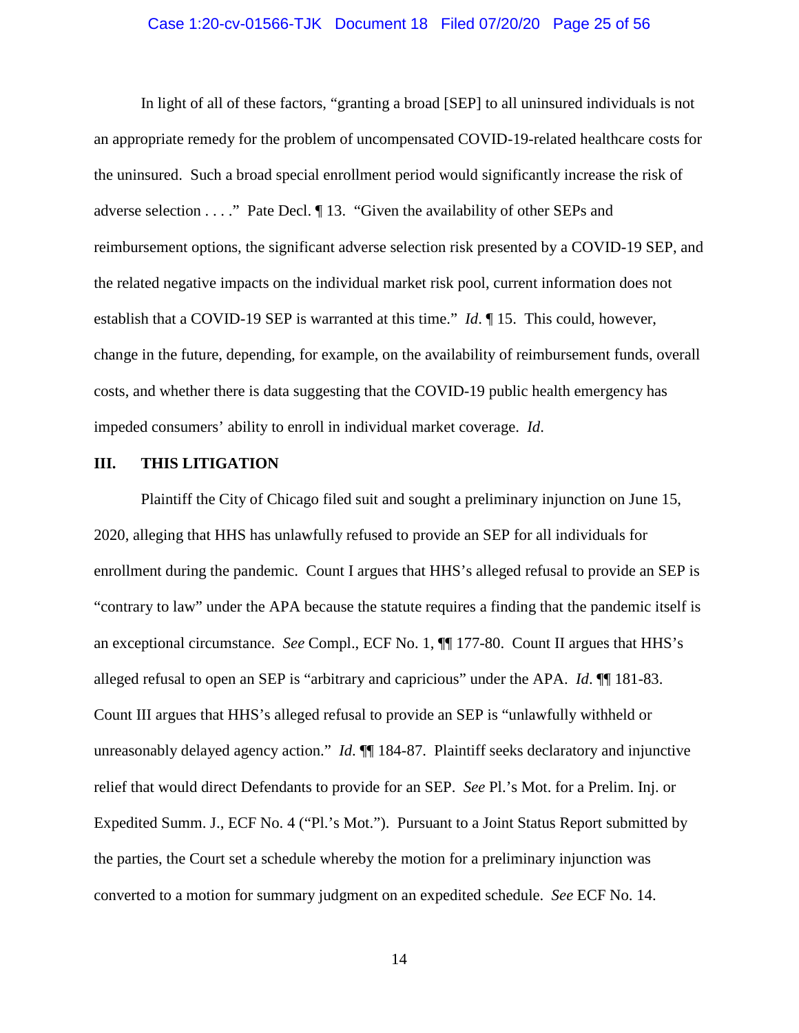In light of all of these factors, "granting a broad [SEP] to all uninsured individuals is not an appropriate remedy for the problem of uncompensated COVID-19-related healthcare costs for the uninsured. Such a broad special enrollment period would significantly increase the risk of adverse selection . . . ." Pate Decl. ¶ 13. "Given the availability of other SEPs and reimbursement options, the significant adverse selection risk presented by a COVID-19 SEP, and the related negative impacts on the individual market risk pool, current information does not establish that a COVID-19 SEP is warranted at this time." *Id*. ¶ 15. This could, however, change in the future, depending, for example, on the availability of reimbursement funds, overall costs, and whether there is data suggesting that the COVID-19 public health emergency has impeded consumers' ability to enroll in individual market coverage. *Id*.

## III. THIS LITIGATION

Plaintiff the City of Chicago filed suit and sought a preliminary injunction on June 15, 2020, alleging that HHS has unlawfully refused to provide an SEP for all individuals for enrollment during the pandemic. Count I argues that HHS's alleged refusal to provide an SEP is "contrary to law" under the APA because the statute requires a finding that the pandemic itself is an exceptional circumstance. *See* Compl., ECF No. 1, ¶¶ 177-80. Count II argues that HHS's alleged refusal to open an SEP is "arbitrary and capricious" under the APA. *Id*. ¶¶ 181-83. Count III argues that HHS's alleged refusal to provide an SEP is "unlawfully withheld or unreasonably delayed agency action." *Id*. ¶¶ 184-87. Plaintiff seeks declaratory and injunctive relief that would direct Defendants to provide for an SEP. *See* Pl.'s Mot. for a Prelim. Inj. or Expedited Summ. J., ECF No. 4 ("Pl.'s Mot."). Pursuant to a Joint Status Report submitted by the parties, the Court set a schedule whereby the motion for a preliminary injunction was converted to a motion for summary judgment on an expedited schedule. *See* ECF No. 14.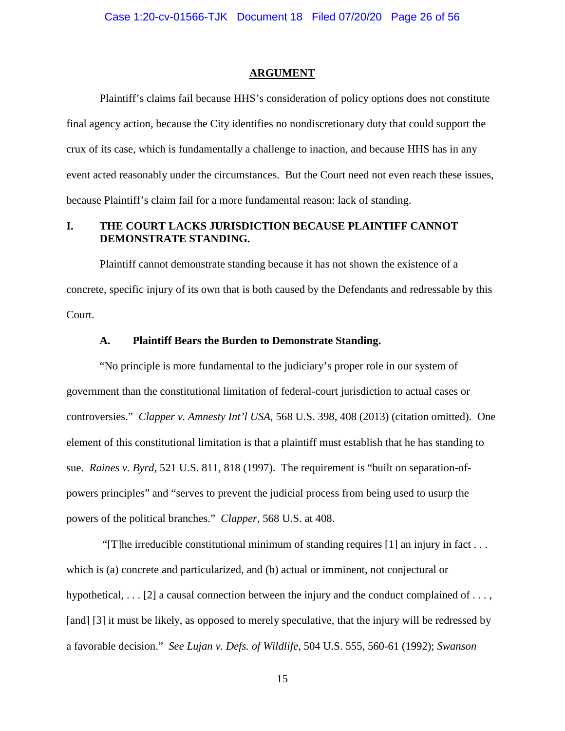## ARGUMENT

Plaintiff's claims fail because HHS's consideration of policy options does not constitute final agency action, because the City identifies no nondiscretionary duty that could support the crux of its case, which is fundamentally a challenge to inaction, and because HHS has in any event acted reasonably under the circumstances. But the Court need not even reach these issues, because Plaintiff's claim fail for a more fundamental reason: lack of standing.

### I. THE COURT LACKS JURISDICTION BECAUSE PLAINTIFF CANNOT DEMONSTRATE STANDING.

Plaintiff cannot demonstrate standing because it has not shown the existence of a concrete, specific injury of its own that is both caused by the Defendants and redressable by this Court.

#### A. Plaintiff Bears the Burden to Demonstrate Standing.

"No principle is more fundamental to the judiciary's proper role in our system of government than the constitutional limitation of federal-court jurisdiction to actual cases or controversies." *Clapper v. Amnesty Int'l USA*, 568 U.S. 398, 408 (2013) (citation omitted). One element of this constitutional limitation is that a plaintiff must establish that he has standing to sue. *Raines v. Byrd*, 521 U.S. 811, 818 (1997). The requirement is "built on separation-of-powers principles" and "serves to prevent the judicial process from being used to usurp the powers of the political branches." *Clapper*, 568 U.S. at 408.

"[T]he irreducible constitutional minimum of standing requires [1] an injury in fact . . . which is (a) concrete and particularized, and (b) actual or imminent, not conjectural or hypothetical, . . . [2] a causal connection between the injury and the conduct complained of . . . , [and] [3] it must be likely, as opposed to merely speculative, that the injury will be redressed by a favorable decision." *See Lujan v. Defs. of Wildlife*, 504 U.S. 555, 560-61 (1992); *Swanson*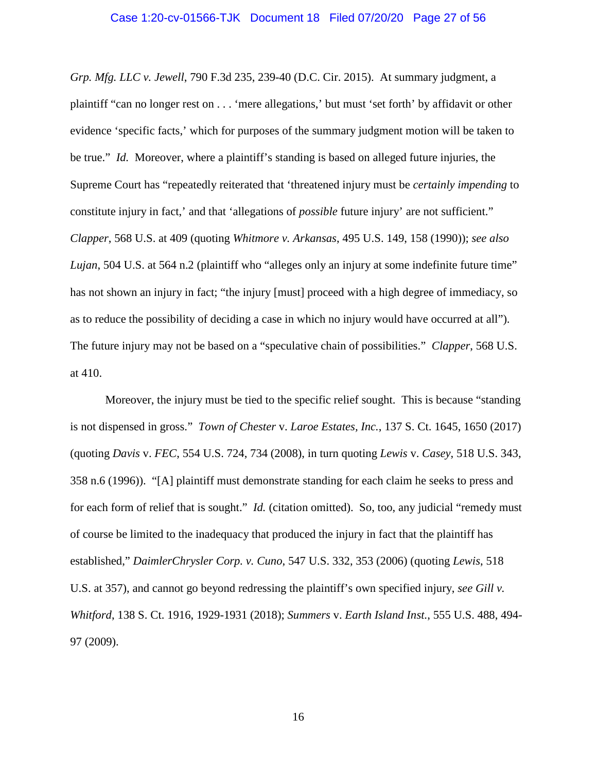*Grp. Mfg. LLC v. Jewell*, 790 F.3d 235, 239-40 (D.C. Cir. 2015). At summary judgment, a plaintiff "can no longer rest on . . . 'mere allegations,' but must 'set forth' by affidavit or other evidence 'specific facts,' which for purposes of the summary judgment motion will be taken to be true." *Id.* Moreover, where a plaintiff's standing is based on alleged future injuries, the Supreme Court has "repeatedly reiterated that 'threatened injury must be *certainly impending* to constitute injury in fact,' and that 'allegations of *possible* future injury' are not sufficient." *Clapper*, 568 U.S. at 409 (quoting *Whitmore v. Arkansas*, 495 U.S. 149, 158 (1990)); *see also Lujan*, 504 U.S. at 564 n.2 (plaintiff who "alleges only an injury at some indefinite future time" has not shown an injury in fact; "the injury [must] proceed with a high degree of immediacy, so as to reduce the possibility of deciding a case in which no injury would have occurred at all"). The future injury may not be based on a "speculative chain of possibilities." *Clapper*, 568 U.S. at 410.

Moreover, the injury must be tied to the specific relief sought. This is because "standing is not dispensed in gross." *Town of Chester* v. *Laroe Estates, Inc.*, 137 S. Ct. 1645, 1650 (2017) (quoting *Davis* v. *FEC*, 554 U.S. 724, 734 (2008), in turn quoting *Lewis* v. *Casey*, 518 U.S. 343, 358 n.6 (1996)). "[A] plaintiff must demonstrate standing for each claim he seeks to press and for each form of relief that is sought." *Id.* (citation omitted). So, too, any judicial "remedy must of course be limited to the inadequacy that produced the injury in fact that the plaintiff has established," *DaimlerChrysler Corp. v. Cuno*, 547 U.S. 332, 353 (2006) (quoting *Lewis*, 518 U.S. at 357), and cannot go beyond redressing the plaintiff's own specified injury, *see Gill v. Whitford*, 138 S. Ct. 1916, 1929-1931 (2018); *Summers* v. *Earth Island Inst.*, 555 U.S. 488, 494-97 (2009).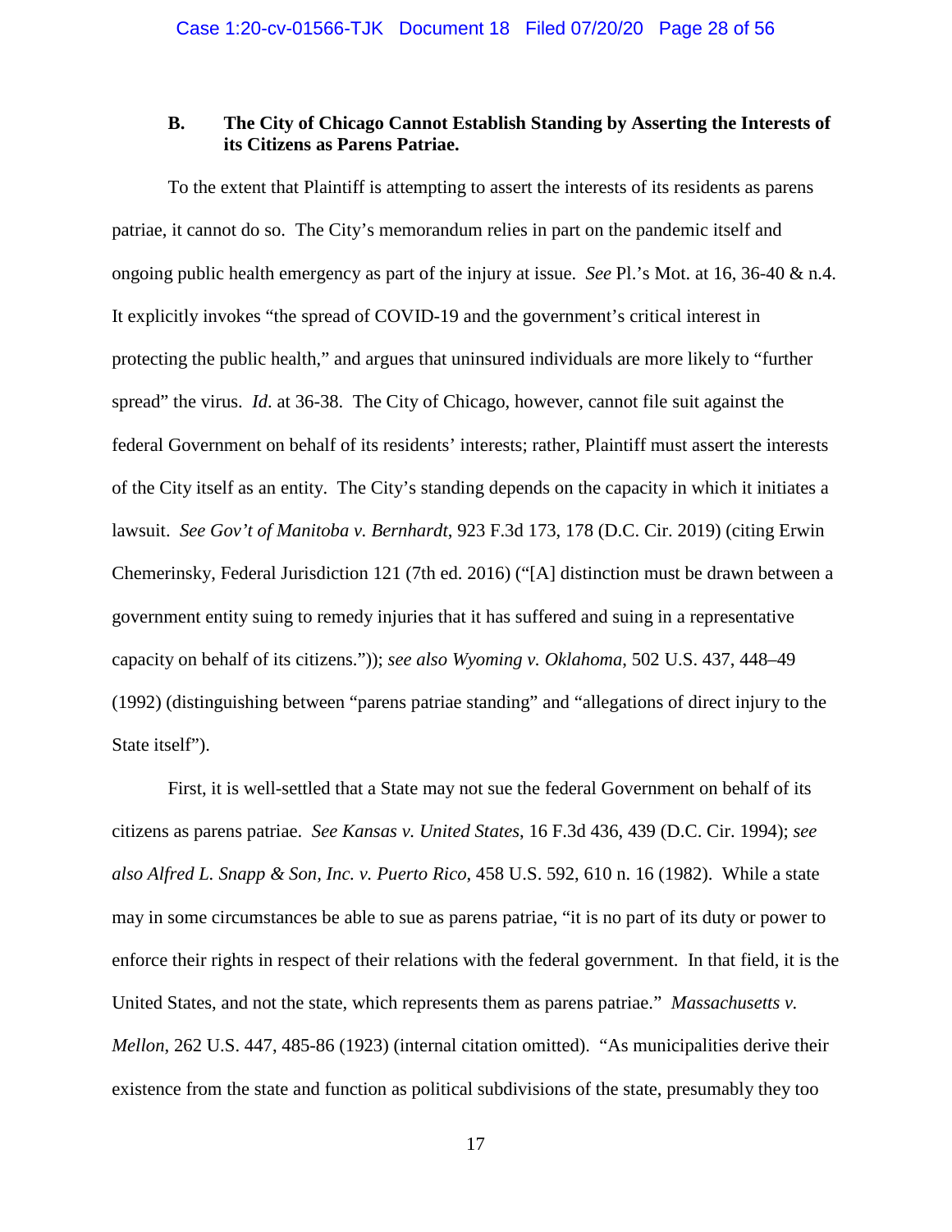### B. The City of Chicago Cannot Establish Standing by Asserting the Interests of its Citizens as Parens Patriae.

To the extent that Plaintiff is attempting to assert the interests of its residents as parens patriae, it cannot do so. The City's memorandum relies in part on the pandemic itself and ongoing public health emergency as part of the injury at issue. *See* Pl.'s Mot. at 16, 36-40 & n.4. It explicitly invokes "the spread of COVID-19 and the government's critical interest in protecting the public health," and argues that uninsured individuals are more likely to "further spread" the virus. *Id*. at 36-38. The City of Chicago, however, cannot file suit against the federal Government on behalf of its residents' interests; rather, Plaintiff must assert the interests of the City itself as an entity. The City's standing depends on the capacity in which it initiates a lawsuit. *See Gov't of Manitoba v. Bernhardt*, 923 F.3d 173, 178 (D.C. Cir. 2019) (citing Erwin Chemerinsky, Federal Jurisdiction 121 (7th ed. 2016) ("[A] distinction must be drawn between a government entity suing to remedy injuries that it has suffered and suing in a representative capacity on behalf of its citizens.")); *see also Wyoming v. Oklahoma*, 502 U.S. 437, 448–49 (1992) (distinguishing between "parens patriae standing" and "allegations of direct injury to the State itself").

First, it is well-settled that a State may not sue the federal Government on behalf of its citizens as parens patriae. *See Kansas v. United States*, 16 F.3d 436, 439 (D.C. Cir. 1994); *see also Alfred L. Snapp & Son, Inc. v. Puerto Rico*, 458 U.S. 592, 610 n. 16 (1982). While a state may in some circumstances be able to sue as parens patriae, "it is no part of its duty or power to enforce their rights in respect of their relations with the federal government. In that field, it is the United States, and not the state, which represents them as parens patriae." *Massachusetts v. Mellon*, 262 U.S. 447, 485-86 (1923) (internal citation omitted). "As municipalities derive their existence from the state and function as political subdivisions of the state, presumably they too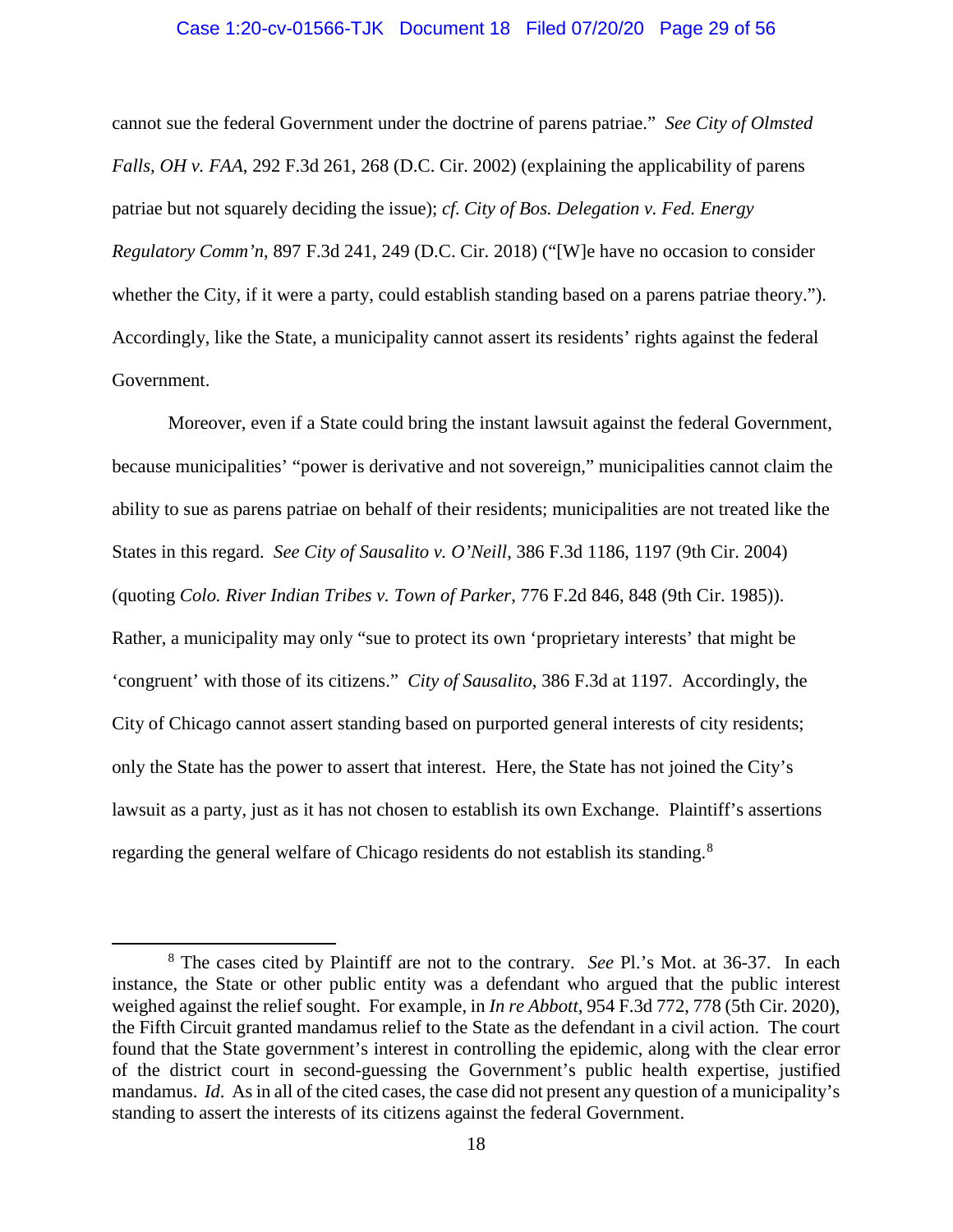cannot sue the federal Government under the doctrine of parens patriae." *See City of Olmsted Falls, OH v. FAA*, 292 F.3d 261, 268 (D.C. Cir. 2002) (explaining the applicability of parens patriae but not squarely deciding the issue); *cf. City of Bos. Delegation v. Fed. Energy Regulatory Comm'n*, 897 F.3d 241, 249 (D.C. Cir. 2018) ("[W]e have no occasion to consider whether the City, if it were a party, could establish standing based on a parens patriae theory."). Accordingly, like the State, a municipality cannot assert its residents' rights against the federal Government.

Moreover, even if a State could bring the instant lawsuit against the federal Government, because municipalities' "power is derivative and not sovereign," municipalities cannot claim the ability to sue as parens patriae on behalf of their residents; municipalities are not treated like the States in this regard. *See City of Sausalito v. O'Neill*, 386 F.3d 1186, 1197 (9th Cir. 2004) (quoting *Colo. River Indian Tribes v. Town of Parker*, 776 F.2d 846, 848 (9th Cir. 1985)). Rather, a municipality may only "sue to protect its own 'proprietary interests' that might be 'congruent' with those of its citizens." *City of Sausalito*, 386 F.3d at 1197. Accordingly, the City of Chicago cannot assert standing based on purported general interests of city residents; only the State has the power to assert that interest. Here, the State has not joined the City's lawsuit as a party, just as it has not chosen to establish its own Exchange. Plaintiff's assertions regarding the general welfare of Chicago residents do not establish its standing.[8]

[8] The cases cited by Plaintiff are not to the contrary. *See* Pl.'s Mot. at 36-37. In each instance, the State or other public entity was a defendant who argued that the public interest weighed against the relief sought. For example, in *In re Abbott*, 954 F.3d 772, 778 (5th Cir. 2020), the Fifth Circuit granted mandamus relief to the State as the defendant in a civil action. The court found that the State government's interest in controlling the epidemic, along with the clear error of the district court in second-guessing the Government's public health expertise, justified mandamus. *Id*. As in all of the cited cases, the case did not present any question of a municipality's standing to assert the interests of its citizens against the federal Government.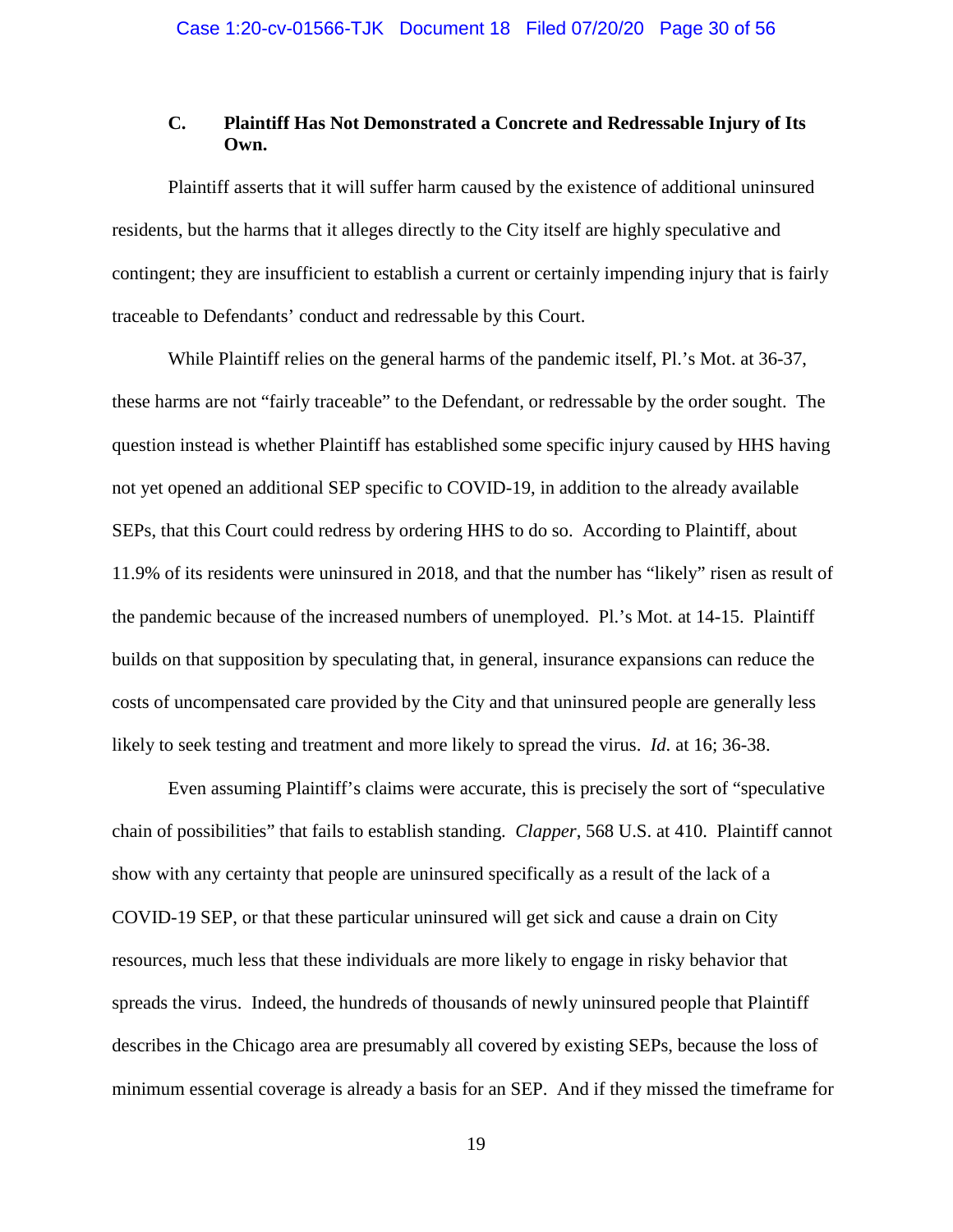### C. Plaintiff Has Not Demonstrated a Concrete and Redressable Injury of Its Own.

Plaintiff asserts that it will suffer harm caused by the existence of additional uninsured residents, but the harms that it alleges directly to the City itself are highly speculative and contingent; they are insufficient to establish a current or certainly impending injury that is fairly traceable to Defendants' conduct and redressable by this Court.

While Plaintiff relies on the general harms of the pandemic itself, Pl.'s Mot. at 36-37, these harms are not "fairly traceable" to the Defendant, or redressable by the order sought. The question instead is whether Plaintiff has established some specific injury caused by HHS having not yet opened an additional SEP specific to COVID-19, in addition to the already available SEPs, that this Court could redress by ordering HHS to do so. According to Plaintiff, about 11.9% of its residents were uninsured in 2018, and that the number has "likely" risen as result of the pandemic because of the increased numbers of unemployed. Pl.'s Mot. at 14-15. Plaintiff builds on that supposition by speculating that, in general, insurance expansions can reduce the costs of uncompensated care provided by the City and that uninsured people are generally less likely to seek testing and treatment and more likely to spread the virus. *Id*. at 16; 36-38.

Even assuming Plaintiff's claims were accurate, this is precisely the sort of "speculative chain of possibilities" that fails to establish standing. *Clapper*, 568 U.S. at 410. Plaintiff cannot show with any certainty that people are uninsured specifically as a result of the lack of a COVID-19 SEP, or that these particular uninsured will get sick and cause a drain on City resources, much less that these individuals are more likely to engage in risky behavior that spreads the virus. Indeed, the hundreds of thousands of newly uninsured people that Plaintiff describes in the Chicago area are presumably all covered by existing SEPs, because the loss of minimum essential coverage is already a basis for an SEP. And if they missed the timeframe for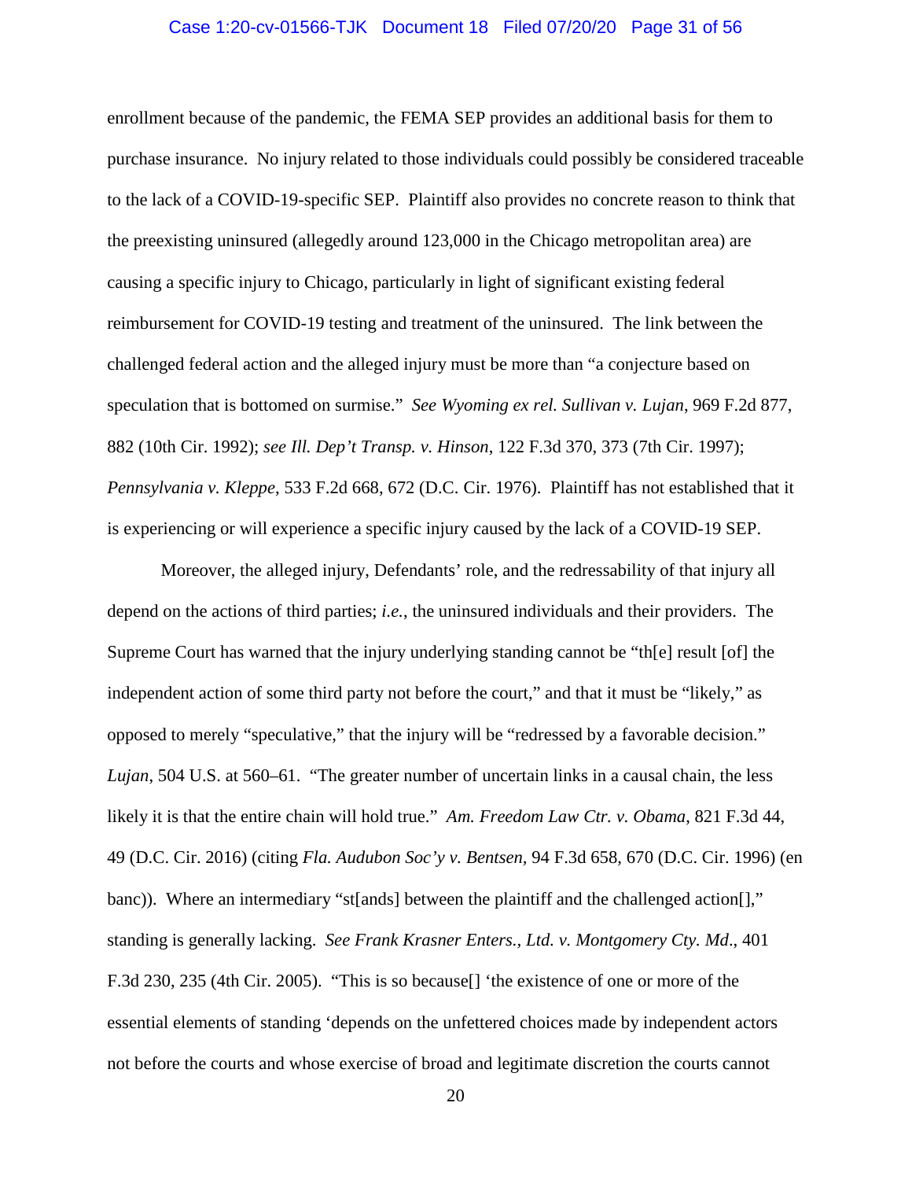enrollment because of the pandemic, the FEMA SEP provides an additional basis for them to purchase insurance. No injury related to those individuals could possibly be considered traceable to the lack of a COVID-19-specific SEP. Plaintiff also provides no concrete reason to think that the preexisting uninsured (allegedly around 123,000 in the Chicago metropolitan area) are causing a specific injury to Chicago, particularly in light of significant existing federal reimbursement for COVID-19 testing and treatment of the uninsured. The link between the challenged federal action and the alleged injury must be more than "a conjecture based on speculation that is bottomed on surmise." *See Wyoming ex rel. Sullivan v. Lujan*, 969 F.2d 877, 882 (10th Cir. 1992); *see Ill. Dep't Transp. v. Hinson*, 122 F.3d 370, 373 (7th Cir. 1997); *Pennsylvania v. Kleppe*, 533 F.2d 668, 672 (D.C. Cir. 1976). Plaintiff has not established that it is experiencing or will experience a specific injury caused by the lack of a COVID-19 SEP.

Moreover, the alleged injury, Defendants' role, and the redressability of that injury all depend on the actions of third parties; *i.e.*, the uninsured individuals and their providers. The Supreme Court has warned that the injury underlying standing cannot be "th[e] result [of] the independent action of some third party not before the court," and that it must be "likely," as opposed to merely "speculative," that the injury will be "redressed by a favorable decision." *Lujan*, 504 U.S. at 560–61. "The greater number of uncertain links in a causal chain, the less likely it is that the entire chain will hold true." *Am. Freedom Law Ctr. v. Obama*, 821 F.3d 44, 49 (D.C. Cir. 2016) (citing *Fla. Audubon Soc'y v. Bentsen,* 94 F.3d 658, 670 (D.C. Cir. 1996) (en banc)). Where an intermediary "st[ands] between the plaintiff and the challenged action[]," standing is generally lacking. *See Frank Krasner Enters., Ltd. v. Montgomery Cty. Md*., 401 F.3d 230, 235 (4th Cir. 2005). "This is so because[] 'the existence of one or more of the essential elements of standing 'depends on the unfettered choices made by independent actors not before the courts and whose exercise of broad and legitimate discretion the courts cannot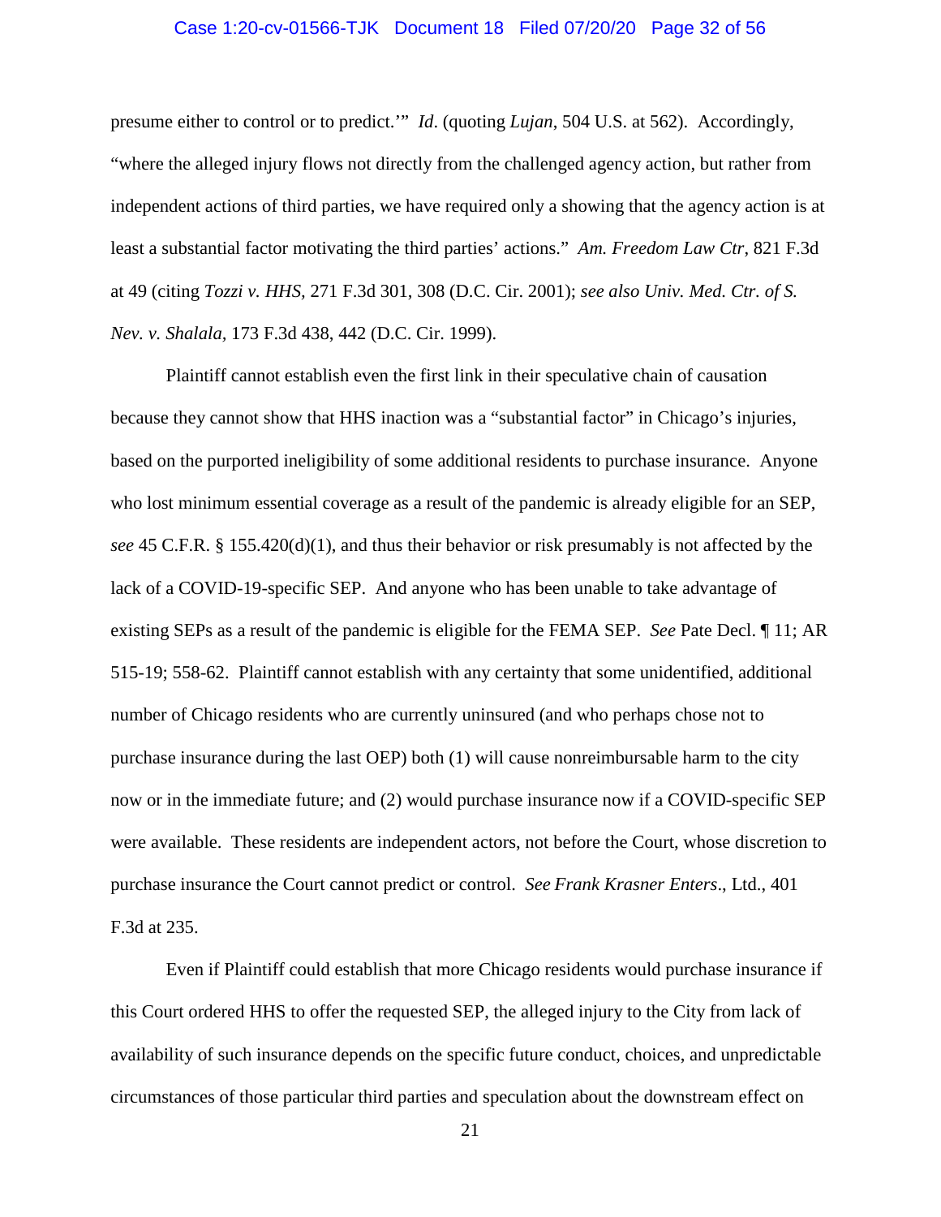presume either to control or to predict.'" *Id*. (quoting *Lujan*, 504 U.S. at 562). Accordingly, "where the alleged injury flows not directly from the challenged agency action, but rather from independent actions of third parties, we have required only a showing that the agency action is at least a substantial factor motivating the third parties' actions." *Am. Freedom Law Ctr*, 821 F.3d at 49 (citing *Tozzi v. HHS*, 271 F.3d 301, 308 (D.C. Cir. 2001); *see also Univ. Med. Ctr. of S. Nev. v. Shalala*, 173 F.3d 438, 442 (D.C. Cir. 1999).

Plaintiff cannot establish even the first link in their speculative chain of causation because they cannot show that HHS inaction was a "substantial factor" in Chicago's injuries, based on the purported ineligibility of some additional residents to purchase insurance. Anyone who lost minimum essential coverage as a result of the pandemic is already eligible for an SEP, *see* 45 C.F.R. § 155.420(d)(1), and thus their behavior or risk presumably is not affected by the lack of a COVID-19-specific SEP. And anyone who has been unable to take advantage of existing SEPs as a result of the pandemic is eligible for the FEMA SEP. *See* Pate Decl. ¶ 11; AR 515-19; 558-62. Plaintiff cannot establish with any certainty that some unidentified, additional number of Chicago residents who are currently uninsured (and who perhaps chose not to purchase insurance during the last OEP) both (1) will cause nonreimbursable harm to the city now or in the immediate future; and (2) would purchase insurance now if a COVID-specific SEP were available. These residents are independent actors, not before the Court, whose discretion to purchase insurance the Court cannot predict or control. *See Frank Krasner Enters*., Ltd., 401 F.3d at 235.

Even if Plaintiff could establish that more Chicago residents would purchase insurance if this Court ordered HHS to offer the requested SEP, the alleged injury to the City from lack of availability of such insurance depends on the specific future conduct, choices, and unpredictable circumstances of those particular third parties and speculation about the downstream effect on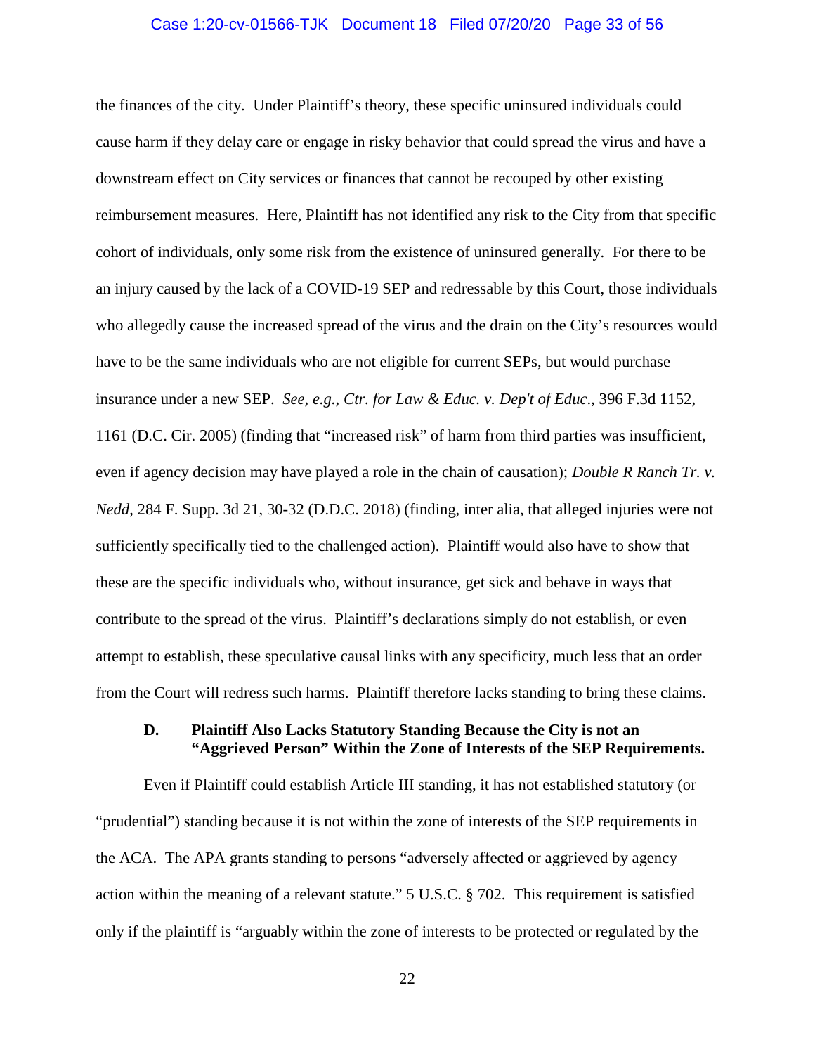the finances of the city. Under Plaintiff's theory, these specific uninsured individuals could cause harm if they delay care or engage in risky behavior that could spread the virus and have a downstream effect on City services or finances that cannot be recouped by other existing reimbursement measures. Here, Plaintiff has not identified any risk to the City from that specific cohort of individuals, only some risk from the existence of uninsured generally. For there to be an injury caused by the lack of a COVID-19 SEP and redressable by this Court, those individuals who allegedly cause the increased spread of the virus and the drain on the City's resources would have to be the same individuals who are not eligible for current SEPs, but would purchase insurance under a new SEP. *See, e.g.*, *Ctr. for Law & Educ. v. Dep't of Educ*., 396 F.3d 1152, 1161 (D.C. Cir. 2005) (finding that "increased risk" of harm from third parties was insufficient, even if agency decision may have played a role in the chain of causation); *Double R Ranch Tr. v. Nedd*, 284 F. Supp. 3d 21, 30-32 (D.D.C. 2018) (finding, inter alia, that alleged injuries were not sufficiently specifically tied to the challenged action). Plaintiff would also have to show that these are the specific individuals who, without insurance, get sick and behave in ways that contribute to the spread of the virus. Plaintiff's declarations simply do not establish, or even attempt to establish, these speculative causal links with any specificity, much less that an order from the Court will redress such harms. Plaintiff therefore lacks standing to bring these claims.

### D. Plaintiff Also Lacks Statutory Standing Because the City is not an "Aggrieved Person" Within the Zone of Interests of the SEP Requirements.

Even if Plaintiff could establish Article III standing, it has not established statutory (or "prudential") standing because it is not within the zone of interests of the SEP requirements in the ACA. The APA grants standing to persons "adversely affected or aggrieved by agency action within the meaning of a relevant statute." 5 U.S.C. § 702. This requirement is satisfied only if the plaintiff is "arguably within the zone of interests to be protected or regulated by the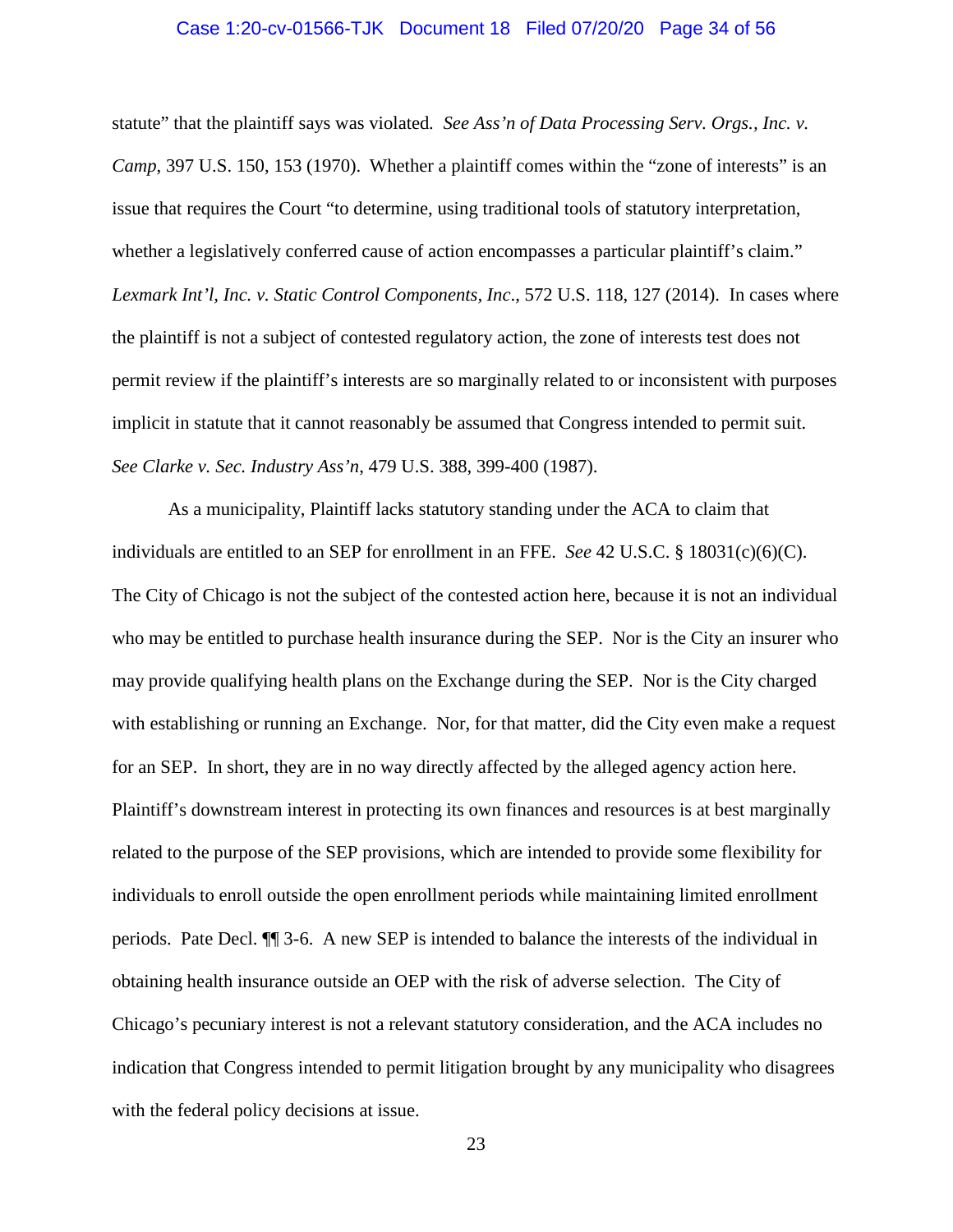statute" that the plaintiff says was violated. *See Ass'n of Data Processing Serv. Orgs., Inc. v. Camp*, 397 U.S. 150, 153 (1970). Whether a plaintiff comes within the "zone of interests" is an issue that requires the Court "to determine, using traditional tools of statutory interpretation, whether a legislatively conferred cause of action encompasses a particular plaintiff's claim." *Lexmark Int'l, Inc. v. Static Control Components, Inc*., 572 U.S. 118, 127 (2014). In cases where the plaintiff is not a subject of contested regulatory action, the zone of interests test does not permit review if the plaintiff's interests are so marginally related to or inconsistent with purposes implicit in statute that it cannot reasonably be assumed that Congress intended to permit suit. *See Clarke v. Sec. Industry Ass'n*, 479 U.S. 388, 399-400 (1987).

As a municipality, Plaintiff lacks statutory standing under the ACA to claim that individuals are entitled to an SEP for enrollment in an FFE. *See* 42 U.S.C. § 18031(c)(6)(C). The City of Chicago is not the subject of the contested action here, because it is not an individual who may be entitled to purchase health insurance during the SEP. Nor is the City an insurer who may provide qualifying health plans on the Exchange during the SEP. Nor is the City charged with establishing or running an Exchange. Nor, for that matter, did the City even make a request for an SEP. In short, they are in no way directly affected by the alleged agency action here. Plaintiff's downstream interest in protecting its own finances and resources is at best marginally related to the purpose of the SEP provisions, which are intended to provide some flexibility for individuals to enroll outside the open enrollment periods while maintaining limited enrollment periods. Pate Decl. ¶¶ 3-6. A new SEP is intended to balance the interests of the individual in obtaining health insurance outside an OEP with the risk of adverse selection. The City of Chicago's pecuniary interest is not a relevant statutory consideration, and the ACA includes no indication that Congress intended to permit litigation brought by any municipality who disagrees with the federal policy decisions at issue.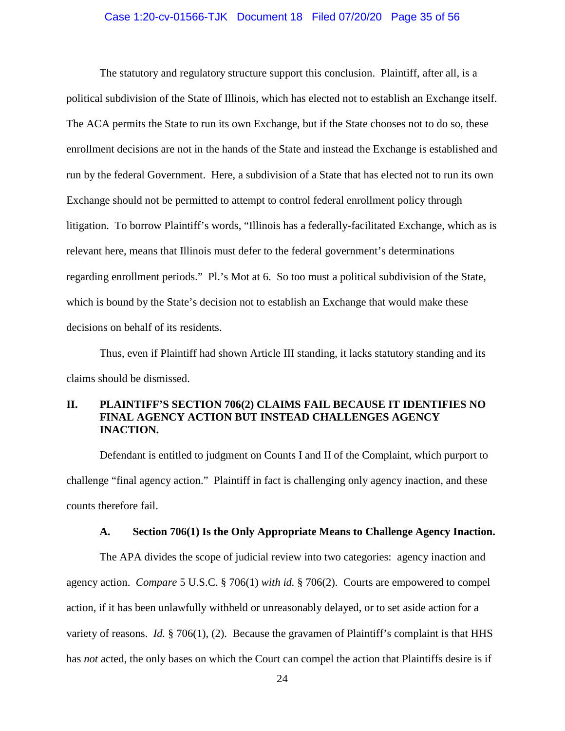The statutory and regulatory structure support this conclusion. Plaintiff, after all, is a political subdivision of the State of Illinois, which has elected not to establish an Exchange itself. The ACA permits the State to run its own Exchange, but if the State chooses not to do so, these enrollment decisions are not in the hands of the State and instead the Exchange is established and run by the federal Government. Here, a subdivision of a State that has elected not to run its own Exchange should not be permitted to attempt to control federal enrollment policy through litigation. To borrow Plaintiff's words, "Illinois has a federally-facilitated Exchange, which as is relevant here, means that Illinois must defer to the federal government's determinations regarding enrollment periods." Pl.'s Mot at 6. So too must a political subdivision of the State, which is bound by the State's decision not to establish an Exchange that would make these decisions on behalf of its residents.

Thus, even if Plaintiff had shown Article III standing, it lacks statutory standing and its claims should be dismissed.

## II. PLAINTIFF'S SECTION 706(2) CLAIMS FAIL BECAUSE IT IDENTIFIES NO FINAL AGENCY ACTION BUT INSTEAD CHALLENGES AGENCY INACTION.

Defendant is entitled to judgment on Counts I and II of the Complaint, which purport to challenge "final agency action." Plaintiff in fact is challenging only agency inaction, and these counts therefore fail.

### A. Section 706(1) Is the Only Appropriate Means to Challenge Agency Inaction.

The APA divides the scope of judicial review into two categories: agency inaction and agency action. *Compare* 5 U.S.C. § 706(1) *with id.* § 706(2). Courts are empowered to compel action, if it has been unlawfully withheld or unreasonably delayed, or to set aside action for a variety of reasons. *Id.* § 706(1), (2). Because the gravamen of Plaintiff's complaint is that HHS has *not* acted, the only bases on which the Court can compel the action that Plaintiffs desire is if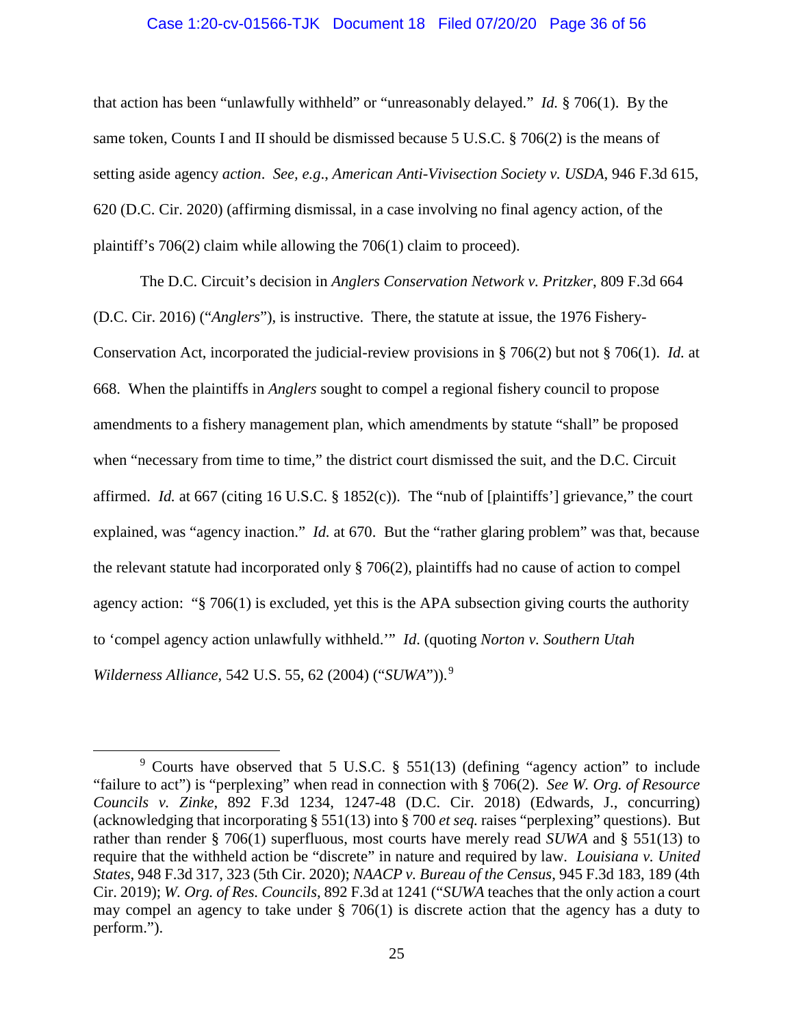that action has been "unlawfully withheld" or "unreasonably delayed." *Id.* § 706(1). By the same token, Counts I and II should be dismissed because 5 U.S.C. § 706(2) is the means of setting aside agency *action*. *See, e.g.*, *American Anti-Vivisection Society v. USDA*, 946 F.3d 615, 620 (D.C. Cir. 2020) (affirming dismissal, in a case involving no final agency action, of the plaintiff's 706(2) claim while allowing the 706(1) claim to proceed).

The D.C. Circuit's decision in *Anglers Conservation Network v. Pritzker*, 809 F.3d 664 (D.C. Cir. 2016) ("*Anglers*"), is instructive. There, the statute at issue, the 1976 Fishery-Conservation Act, incorporated the judicial-review provisions in § 706(2) but not § 706(1). *Id.* at 668. When the plaintiffs in *Anglers* sought to compel a regional fishery council to propose amendments to a fishery management plan, which amendments by statute "shall" be proposed when "necessary from time to time," the district court dismissed the suit, and the D.C. Circuit affirmed. *Id.* at 667 (citing 16 U.S.C. § 1852(c)). The "nub of [plaintiffs'] grievance," the court explained, was "agency inaction." *Id.* at 670. But the "rather glaring problem" was that, because the relevant statute had incorporated only § 706(2), plaintiffs had no cause of action to compel agency action: "§ 706(1) is excluded, yet this is the APA subsection giving courts the authority to 'compel agency action unlawfully withheld.'" *Id*. (quoting *Norton v. Southern Utah Wilderness Alliance*, 542 U.S. 55, 62 (2004) ("*SUWA*")).[9]

[9] Courts have observed that 5 U.S.C. § 551(13) (defining "agency action" to include "failure to act") is "perplexing" when read in connection with § 706(2). *See W. Org. of Resource Councils v. Zinke*, 892 F.3d 1234, 1247-48 (D.C. Cir. 2018) (Edwards, J., concurring) (acknowledging that incorporating § 551(13) into § 700 *et seq.* raises "perplexing" questions). But rather than render § 706(1) superfluous, most courts have merely read *SUWA* and § 551(13) to require that the withheld action be "discrete" in nature and required by law. *Louisiana v. United States*, 948 F.3d 317, 323 (5th Cir. 2020); *NAACP v. Bureau of the Census*, 945 F.3d 183, 189 (4th Cir. 2019); *W. Org. of Res. Councils*, 892 F.3d at 1241 ("*SUWA* teaches that the only action a court may compel an agency to take under § 706(1) is discrete action that the agency has a duty to perform.").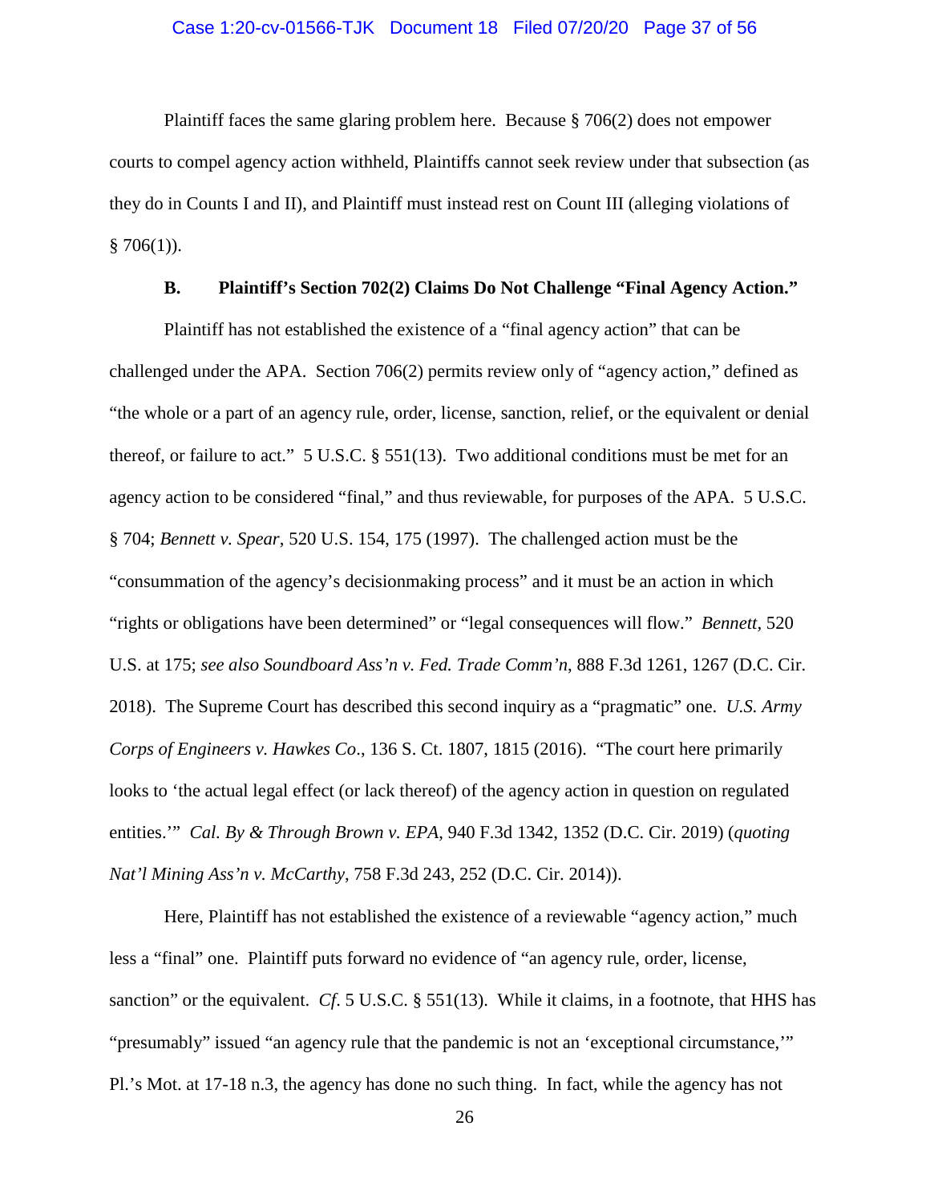Plaintiff faces the same glaring problem here. Because § 706(2) does not empower courts to compel agency action withheld, Plaintiffs cannot seek review under that subsection (as they do in Counts I and II), and Plaintiff must instead rest on Count III (alleging violations of § 706(1)).

### B. Plaintiff's Section 702(2) Claims Do Not Challenge "Final Agency Action."

Plaintiff has not established the existence of a "final agency action" that can be challenged under the APA. Section 706(2) permits review only of "agency action," defined as "the whole or a part of an agency rule, order, license, sanction, relief, or the equivalent or denial thereof, or failure to act." 5 U.S.C. § 551(13). Two additional conditions must be met for an agency action to be considered "final," and thus reviewable, for purposes of the APA. 5 U.S.C. § 704; *Bennett v. Spear*, 520 U.S. 154, 175 (1997). The challenged action must be the "consummation of the agency's decisionmaking process" and it must be an action in which "rights or obligations have been determined" or "legal consequences will flow." *Bennett,* 520 U.S. at 175; *see also Soundboard Ass'n v. Fed. Trade Comm'n*, 888 F.3d 1261, 1267 (D.C. Cir. 2018). The Supreme Court has described this second inquiry as a "pragmatic" one. *U.S. Army Corps of Engineers v. Hawkes Co*., 136 S. Ct. 1807, 1815 (2016). "The court here primarily looks to 'the actual legal effect (or lack thereof) of the agency action in question on regulated entities.'" *Cal. By & Through Brown v. EPA*, 940 F.3d 1342, 1352 (D.C. Cir. 2019) (*quoting Nat'l Mining Ass'n v. McCarthy*, 758 F.3d 243, 252 (D.C. Cir. 2014)).

Here, Plaintiff has not established the existence of a reviewable "agency action," much less a "final" one. Plaintiff puts forward no evidence of "an agency rule, order, license, sanction" or the equivalent. *Cf*. 5 U.S.C. § 551(13). While it claims, in a footnote, that HHS has "presumably" issued "an agency rule that the pandemic is not an 'exceptional circumstance,'" Pl.'s Mot. at 17-18 n.3, the agency has done no such thing. In fact, while the agency has not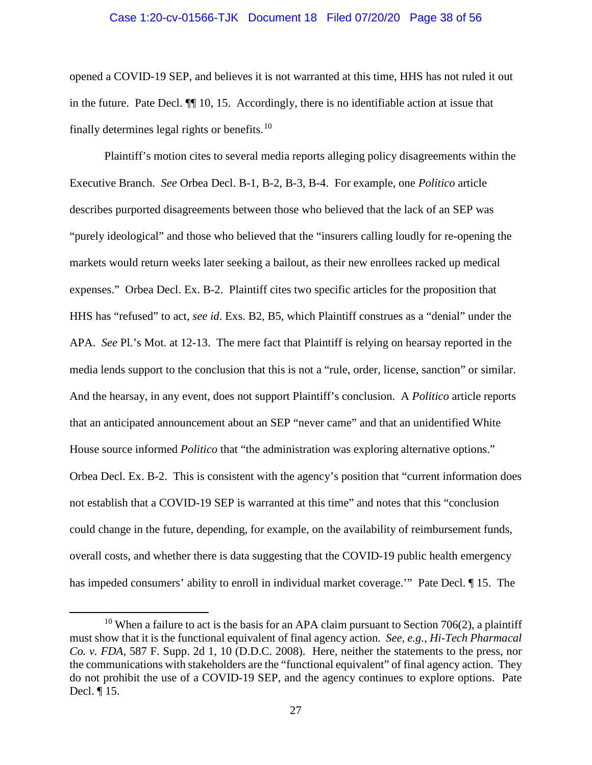opened a COVID-19 SEP, and believes it is not warranted at this time, HHS has not ruled it out in the future. Pate Decl. ¶¶ 10, 15. Accordingly, there is no identifiable action at issue that finally determines legal rights or benefits.[10]

Plaintiff's motion cites to several media reports alleging policy disagreements within the Executive Branch. *See* Orbea Decl. B-1, B-2, B-3, B-4. For example, one *Politico* article describes purported disagreements between those who believed that the lack of an SEP was "purely ideological" and those who believed that the "insurers calling loudly for re-opening the markets would return weeks later seeking a bailout, as their new enrollees racked up medical expenses." Orbea Decl. Ex. B-2. Plaintiff cites two specific articles for the proposition that HHS has "refused" to act, *see id*. Exs. B2, B5, which Plaintiff construes as a "denial" under the APA. *See* Pl.'s Mot. at 12-13. The mere fact that Plaintiff is relying on hearsay reported in the media lends support to the conclusion that this is not a "rule, order, license, sanction" or similar. And the hearsay, in any event, does not support Plaintiff's conclusion. A *Politico* article reports that an anticipated announcement about an SEP "never came" and that an unidentified White House source informed *Politico* that "the administration was exploring alternative options." Orbea Decl. Ex. B-2. This is consistent with the agency's position that "current information does not establish that a COVID-19 SEP is warranted at this time" and notes that this "conclusion could change in the future, depending, for example, on the availability of reimbursement funds, overall costs, and whether there is data suggesting that the COVID-19 public health emergency has impeded consumers' ability to enroll in individual market coverage.'" Pate Decl. ¶ 15. The

[10] When a failure to act is the basis for an APA claim pursuant to Section 706(2), a plaintiff must show that it is the functional equivalent of final agency action. *See, e.g.*, *Hi-Tech Pharmacal Co. v. FDA*, 587 F. Supp. 2d 1, 10 (D.D.C. 2008). Here, neither the statements to the press, nor the communications with stakeholders are the "functional equivalent" of final agency action. They do not prohibit the use of a COVID-19 SEP, and the agency continues to explore options. Pate Decl. ¶ 15.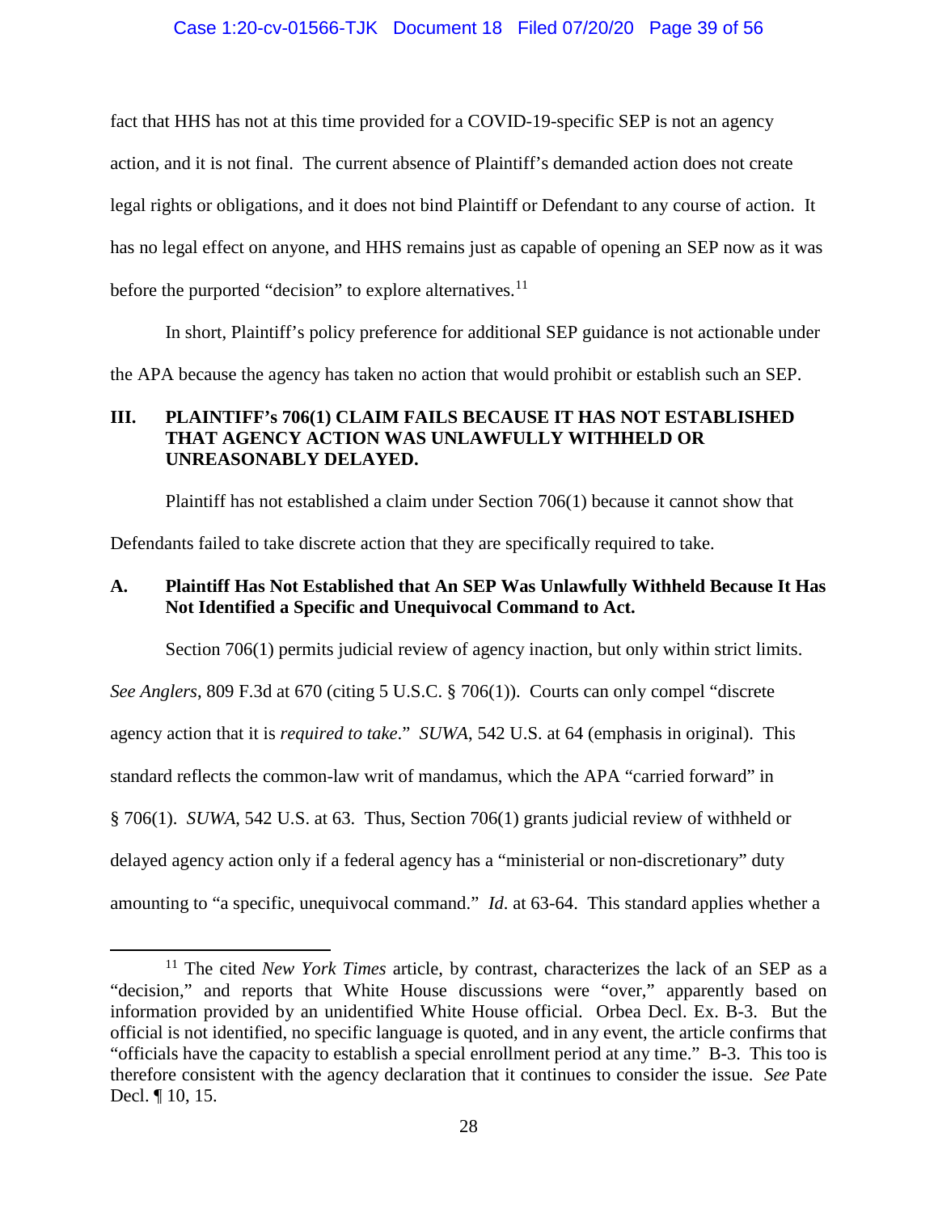fact that HHS has not at this time provided for a COVID-19-specific SEP is not an agency action, and it is not final. The current absence of Plaintiff's demanded action does not create legal rights or obligations, and it does not bind Plaintiff or Defendant to any course of action. It has no legal effect on anyone, and HHS remains just as capable of opening an SEP now as it was before the purported "decision" to explore alternatives.[11]

In short, Plaintiff's policy preference for additional SEP guidance is not actionable under the APA because the agency has taken no action that would prohibit or establish such an SEP.

## III. PLAINTIFF's 706(1) CLAIM FAILS BECAUSE IT HAS NOT ESTABLISHED THAT AGENCY ACTION WAS UNLAWFULLY WITHHELD OR UNREASONABLY DELAYED.

Plaintiff has not established a claim under Section 706(1) because it cannot show that Defendants failed to take discrete action that they are specifically required to take.

### A. Plaintiff Has Not Established that An SEP Was Unlawfully Withheld Because It Has Not Identified a Specific and Unequivocal Command to Act.

Section 706(1) permits judicial review of agency inaction, but only within strict limits. *See Anglers*, 809 F.3d at 670 (citing 5 U.S.C. § 706(1)). Courts can only compel "discrete agency action that it is *required to take*." *SUWA*, 542 U.S. at 64 (emphasis in original). This standard reflects the common-law writ of mandamus, which the APA "carried forward" in § 706(1). *SUWA*, 542 U.S. at 63. Thus, Section 706(1) grants judicial review of withheld or delayed agency action only if a federal agency has a "ministerial or non-discretionary" duty amounting to "a specific, unequivocal command." *Id*. at 63-64. This standard applies whether a

[11] The cited *New York Times* article, by contrast, characterizes the lack of an SEP as a "decision," and reports that White House discussions were "over," apparently based on information provided by an unidentified White House official. Orbea Decl. Ex. B-3. But the official is not identified, no specific language is quoted, and in any event, the article confirms that "officials have the capacity to establish a special enrollment period at any time." B-3. This too is therefore consistent with the agency declaration that it continues to consider the issue. *See* Pate Decl. ¶ 10, 15.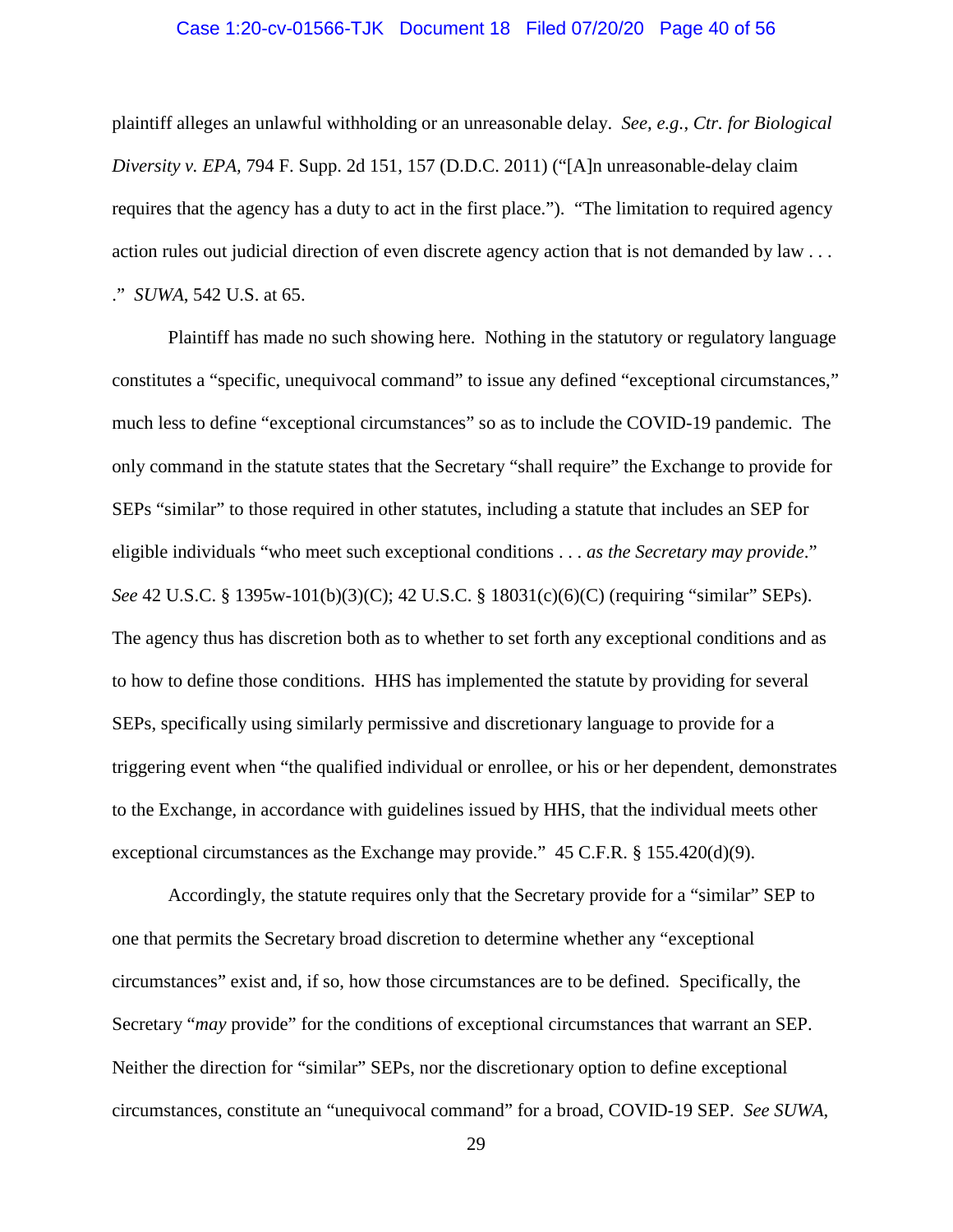plaintiff alleges an unlawful withholding or an unreasonable delay. *See, e.g.*, *Ctr. for Biological Diversity v. EPA*, 794 F. Supp. 2d 151, 157 (D.D.C. 2011) ("[A]n unreasonable-delay claim requires that the agency has a duty to act in the first place."). "The limitation to required agency action rules out judicial direction of even discrete agency action that is not demanded by law . . . ." *SUWA*, 542 U.S. at 65.

Plaintiff has made no such showing here. Nothing in the statutory or regulatory language constitutes a "specific, unequivocal command" to issue any defined "exceptional circumstances," much less to define "exceptional circumstances" so as to include the COVID-19 pandemic. The only command in the statute states that the Secretary "shall require" the Exchange to provide for SEPs "similar" to those required in other statutes, including a statute that includes an SEP for eligible individuals "who meet such exceptional conditions . . . *as the Secretary may provide*." *See* 42 U.S.C. § 1395w-101(b)(3)(C); 42 U.S.C. § 18031(c)(6)(C) (requiring "similar" SEPs). The agency thus has discretion both as to whether to set forth any exceptional conditions and as to how to define those conditions. HHS has implemented the statute by providing for several SEPs, specifically using similarly permissive and discretionary language to provide for a triggering event when "the qualified individual or enrollee, or his or her dependent, demonstrates to the Exchange, in accordance with guidelines issued by HHS, that the individual meets other exceptional circumstances as the Exchange may provide." 45 C.F.R. § 155.420(d)(9).

Accordingly, the statute requires only that the Secretary provide for a "similar" SEP to one that permits the Secretary broad discretion to determine whether any "exceptional circumstances" exist and, if so, how those circumstances are to be defined. Specifically, the Secretary "*may* provide" for the conditions of exceptional circumstances that warrant an SEP. Neither the direction for "similar" SEPs, nor the discretionary option to define exceptional circumstances, constitute an "unequivocal command" for a broad, COVID-19 SEP. *See SUWA*,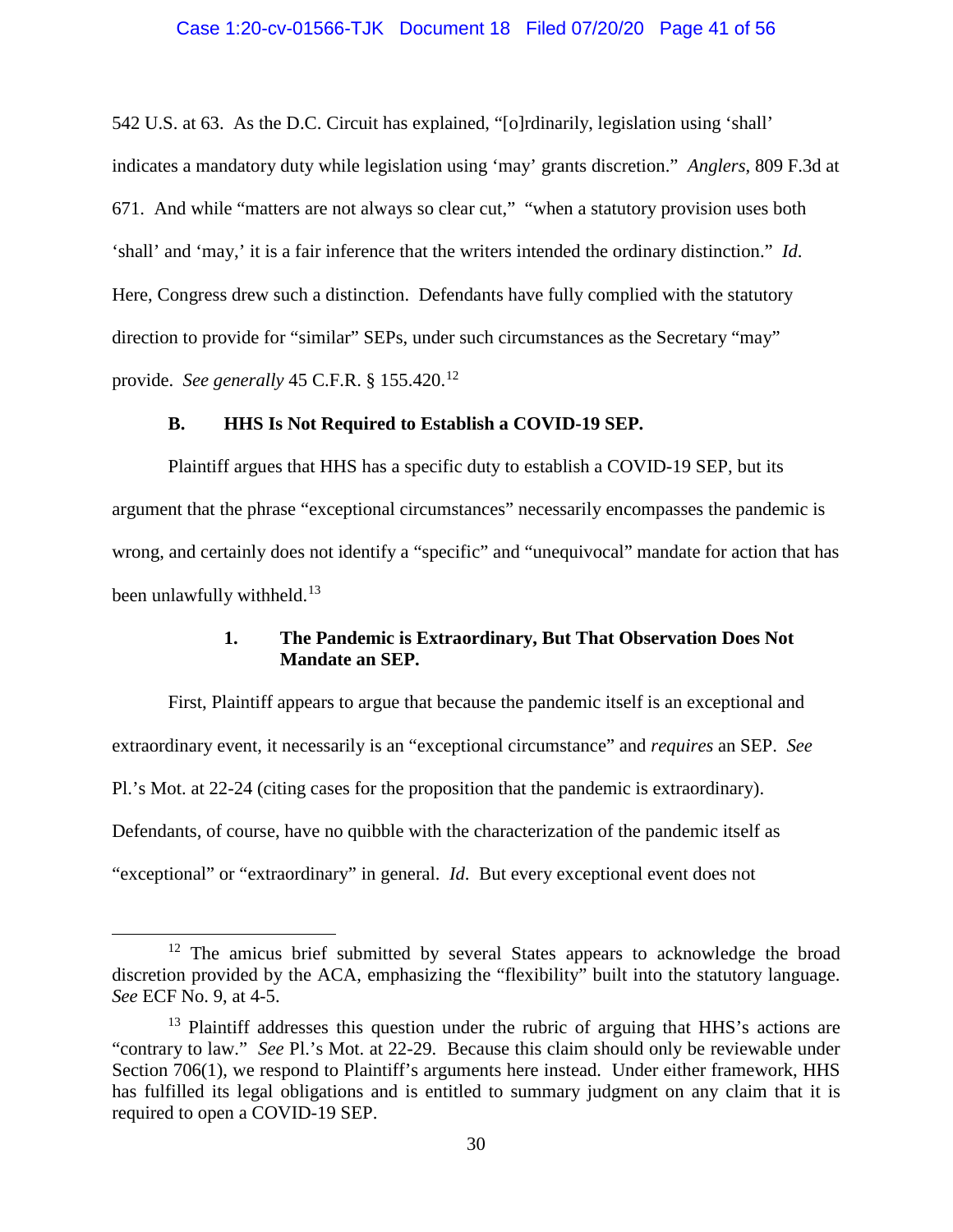542 U.S. at 63. As the D.C. Circuit has explained, "[o]rdinarily, legislation using 'shall' indicates a mandatory duty while legislation using 'may' grants discretion." *Anglers*, 809 F.3d at 671. And while "matters are not always so clear cut," "when a statutory provision uses both 'shall' and 'may,' it is a fair inference that the writers intended the ordinary distinction." *Id*. Here, Congress drew such a distinction. Defendants have fully complied with the statutory direction to provide for "similar" SEPs, under such circumstances as the Secretary "may" provide. *See generally* 45 C.F.R. § 155.420.[12]

### B. HHS Is Not Required to Establish a COVID-19 SEP.

Plaintiff argues that HHS has a specific duty to establish a COVID-19 SEP, but its argument that the phrase "exceptional circumstances" necessarily encompasses the pandemic is wrong, and certainly does not identify a "specific" and "unequivocal" mandate for action that has been unlawfully withheld.[13]

#### 1. The Pandemic is Extraordinary, But That Observation Does Not Mandate an SEP.

First, Plaintiff appears to argue that because the pandemic itself is an exceptional and extraordinary event, it necessarily is an "exceptional circumstance" and *requires* an SEP. *See* Pl.'s Mot. at 22-24 (citing cases for the proposition that the pandemic is extraordinary). Defendants, of course, have no quibble with the characterization of the pandemic itself as "exceptional" or "extraordinary" in general. *Id*. But every exceptional event does not

---

[12] The amicus brief submitted by several States appears to acknowledge the broad discretion provided by the ACA, emphasizing the "flexibility" built into the statutory language. *See* ECF No. 9, at 4-5.

[13] Plaintiff addresses this question under the rubric of arguing that HHS's actions are "contrary to law." *See* Pl.'s Mot. at 22-29. Because this claim should only be reviewable under Section 706(1), we respond to Plaintiff's arguments here instead. Under either framework, HHS has fulfilled its legal obligations and is entitled to summary judgment on any claim that it is required to open a COVID-19 SEP.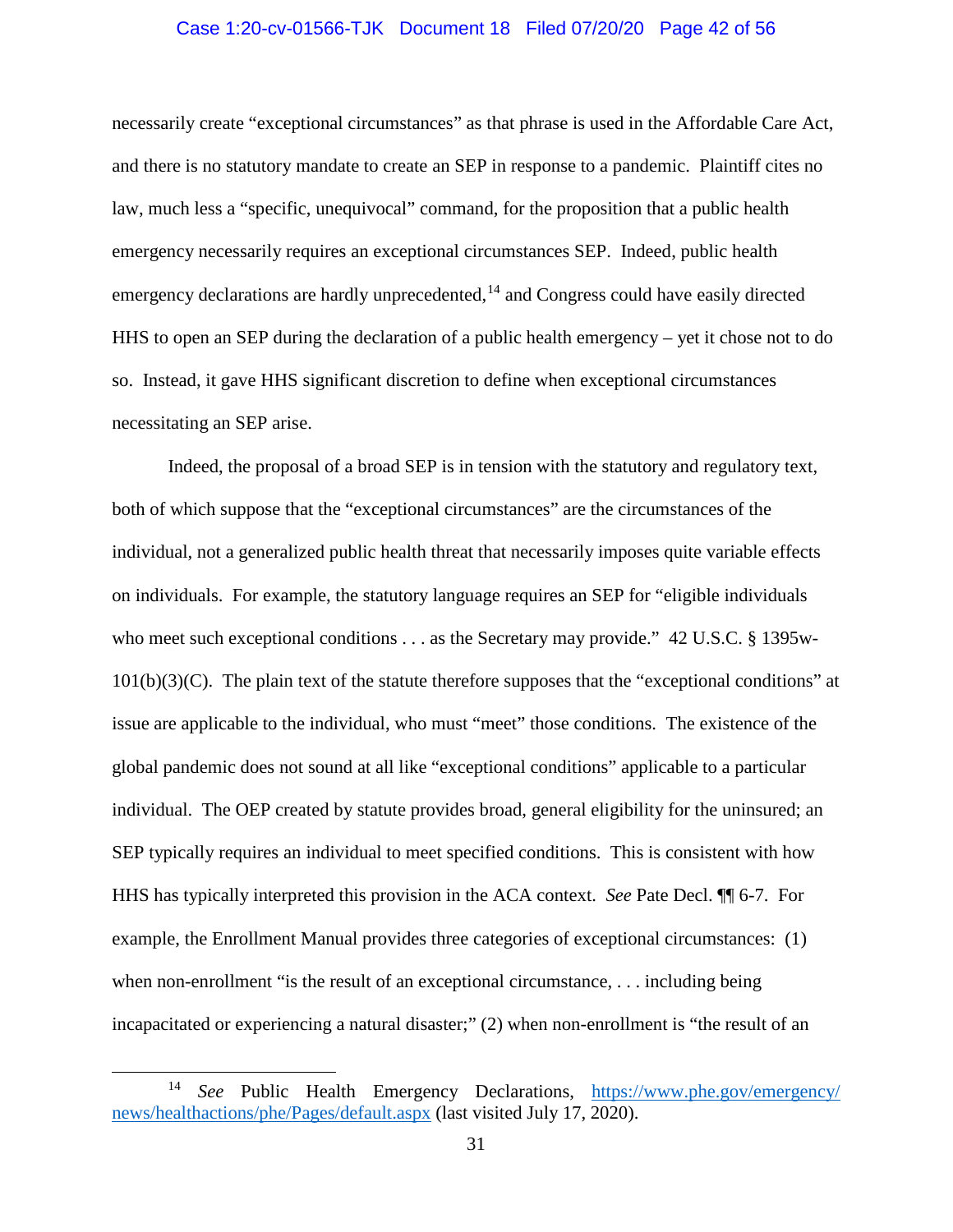necessarily create "exceptional circumstances" as that phrase is used in the Affordable Care Act, and there is no statutory mandate to create an SEP in response to a pandemic. Plaintiff cites no law, much less a "specific, unequivocal" command, for the proposition that a public health emergency necessarily requires an exceptional circumstances SEP. Indeed, public health emergency declarations are hardly unprecedented,[14] and Congress could have easily directed HHS to open an SEP during the declaration of a public health emergency – yet it chose not to do so. Instead, it gave HHS significant discretion to define when exceptional circumstances necessitating an SEP arise.

Indeed, the proposal of a broad SEP is in tension with the statutory and regulatory text, both of which suppose that the "exceptional circumstances" are the circumstances of the individual, not a generalized public health threat that necessarily imposes quite variable effects on individuals. For example, the statutory language requires an SEP for "eligible individuals who meet such exceptional conditions . . . as the Secretary may provide." 42 U.S.C. § 1395w-101(b)(3)(C). The plain text of the statute therefore supposes that the "exceptional conditions" at issue are applicable to the individual, who must "meet" those conditions. The existence of the global pandemic does not sound at all like "exceptional conditions" applicable to a particular individual. The OEP created by statute provides broad, general eligibility for the uninsured; an SEP typically requires an individual to meet specified conditions. This is consistent with how HHS has typically interpreted this provision in the ACA context. *See* Pate Decl. ¶¶ 6-7. For example, the Enrollment Manual provides three categories of exceptional circumstances: (1) when non-enrollment "is the result of an exceptional circumstance, . . . including being incapacitated or experiencing a natural disaster;" (2) when non-enrollment is "the result of an

---

[14] *See* Public Health Emergency Declarations, https://www.phe.gov/emergency/news/healthactions/phe/Pages/default.aspx (last visited July 17, 2020).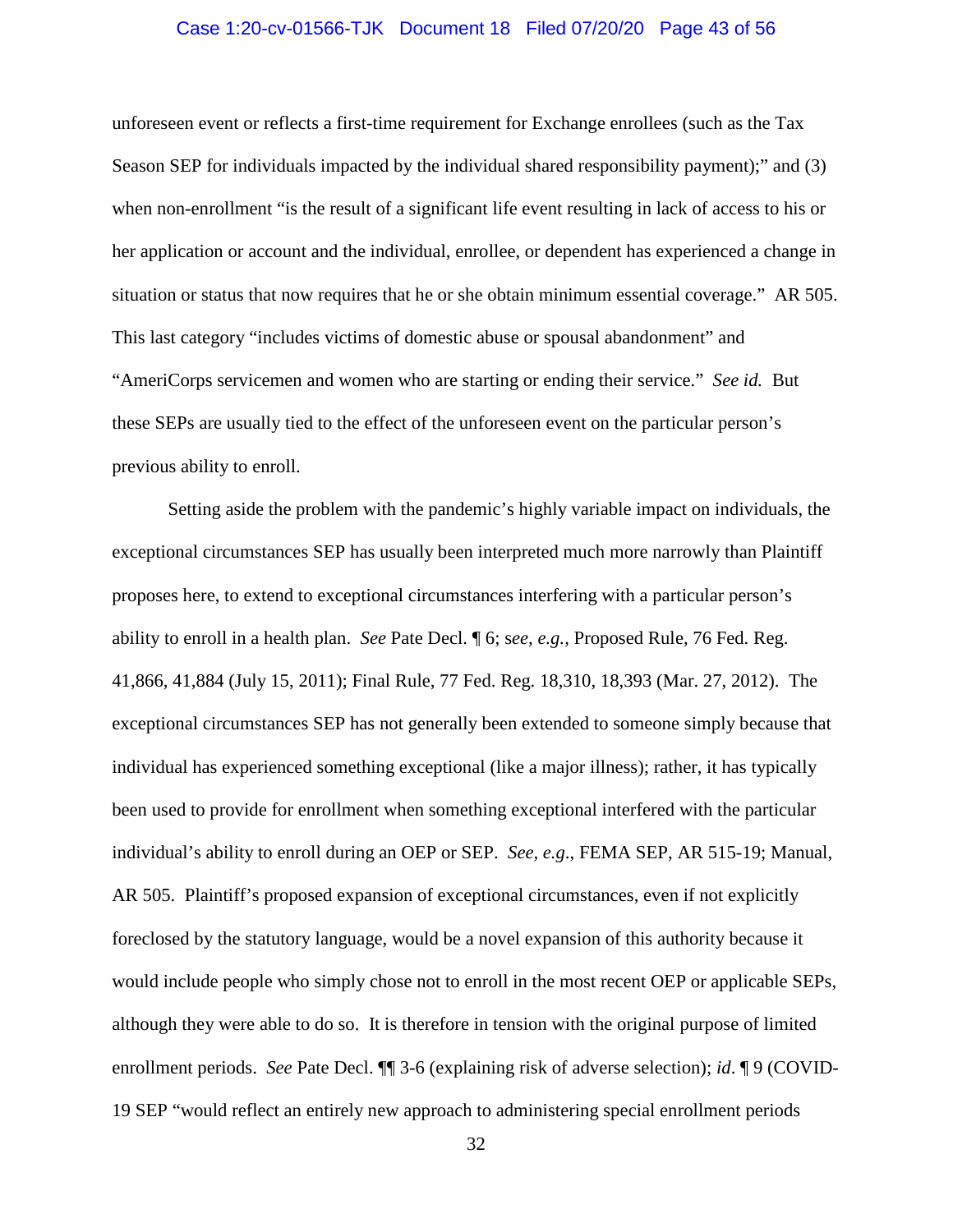unforeseen event or reflects a first-time requirement for Exchange enrollees (such as the Tax Season SEP for individuals impacted by the individual shared responsibility payment);" and (3) when non-enrollment "is the result of a significant life event resulting in lack of access to his or her application or account and the individual, enrollee, or dependent has experienced a change in situation or status that now requires that he or she obtain minimum essential coverage." AR 505. This last category "includes victims of domestic abuse or spousal abandonment" and "AmeriCorps servicemen and women who are starting or ending their service." *See id.* But these SEPs are usually tied to the effect of the unforeseen event on the particular person's previous ability to enroll.

Setting aside the problem with the pandemic's highly variable impact on individuals, the exceptional circumstances SEP has usually been interpreted much more narrowly than Plaintiff proposes here, to extend to exceptional circumstances interfering with a particular person's ability to enroll in a health plan. *See* Pate Decl. ¶ 6; s*ee, e.g.*, Proposed Rule, 76 Fed. Reg. 41,866, 41,884 (July 15, 2011); Final Rule, 77 Fed. Reg. 18,310, 18,393 (Mar. 27, 2012). The exceptional circumstances SEP has not generally been extended to someone simply because that individual has experienced something exceptional (like a major illness); rather, it has typically been used to provide for enrollment when something exceptional interfered with the particular individual's ability to enroll during an OEP or SEP. *See, e.g*., FEMA SEP, AR 515-19; Manual, AR 505. Plaintiff's proposed expansion of exceptional circumstances, even if not explicitly foreclosed by the statutory language, would be a novel expansion of this authority because it would include people who simply chose not to enroll in the most recent OEP or applicable SEPs, although they were able to do so. It is therefore in tension with the original purpose of limited enrollment periods. *See* Pate Decl. ¶¶ 3-6 (explaining risk of adverse selection); *id*. ¶ 9 (COVID-19 SEP "would reflect an entirely new approach to administering special enrollment periods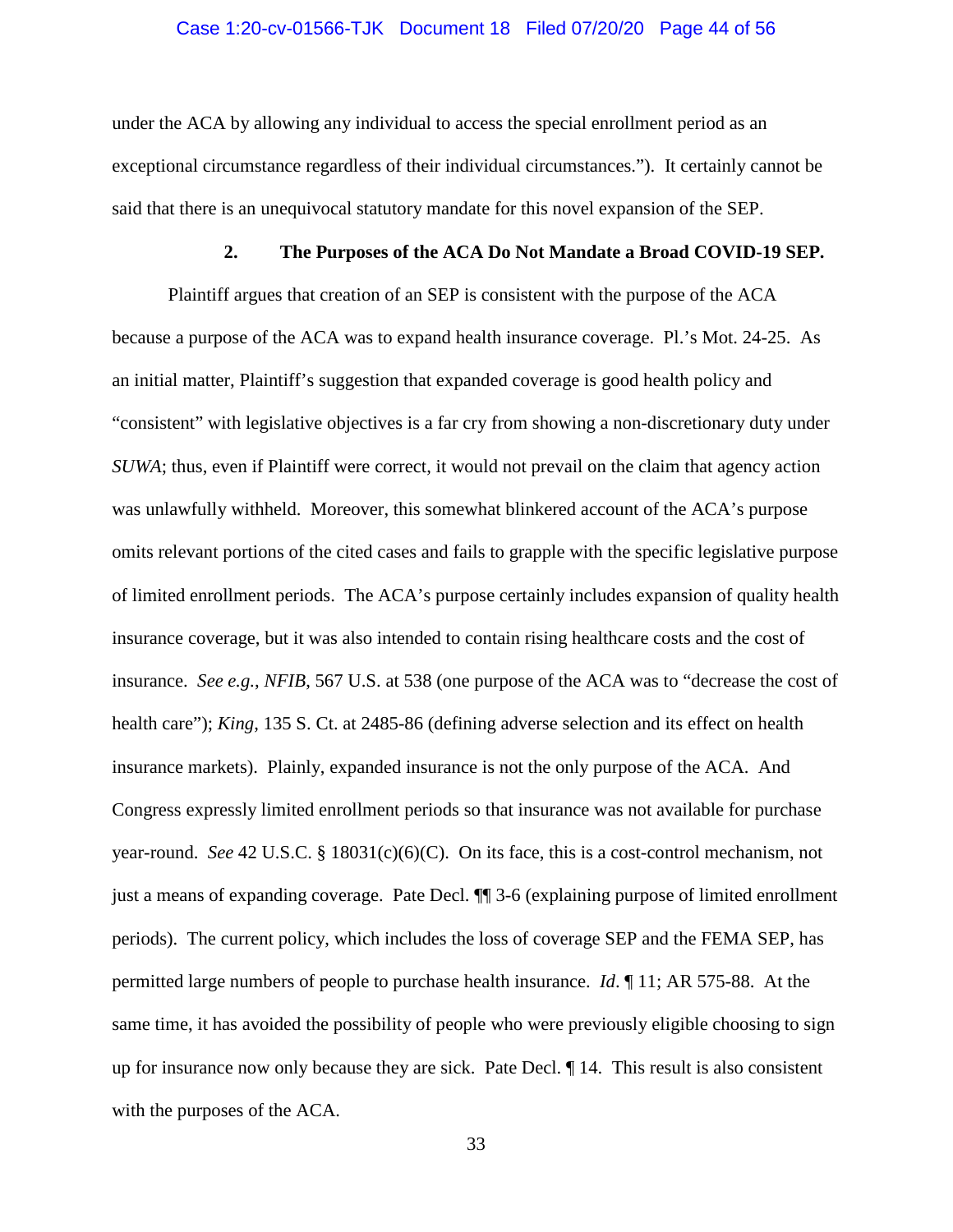under the ACA by allowing any individual to access the special enrollment period as an exceptional circumstance regardless of their individual circumstances."). It certainly cannot be said that there is an unequivocal statutory mandate for this novel expansion of the SEP.

### 2. The Purposes of the ACA Do Not Mandate a Broad COVID-19 SEP.

Plaintiff argues that creation of an SEP is consistent with the purpose of the ACA because a purpose of the ACA was to expand health insurance coverage. Pl.'s Mot. 24-25. As an initial matter, Plaintiff's suggestion that expanded coverage is good health policy and "consistent" with legislative objectives is a far cry from showing a non-discretionary duty under *SUWA*; thus, even if Plaintiff were correct, it would not prevail on the claim that agency action was unlawfully withheld. Moreover, this somewhat blinkered account of the ACA's purpose omits relevant portions of the cited cases and fails to grapple with the specific legislative purpose of limited enrollment periods. The ACA's purpose certainly includes expansion of quality health insurance coverage, but it was also intended to contain rising healthcare costs and the cost of insurance. *See e.g.*, *NFIB*, 567 U.S. at 538 (one purpose of the ACA was to "decrease the cost of health care"); *King*, 135 S. Ct. at 2485-86 (defining adverse selection and its effect on health insurance markets). Plainly, expanded insurance is not the only purpose of the ACA. And Congress expressly limited enrollment periods so that insurance was not available for purchase year-round. *See* 42 U.S.C. § 18031(c)(6)(C). On its face, this is a cost-control mechanism, not just a means of expanding coverage. Pate Decl. ¶¶ 3-6 (explaining purpose of limited enrollment periods). The current policy, which includes the loss of coverage SEP and the FEMA SEP, has permitted large numbers of people to purchase health insurance. *Id*. ¶ 11; AR 575-88. At the same time, it has avoided the possibility of people who were previously eligible choosing to sign up for insurance now only because they are sick. Pate Decl. ¶ 14. This result is also consistent with the purposes of the ACA.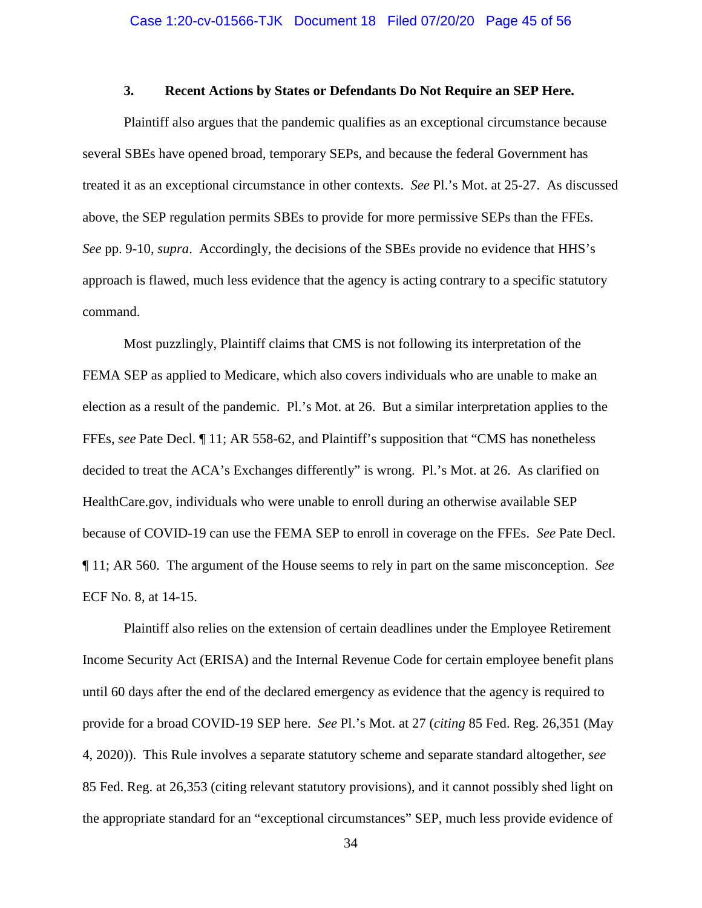### 3. Recent Actions by States or Defendants Do Not Require an SEP Here.

Plaintiff also argues that the pandemic qualifies as an exceptional circumstance because several SBEs have opened broad, temporary SEPs, and because the federal Government has treated it as an exceptional circumstance in other contexts. *See* Pl.'s Mot. at 25-27. As discussed above, the SEP regulation permits SBEs to provide for more permissive SEPs than the FFEs. *See* pp. 9-10, *supra*. Accordingly, the decisions of the SBEs provide no evidence that HHS's approach is flawed, much less evidence that the agency is acting contrary to a specific statutory command.

Most puzzlingly, Plaintiff claims that CMS is not following its interpretation of the FEMA SEP as applied to Medicare, which also covers individuals who are unable to make an election as a result of the pandemic. Pl.'s Mot. at 26. But a similar interpretation applies to the FFEs, *see* Pate Decl. ¶ 11; AR 558-62, and Plaintiff's supposition that "CMS has nonetheless decided to treat the ACA's Exchanges differently" is wrong. Pl.'s Mot. at 26. As clarified on HealthCare.gov, individuals who were unable to enroll during an otherwise available SEP because of COVID-19 can use the FEMA SEP to enroll in coverage on the FFEs. *See* Pate Decl. ¶ 11; AR 560. The argument of the House seems to rely in part on the same misconception. *See* ECF No. 8, at 14-15.

Plaintiff also relies on the extension of certain deadlines under the Employee Retirement Income Security Act (ERISA) and the Internal Revenue Code for certain employee benefit plans until 60 days after the end of the declared emergency as evidence that the agency is required to provide for a broad COVID-19 SEP here. *See* Pl.'s Mot. at 27 (*citing* 85 Fed. Reg. 26,351 (May 4, 2020)). This Rule involves a separate statutory scheme and separate standard altogether, *see* 85 Fed. Reg. at 26,353 (citing relevant statutory provisions), and it cannot possibly shed light on the appropriate standard for an "exceptional circumstances" SEP, much less provide evidence of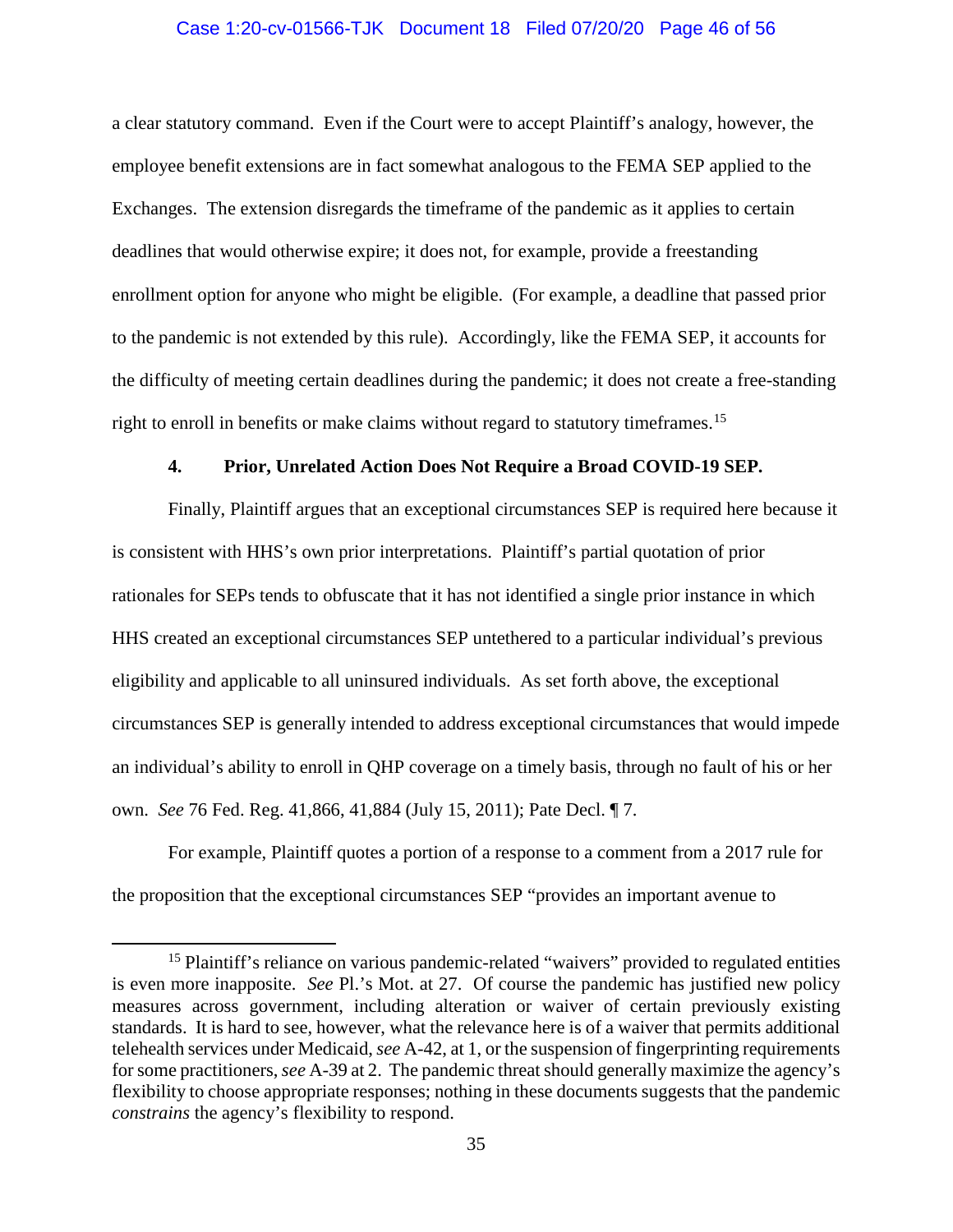a clear statutory command. Even if the Court were to accept Plaintiff's analogy, however, the employee benefit extensions are in fact somewhat analogous to the FEMA SEP applied to the Exchanges. The extension disregards the timeframe of the pandemic as it applies to certain deadlines that would otherwise expire; it does not, for example, provide a freestanding enrollment option for anyone who might be eligible. (For example, a deadline that passed prior to the pandemic is not extended by this rule). Accordingly, like the FEMA SEP, it accounts for the difficulty of meeting certain deadlines during the pandemic; it does not create a free-standing right to enroll in benefits or make claims without regard to statutory timeframes.[15]

#### 4. Prior, Unrelated Action Does Not Require a Broad COVID-19 SEP.

Finally, Plaintiff argues that an exceptional circumstances SEP is required here because it is consistent with HHS's own prior interpretations. Plaintiff's partial quotation of prior rationales for SEPs tends to obfuscate that it has not identified a single prior instance in which HHS created an exceptional circumstances SEP untethered to a particular individual's previous eligibility and applicable to all uninsured individuals. As set forth above, the exceptional circumstances SEP is generally intended to address exceptional circumstances that would impede an individual's ability to enroll in QHP coverage on a timely basis, through no fault of his or her own. *See* 76 Fed. Reg. 41,866, 41,884 (July 15, 2011); Pate Decl. ¶ 7.

For example, Plaintiff quotes a portion of a response to a comment from a 2017 rule for the proposition that the exceptional circumstances SEP "provides an important avenue to

---

[15] Plaintiff's reliance on various pandemic-related "waivers" provided to regulated entities is even more inapposite. *See* Pl.'s Mot. at 27. Of course the pandemic has justified new policy measures across government, including alteration or waiver of certain previously existing standards. It is hard to see, however, what the relevance here is of a waiver that permits additional telehealth services under Medicaid, *see* A-42, at 1, or the suspension of fingerprinting requirements for some practitioners, *see* A-39 at 2. The pandemic threat should generally maximize the agency's flexibility to choose appropriate responses; nothing in these documents suggests that the pandemic *constrains* the agency's flexibility to respond.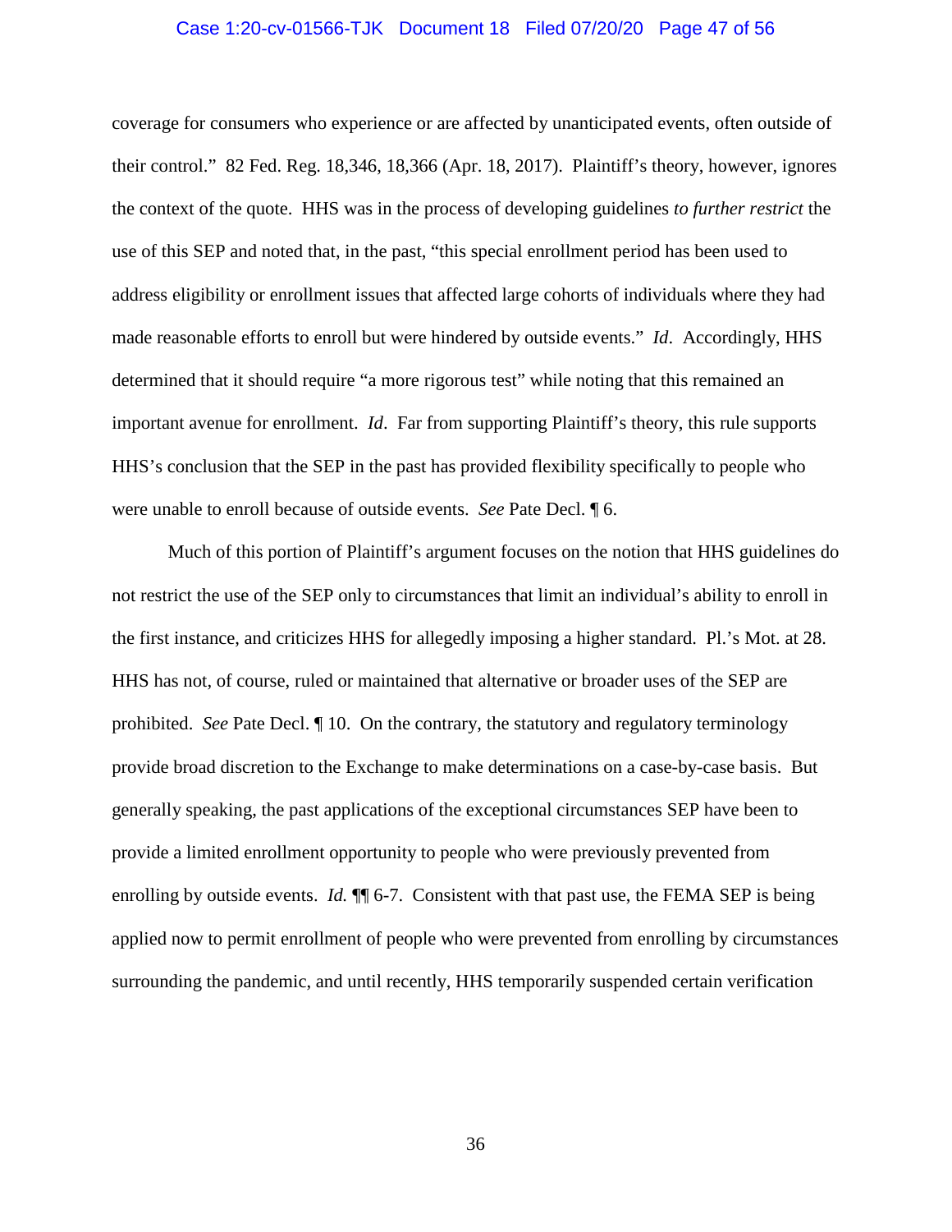coverage for consumers who experience or are affected by unanticipated events, often outside of their control." 82 Fed. Reg. 18,346, 18,366 (Apr. 18, 2017). Plaintiff's theory, however, ignores the context of the quote. HHS was in the process of developing guidelines *to further restrict* the use of this SEP and noted that, in the past, "this special enrollment period has been used to address eligibility or enrollment issues that affected large cohorts of individuals where they had made reasonable efforts to enroll but were hindered by outside events." *Id*. Accordingly, HHS determined that it should require "a more rigorous test" while noting that this remained an important avenue for enrollment. *Id*. Far from supporting Plaintiff's theory, this rule supports HHS's conclusion that the SEP in the past has provided flexibility specifically to people who were unable to enroll because of outside events. *See* Pate Decl. ¶ 6.

Much of this portion of Plaintiff's argument focuses on the notion that HHS guidelines do not restrict the use of the SEP only to circumstances that limit an individual's ability to enroll in the first instance, and criticizes HHS for allegedly imposing a higher standard. Pl.'s Mot. at 28. HHS has not, of course, ruled or maintained that alternative or broader uses of the SEP are prohibited. *See* Pate Decl. ¶ 10. On the contrary, the statutory and regulatory terminology provide broad discretion to the Exchange to make determinations on a case-by-case basis. But generally speaking, the past applications of the exceptional circumstances SEP have been to provide a limited enrollment opportunity to people who were previously prevented from enrolling by outside events. *Id.* ¶¶ 6-7. Consistent with that past use, the FEMA SEP is being applied now to permit enrollment of people who were prevented from enrolling by circumstances surrounding the pandemic, and until recently, HHS temporarily suspended certain verification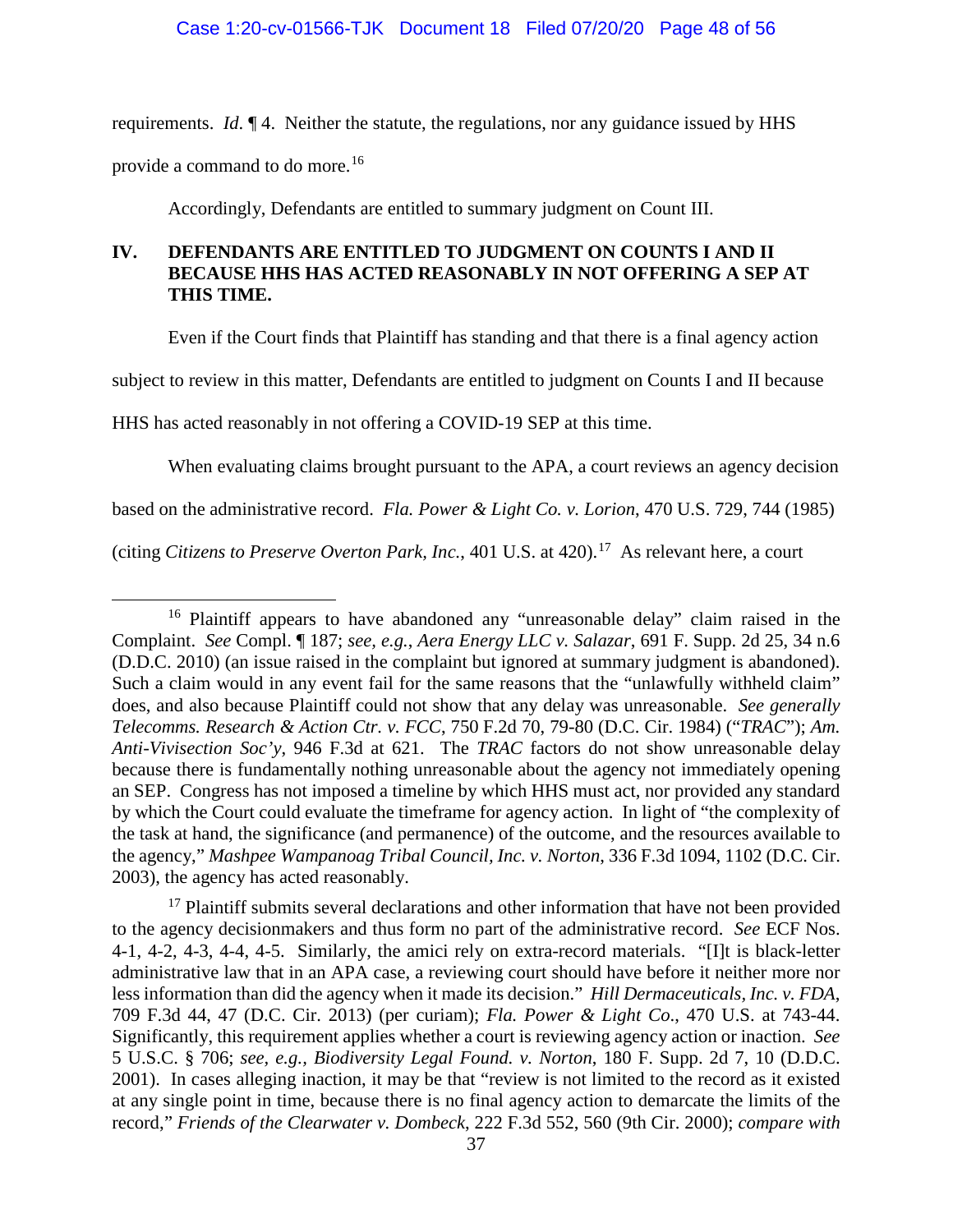requirements. *Id.* ¶ 4. Neither the statute, the regulations, nor any guidance issued by HHS provide a command to do more.[16]

Accordingly, Defendants are entitled to summary judgment on Count III.

## IV. DEFENDANTS ARE ENTITLED TO JUDGMENT ON COUNTS I AND II BECAUSE HHS HAS ACTED REASONABLY IN NOT OFFERING A SEP AT THIS TIME.

Even if the Court finds that Plaintiff has standing and that there is a final agency action subject to review in this matter, Defendants are entitled to judgment on Counts I and II because HHS has acted reasonably in not offering a COVID-19 SEP at this time.

When evaluating claims brought pursuant to the APA, a court reviews an agency decision based on the administrative record. *Fla. Power & Light Co. v. Lorion*, 470 U.S. 729, 744 (1985) (citing *Citizens to Preserve Overton Park, Inc.*, 401 U.S. at 420).[17] As relevant here, a court

---

[16] Plaintiff appears to have abandoned any "unreasonable delay" claim raised in the Complaint. *See* Compl. ¶ 187; *see, e.g.*, *Aera Energy LLC v. Salazar*, 691 F. Supp. 2d 25, 34 n.6 (D.D.C. 2010) (an issue raised in the complaint but ignored at summary judgment is abandoned). Such a claim would in any event fail for the same reasons that the "unlawfully withheld claim" does, and also because Plaintiff could not show that any delay was unreasonable. *See generally Telecomms. Research & Action Ctr. v. FCC*, 750 F.2d 70, 79-80 (D.C. Cir. 1984) ("*TRAC*"); *Am. Anti-Vivisection Soc'y*, 946 F.3d at 621. The *TRAC* factors do not show unreasonable delay because there is fundamentally nothing unreasonable about the agency not immediately opening an SEP. Congress has not imposed a timeline by which HHS must act, nor provided any standard by which the Court could evaluate the timeframe for agency action. In light of "the complexity of the task at hand, the significance (and permanence) of the outcome, and the resources available to the agency," *Mashpee Wampanoag Tribal Council, Inc. v. Norton*, 336 F.3d 1094, 1102 (D.C. Cir. 2003), the agency has acted reasonably.

[17] Plaintiff submits several declarations and other information that have not been provided to the agency decisionmakers and thus form no part of the administrative record. *See* ECF Nos. 4-1, 4-2, 4-3, 4-4, 4-5. Similarly, the amici rely on extra-record materials. "[I]t is black-letter administrative law that in an APA case, a reviewing court should have before it neither more nor less information than did the agency when it made its decision." *Hill Dermaceuticals, Inc. v. FDA*, 709 F.3d 44, 47 (D.C. Cir. 2013) (per curiam); *Fla. Power & Light Co.*, 470 U.S. at 743-44. Significantly, this requirement applies whether a court is reviewing agency action or inaction. *See* 5 U.S.C. § 706; *see, e.g.*, *Biodiversity Legal Found. v. Norton*, 180 F. Supp. 2d 7, 10 (D.D.C. 2001). In cases alleging inaction, it may be that "review is not limited to the record as it existed at any single point in time, because there is no final agency action to demarcate the limits of the record," *Friends of the Clearwater v. Dombeck*, 222 F.3d 552, 560 (9th Cir. 2000); *compare with*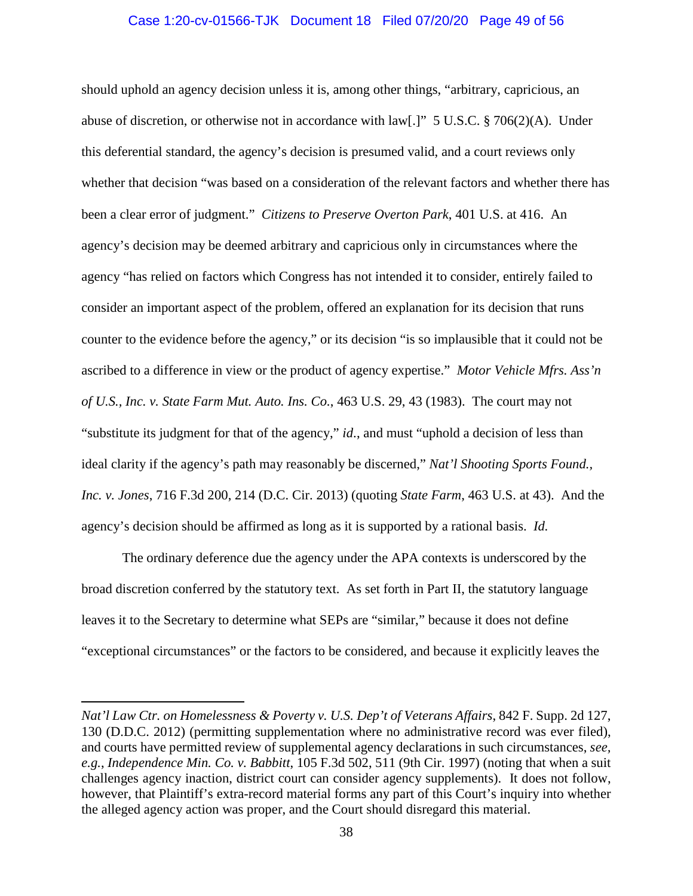should uphold an agency decision unless it is, among other things, "arbitrary, capricious, an abuse of discretion, or otherwise not in accordance with law[.]" 5 U.S.C. § 706(2)(A). Under this deferential standard, the agency's decision is presumed valid, and a court reviews only whether that decision "was based on a consideration of the relevant factors and whether there has been a clear error of judgment." *Citizens to Preserve Overton Park*, 401 U.S. at 416. An agency's decision may be deemed arbitrary and capricious only in circumstances where the agency "has relied on factors which Congress has not intended it to consider, entirely failed to consider an important aspect of the problem, offered an explanation for its decision that runs counter to the evidence before the agency," or its decision "is so implausible that it could not be ascribed to a difference in view or the product of agency expertise." *Motor Vehicle Mfrs. Ass'n of U.S., Inc. v. State Farm Mut. Auto. Ins. Co.*, 463 U.S. 29, 43 (1983). The court may not "substitute its judgment for that of the agency," *id.*, and must "uphold a decision of less than ideal clarity if the agency's path may reasonably be discerned," *Nat'l Shooting Sports Found., Inc. v. Jones*, 716 F.3d 200, 214 (D.C. Cir. 2013) (quoting *State Farm*, 463 U.S. at 43). And the agency's decision should be affirmed as long as it is supported by a rational basis. *Id.*

The ordinary deference due the agency under the APA contexts is underscored by the broad discretion conferred by the statutory text. As set forth in Part II, the statutory language leaves it to the Secretary to determine what SEPs are "similar," because it does not define "exceptional circumstances" or the factors to be considered, and because it explicitly leaves the

---

*Nat'l Law Ctr. on Homelessness & Poverty v. U.S. Dep't of Veterans Affairs*, 842 F. Supp. 2d 127, 130 (D.D.C. 2012) (permitting supplementation where no administrative record was ever filed), and courts have permitted review of supplemental agency declarations in such circumstances, *see, e.g.*, *Independence Min. Co. v. Babbitt*, 105 F.3d 502, 511 (9th Cir. 1997) (noting that when a suit challenges agency inaction, district court can consider agency supplements). It does not follow, however, that Plaintiff's extra-record material forms any part of this Court's inquiry into whether the alleged agency action was proper, and the Court should disregard this material.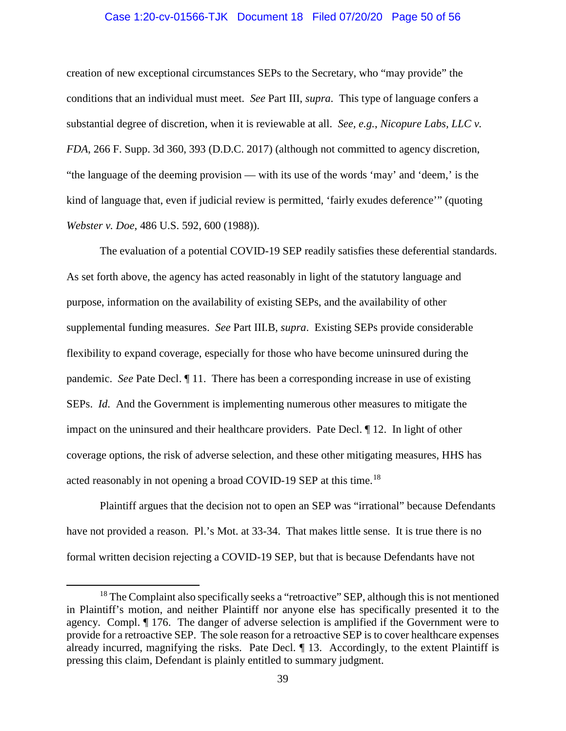creation of new exceptional circumstances SEPs to the Secretary, who "may provide" the conditions that an individual must meet. *See* Part III, *supra*. This type of language confers a substantial degree of discretion, when it is reviewable at all. *See, e.g.*, *Nicopure Labs, LLC v. FDA*, 266 F. Supp. 3d 360, 393 (D.D.C. 2017) (although not committed to agency discretion, "the language of the deeming provision — with its use of the words 'may' and 'deem,' is the kind of language that, even if judicial review is permitted, 'fairly exudes deference'" (quoting *Webster v. Doe*, 486 U.S. 592, 600 (1988)).

The evaluation of a potential COVID-19 SEP readily satisfies these deferential standards. As set forth above, the agency has acted reasonably in light of the statutory language and purpose, information on the availability of existing SEPs, and the availability of other supplemental funding measures. *See* Part III.B, *supra*. Existing SEPs provide considerable flexibility to expand coverage, especially for those who have become uninsured during the pandemic. *See* Pate Decl. ¶ 11. There has been a corresponding increase in use of existing SEPs. *Id.* And the Government is implementing numerous other measures to mitigate the impact on the uninsured and their healthcare providers. Pate Decl. ¶ 12. In light of other coverage options, the risk of adverse selection, and these other mitigating measures, HHS has acted reasonably in not opening a broad COVID-19 SEP at this time.[18]

Plaintiff argues that the decision not to open an SEP was "irrational" because Defendants have not provided a reason. Pl.'s Mot. at 33-34. That makes little sense. It is true there is no formal written decision rejecting a COVID-19 SEP, but that is because Defendants have not

---

[18] The Complaint also specifically seeks a "retroactive" SEP, although this is not mentioned in Plaintiff's motion, and neither Plaintiff nor anyone else has specifically presented it to the agency. Compl. ¶ 176. The danger of adverse selection is amplified if the Government were to provide for a retroactive SEP. The sole reason for a retroactive SEP is to cover healthcare expenses already incurred, magnifying the risks. Pate Decl. ¶ 13. Accordingly, to the extent Plaintiff is pressing this claim, Defendant is plainly entitled to summary judgment.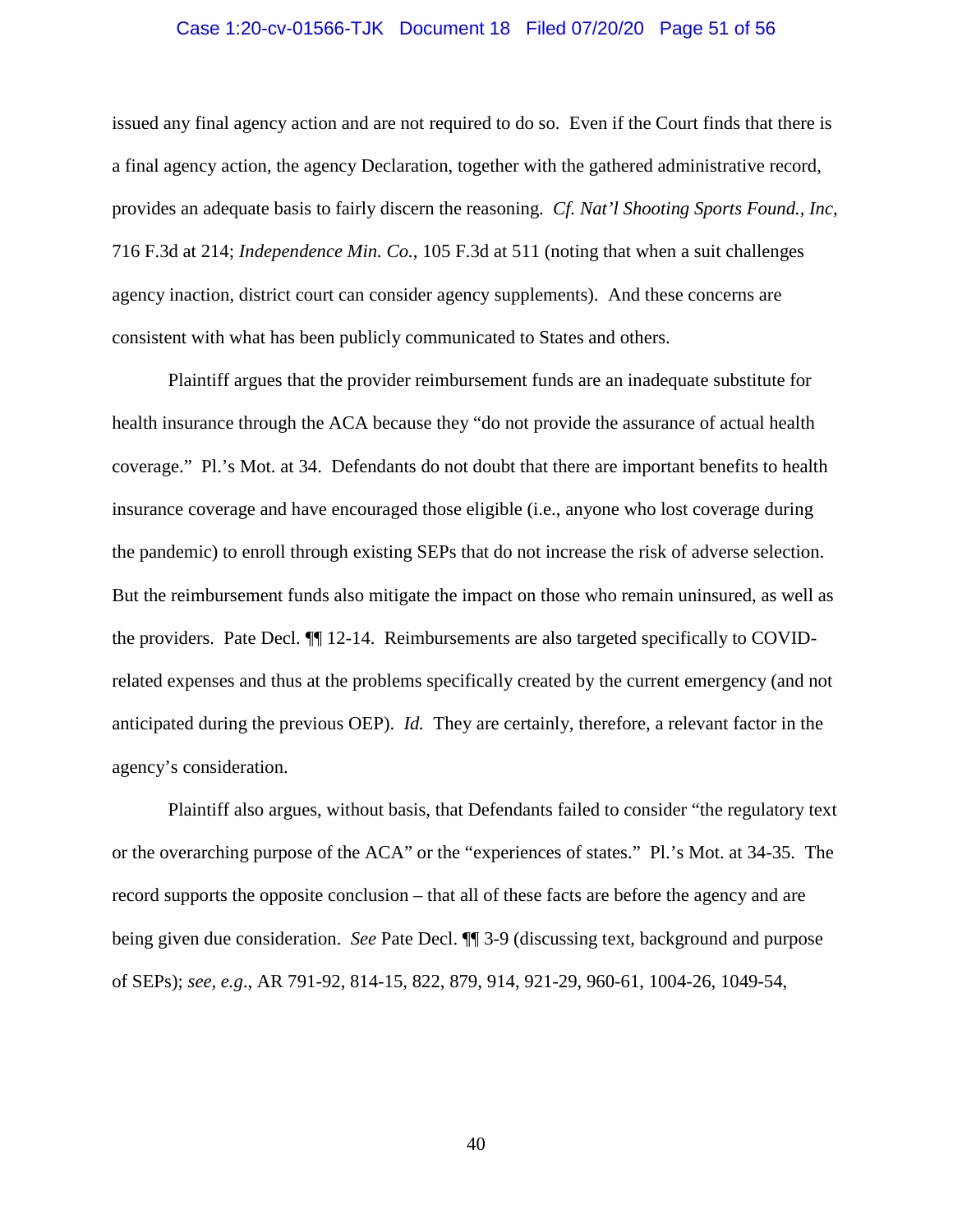issued any final agency action and are not required to do so. Even if the Court finds that there is a final agency action, the agency Declaration, together with the gathered administrative record, provides an adequate basis to fairly discern the reasoning. *Cf. Nat'l Shooting Sports Found., Inc*, 716 F.3d at 214; *Independence Min. Co.*, 105 F.3d at 511 (noting that when a suit challenges agency inaction, district court can consider agency supplements). And these concerns are consistent with what has been publicly communicated to States and others.

Plaintiff argues that the provider reimbursement funds are an inadequate substitute for health insurance through the ACA because they "do not provide the assurance of actual health coverage." Pl.'s Mot. at 34. Defendants do not doubt that there are important benefits to health insurance coverage and have encouraged those eligible (i.e., anyone who lost coverage during the pandemic) to enroll through existing SEPs that do not increase the risk of adverse selection. But the reimbursement funds also mitigate the impact on those who remain uninsured, as well as the providers. Pate Decl. ¶¶ 12-14. Reimbursements are also targeted specifically to COVID-related expenses and thus at the problems specifically created by the current emergency (and not anticipated during the previous OEP). *Id.* They are certainly, therefore, a relevant factor in the agency's consideration.

Plaintiff also argues, without basis, that Defendants failed to consider "the regulatory text or the overarching purpose of the ACA" or the "experiences of states." Pl.'s Mot. at 34-35. The record supports the opposite conclusion – that all of these facts are before the agency and are being given due consideration. *See* Pate Decl. ¶¶ 3-9 (discussing text, background and purpose of SEPs); *see, e.g.*, AR 791-92, 814-15, 822, 879, 914, 921-29, 960-61, 1004-26, 1049-54,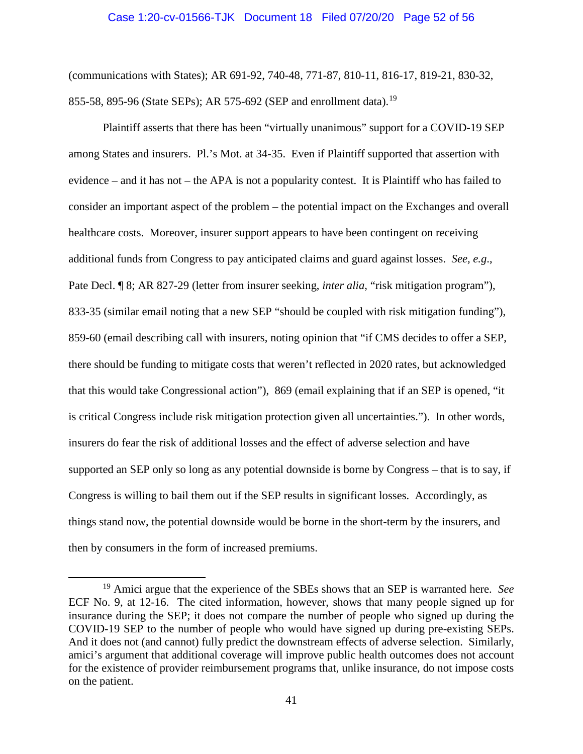(communications with States); AR 691-92, 740-48, 771-87, 810-11, 816-17, 819-21, 830-32, 855-58, 895-96 (State SEPs); AR 575-692 (SEP and enrollment data).[19]

Plaintiff asserts that there has been "virtually unanimous" support for a COVID-19 SEP among States and insurers. Pl.'s Mot. at 34-35. Even if Plaintiff supported that assertion with evidence – and it has not – the APA is not a popularity contest. It is Plaintiff who has failed to consider an important aspect of the problem – the potential impact on the Exchanges and overall healthcare costs. Moreover, insurer support appears to have been contingent on receiving additional funds from Congress to pay anticipated claims and guard against losses. *See, e.g.*, Pate Decl. ¶ 8; AR 827-29 (letter from insurer seeking, *inter alia*, "risk mitigation program"), 833-35 (similar email noting that a new SEP "should be coupled with risk mitigation funding"), 859-60 (email describing call with insurers, noting opinion that "if CMS decides to offer a SEP, there should be funding to mitigate costs that weren't reflected in 2020 rates, but acknowledged that this would take Congressional action"), 869 (email explaining that if an SEP is opened, "it is critical Congress include risk mitigation protection given all uncertainties."). In other words, insurers do fear the risk of additional losses and the effect of adverse selection and have supported an SEP only so long as any potential downside is borne by Congress – that is to say, if Congress is willing to bail them out if the SEP results in significant losses. Accordingly, as things stand now, the potential downside would be borne in the short-term by the insurers, and then by consumers in the form of increased premiums.

[19] Amici argue that the experience of the SBEs shows that an SEP is warranted here. *See* ECF No. 9, at 12-16. The cited information, however, shows that many people signed up for insurance during the SEP; it does not compare the number of people who signed up during the COVID-19 SEP to the number of people who would have signed up during pre-existing SEPs. And it does not (and cannot) fully predict the downstream effects of adverse selection. Similarly, amici's argument that additional coverage will improve public health outcomes does not account for the existence of provider reimbursement programs that, unlike insurance, do not impose costs on the patient.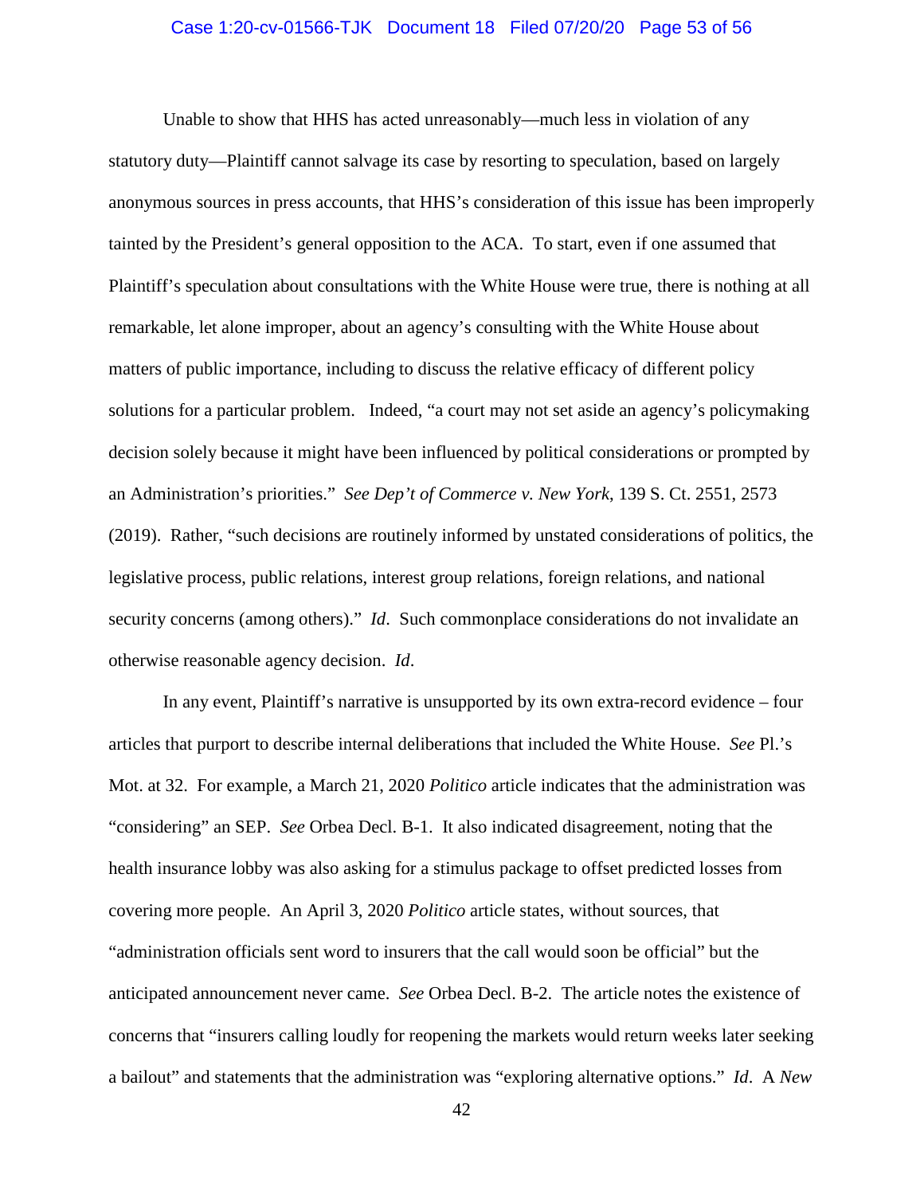Unable to show that HHS has acted unreasonably—much less in violation of any statutory duty—Plaintiff cannot salvage its case by resorting to speculation, based on largely anonymous sources in press accounts, that HHS's consideration of this issue has been improperly tainted by the President's general opposition to the ACA. To start, even if one assumed that Plaintiff's speculation about consultations with the White House were true, there is nothing at all remarkable, let alone improper, about an agency's consulting with the White House about matters of public importance, including to discuss the relative efficacy of different policy solutions for a particular problem. Indeed, "a court may not set aside an agency's policymaking decision solely because it might have been influenced by political considerations or prompted by an Administration's priorities." *See Dep't of Commerce v. New York*, 139 S. Ct. 2551, 2573 (2019). Rather, "such decisions are routinely informed by unstated considerations of politics, the legislative process, public relations, interest group relations, foreign relations, and national security concerns (among others)." *Id*. Such commonplace considerations do not invalidate an otherwise reasonable agency decision. *Id*.

In any event, Plaintiff's narrative is unsupported by its own extra-record evidence – four articles that purport to describe internal deliberations that included the White House. *See* Pl.'s Mot. at 32. For example, a March 21, 2020 *Politico* article indicates that the administration was "considering" an SEP. *See* Orbea Decl. B-1. It also indicated disagreement, noting that the health insurance lobby was also asking for a stimulus package to offset predicted losses from covering more people. An April 3, 2020 *Politico* article states, without sources, that "administration officials sent word to insurers that the call would soon be official" but the anticipated announcement never came. *See* Orbea Decl. B-2. The article notes the existence of concerns that "insurers calling loudly for reopening the markets would return weeks later seeking a bailout" and statements that the administration was "exploring alternative options." *Id*. A *New*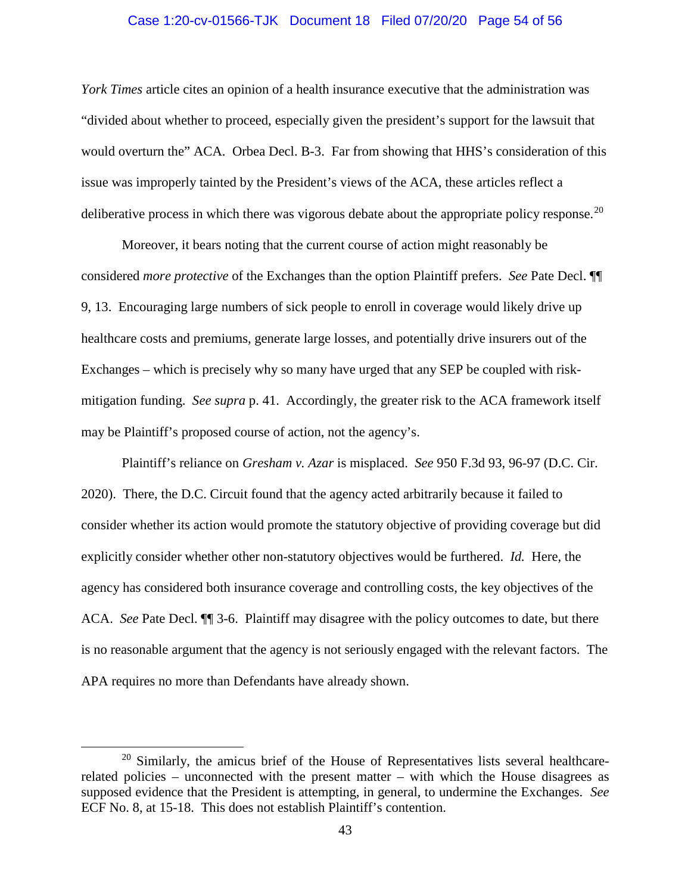*York Times* article cites an opinion of a health insurance executive that the administration was "divided about whether to proceed, especially given the president's support for the lawsuit that would overturn the" ACA. Orbea Decl. B-3. Far from showing that HHS's consideration of this issue was improperly tainted by the President's views of the ACA, these articles reflect a deliberative process in which there was vigorous debate about the appropriate policy response.[20]

Moreover, it bears noting that the current course of action might reasonably be considered *more protective* of the Exchanges than the option Plaintiff prefers. *See* Pate Decl. ¶¶ 9, 13. Encouraging large numbers of sick people to enroll in coverage would likely drive up healthcare costs and premiums, generate large losses, and potentially drive insurers out of the Exchanges – which is precisely why so many have urged that any SEP be coupled with risk-mitigation funding. *See supra* p. 41. Accordingly, the greater risk to the ACA framework itself may be Plaintiff's proposed course of action, not the agency's.

Plaintiff's reliance on *Gresham v. Azar* is misplaced. *See* 950 F.3d 93, 96-97 (D.C. Cir. 2020). There, the D.C. Circuit found that the agency acted arbitrarily because it failed to consider whether its action would promote the statutory objective of providing coverage but did explicitly consider whether other non-statutory objectives would be furthered. *Id.* Here, the agency has considered both insurance coverage and controlling costs, the key objectives of the ACA. *See* Pate Decl. ¶¶ 3-6. Plaintiff may disagree with the policy outcomes to date, but there is no reasonable argument that the agency is not seriously engaged with the relevant factors. The APA requires no more than Defendants have already shown.

[20] Similarly, the amicus brief of the House of Representatives lists several healthcare-related policies – unconnected with the present matter – with which the House disagrees as supposed evidence that the President is attempting, in general, to undermine the Exchanges. *See* ECF No. 8, at 15-18. This does not establish Plaintiff's contention.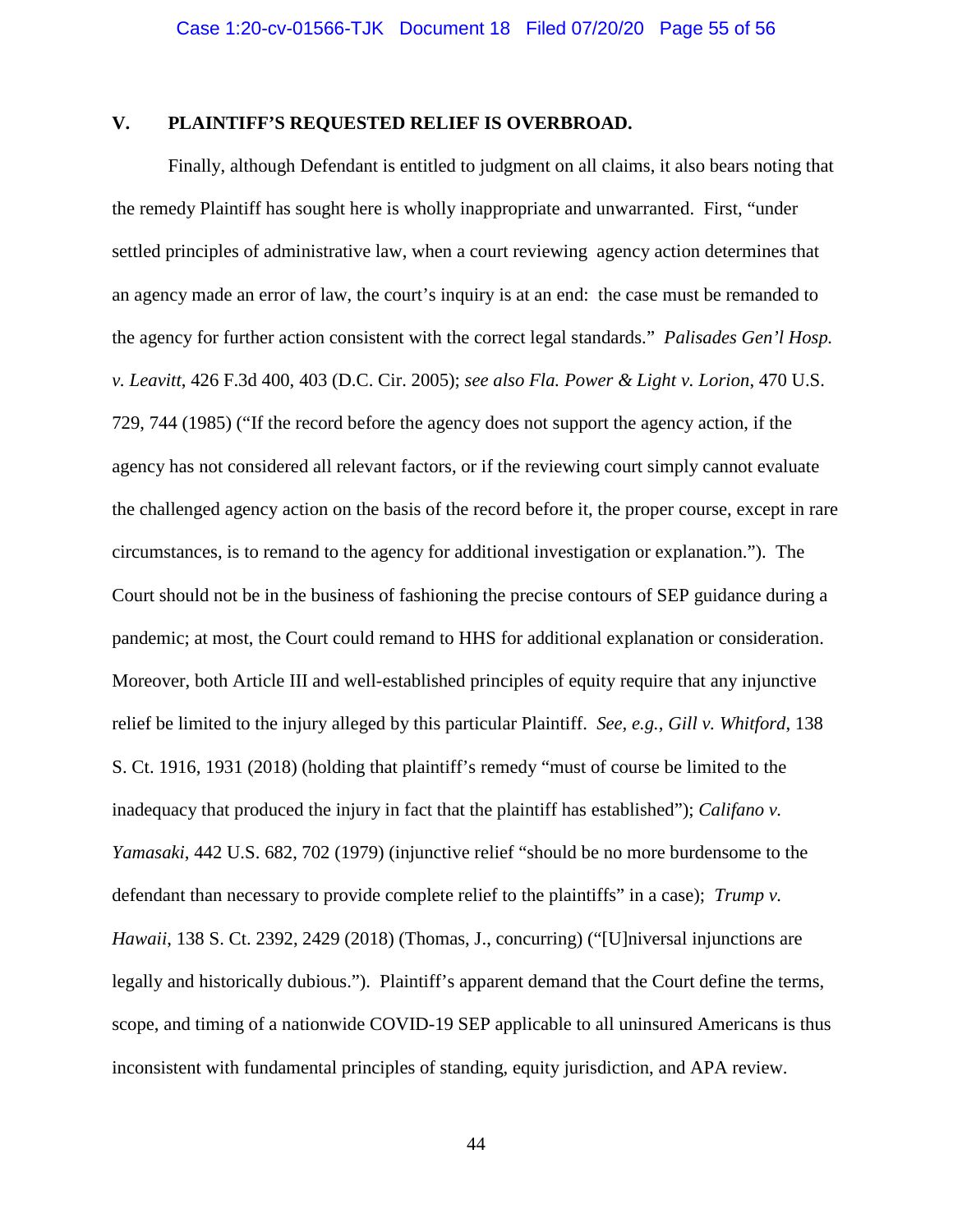## V. PLAINTIFF'S REQUESTED RELIEF IS OVERBROAD.

Finally, although Defendant is entitled to judgment on all claims, it also bears noting that the remedy Plaintiff has sought here is wholly inappropriate and unwarranted. First, "under settled principles of administrative law, when a court reviewing agency action determines that an agency made an error of law, the court's inquiry is at an end: the case must be remanded to the agency for further action consistent with the correct legal standards." *Palisades Gen'l Hosp. v. Leavitt*, 426 F.3d 400, 403 (D.C. Cir. 2005); *see also Fla. Power & Light v. Lorion*, 470 U.S. 729, 744 (1985) ("If the record before the agency does not support the agency action, if the agency has not considered all relevant factors, or if the reviewing court simply cannot evaluate the challenged agency action on the basis of the record before it, the proper course, except in rare circumstances, is to remand to the agency for additional investigation or explanation."). The Court should not be in the business of fashioning the precise contours of SEP guidance during a pandemic; at most, the Court could remand to HHS for additional explanation or consideration. Moreover, both Article III and well-established principles of equity require that any injunctive relief be limited to the injury alleged by this particular Plaintiff. *See, e.g.*, *Gill v. Whitford*, 138 S. Ct. 1916, 1931 (2018) (holding that plaintiff's remedy "must of course be limited to the inadequacy that produced the injury in fact that the plaintiff has established"); *Califano v. Yamasaki*, 442 U.S. 682, 702 (1979) (injunctive relief "should be no more burdensome to the defendant than necessary to provide complete relief to the plaintiffs" in a case); *Trump v. Hawaii*, 138 S. Ct. 2392, 2429 (2018) (Thomas, J., concurring) ("[U]niversal injunctions are legally and historically dubious."). Plaintiff's apparent demand that the Court define the terms, scope, and timing of a nationwide COVID-19 SEP applicable to all uninsured Americans is thus inconsistent with fundamental principles of standing, equity jurisdiction, and APA review.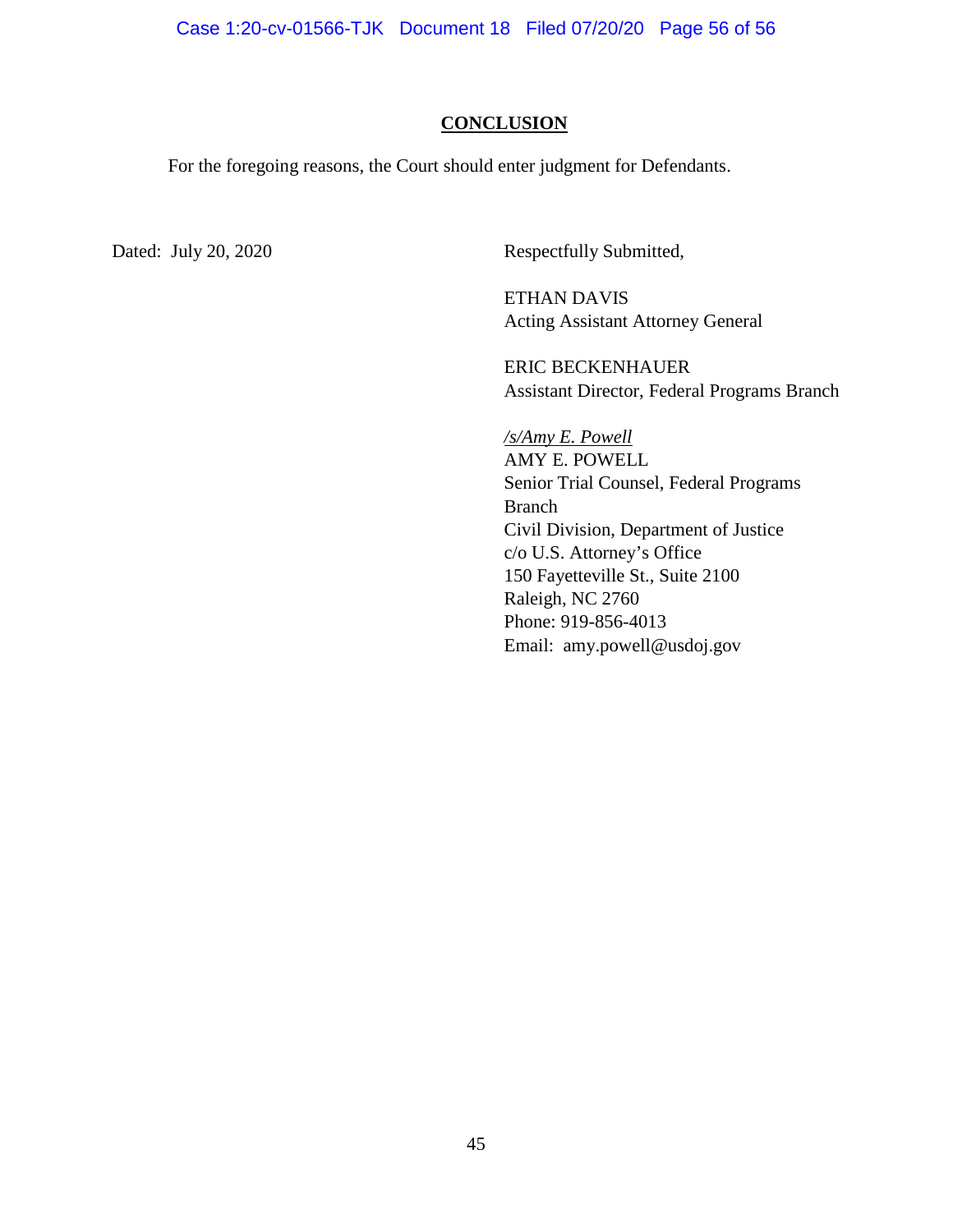## **CONCLUSION**

For the foregoing reasons, the Court should enter judgment for Defendants.

Dated: July 20, 2020

Respectfully Submitted,

ETHAN DAVIS
Acting Assistant Attorney General

ERIC BECKENHAUER
Assistant Director, Federal Programs Branch

*/s/Amy E. Powell*
AMY E. POWELL
Senior Trial Counsel, Federal Programs Branch
Civil Division, Department of Justice
c/o U.S. Attorney's Office
150 Fayetteville St., Suite 2100
Raleigh, NC 2760
Phone: 919-856-4013
Email: amy.powell@usdoj.gov